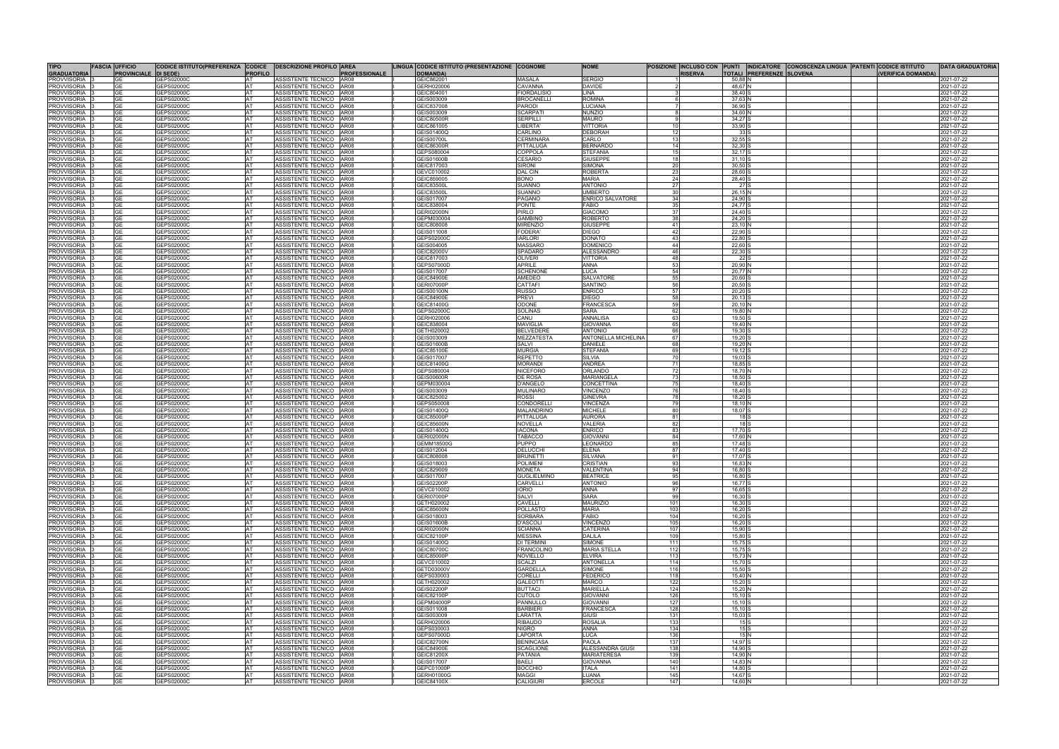| TIPO GRADUATORIA | FASCIA | UFFICIO PROVINCIALE | CODICE ISTITUTO(PREFERENZA DI SEDE) | CODICE PROFILO | DESCRIZIONE PROFILO | AREA PROFESSIONALE | LINGUA | CODICE ISTITUTO (PRESENTAZIONE DOMANDA) | COGNOME | NOME | POSIZIONE | INCLUSO CON RISERVA | PUNTI TOTALI | INDICATORE PREFERENZE | CONOSCENZA LINGUA SLOVENA | PATENTI | CODICE ISTITUTO (VERIFICA DOMANDA) | DATA GRADUATORIA |
|---|---|---|---|---|---|---|---|---|---|---|---|---|---|---|---|---|---|---|
| PROVVISORIA | 3 | GE | GEPS02000C | AT | ASSISTENTE TECNICO | AR08 | I | GEIC862001 | MASALA | SERGIO | 1 | | 50,88 | N | | | | 2021-07-22 |
| PROVVISORIA | 3 | GE | GEPS02000C | AT | ASSISTENTE TECNICO | AR08 | I | GERH020006 | CAVANNA | DAVIDE | 2 | | 48,67 | N | | | | 2021-07-22 |
| PROVVISORIA | 3 | GE | GEPS02000C | AT | ASSISTENTE TECNICO | AR08 | I | GEIC804001 | FIORDALISIO | LINA | 3 | | 38,40 | S | | | | 2021-07-22 |
| PROVVISORIA | 3 | GE | GEPS02000C | AT | ASSISTENTE TECNICO | AR08 | I | GEIS003009 | BROCANELLI | ROMINA | 6 | | 37,63 | N | | | | 2021-07-22 |
| PROVVISORIA | 3 | GE | GEPS02000C | AT | ASSISTENTE TECNICO | AR08 | I | GEIC837008 | PARODI | LUCIANA | 7 | | 36,90 | S | | | | 2021-07-22 |
| PROVVISORIA | 3 | GE | GEPS02000C | AT | ASSISTENTE TECNICO | AR08 | I | GEIS003009 | SCARPATI | NUNZIO | 8 | | 34,60 | N | | | | 2021-07-22 |
| PROVVISORIA | 3 | GE | GEPS02000C | AT | ASSISTENTE TECNICO | AR08 | I | GEIC80500R | SERPILLI | MAURO | 9 | | 34,27 | S | | | | 2021-07-22 |
| PROVVISORIA | 3 | GE | GEPS02000C | AT | ASSISTENTE TECNICO | AR08 | I | GEIC861005 | LIBERTA' | VITTORIA | 10 | | 33,90 | S | | | | 2021-07-22 |
| PROVVISORIA | 3 | GE | GEPS02000C | AT | ASSISTENTE TECNICO | AR08 | I | GEIS01400Q | CARLINO | DEBORAH | 12 | | 33 | S | | | | 2021-07-22 |
| PROVVISORIA | 3 | GE | GEPS02000C | AT | ASSISTENTE TECNICO | AR08 | I | GEIS00700L | CERMINARA | CARLO | 13 | | 32,55 | S | | | | 2021-07-22 |
| PROVVISORIA | 3 | GE | GEPS02000C | AT | ASSISTENTE TECNICO | AR08 | I | GEIC86300R | PITTALUGA | BERNARDO | 14 | | 32,30 | S | | | | 2021-07-22 |
| PROVVISORIA | 3 | GE | GEPS02000C | AT | ASSISTENTE TECNICO | AR08 | I | GEPS080004 | COPPOLA | STEFANIA | 15 | | 32,17 | S | | | | 2021-07-22 |
| PROVVISORIA | 3 | GE | GEPS02000C | AT | ASSISTENTE TECNICO | AR08 | I | GEIS01600B | CESARIO | GIUSEPPE | 18 | | 31,10 | S | | | | 2021-07-22 |
| PROVVISORIA | 3 | GE | GEPS02000C | AT | ASSISTENTE TECNICO | AR08 | I | GEIC817003 | SIRONI | SIMONA | 20 | | 30,50 | S | | | | 2021-07-22 |
| PROVVISORIA | 3 | GE | GEPS02000C | AT | ASSISTENTE TECNICO | AR08 | I | GEVC010002 | DAL CIN | ROBERTA | 23 | | 28,60 | S | | | | 2021-07-22 |
| PROVVISORIA | 3 | GE | GEPS02000C | AT | ASSISTENTE TECNICO | AR08 | I | GEIC859005 | BONO | MARIA | 24 | | 28,40 | S | | | | 2021-07-22 |
| PROVVISORIA | 3 | GE | GEPS02000C | AT | ASSISTENTE TECNICO | AR08 | I | GEIC83500L | SUANNO | ANTONIO | 27 | | 27 | S | | | | 2021-07-22 |
| PROVVISORIA | 3 | GE | GEPS02000C | AT | ASSISTENTE TECNICO | AR08 | I | GEIC83500L | SUANNO | UMBERTO | 30 | | 26,15 | N | | | | 2021-07-22 |
| PROVVISORIA | 3 | GE | GEPS02000C | AT | ASSISTENTE TECNICO | AR08 | I | GEIS017007 | PAGANO | ENRICO SALVATORE | 34 | | 24,90 | S | | | | 2021-07-22 |
| PROVVISORIA | 3 | GE | GEPS02000C | AT | ASSISTENTE TECNICO | AR08 | I | GEIC838004 | PONTE | FABIO | 35 | | 24,77 | S | | | | 2021-07-22 |
| PROVVISORIA | 3 | GE | GEPS02000C | AT | ASSISTENTE TECNICO | AR08 | I | GERI02000N | PIRLO | GIACOMO | 37 | | 24,40 | S | | | | 2021-07-22 |
| PROVVISORIA | 3 | GE | GEPS02000C | AT | ASSISTENTE TECNICO | AR08 | I | GEPM030004 | GAMBINO | ROBERTO | 38 | | 24,20 | S | | | | 2021-07-22 |
| PROVVISORIA | 3 | GE | GEPS02000C | AT | ASSISTENTE TECNICO | AR08 | I | GEIC808008 | MIRENZIO | GIUSEPPE | 41 | | 23,10 | N | | | | 2021-07-22 |
| PROVVISORIA | 3 | GE | GEPS02000C | AT | ASSISTENTE TECNICO | AR08 | I | GEIS011008 | FODERA' | DIEGO | 42 | | 22,90 | S | | | | 2021-07-22 |
| PROVVISORIA | 3 | GE | GEPS02000C | AT | ASSISTENTE TECNICO | AR08 | I | GEPS02000C | IARLORI | DONATO | 43 | | 22,80 | S | | | | 2021-07-22 |
| PROVVISORIA | 3 | GE | GEPS02000C | AT | ASSISTENTE TECNICO | AR08 | I | GEIS004005 | MASSARO | DOMENICO | 44 | | 22,60 | S | | | | 2021-07-22 |
| PROVVISORIA | 3 | GE | GEPS02000C | AT | ASSISTENTE TECNICO | AR08 | I | GEIC82000V | SPADARO | ALESSANDRO | 46 | | 22,30 | S | | | | 2021-07-22 |
| PROVVISORIA | 3 | GE | GEPS02000C | AT | ASSISTENTE TECNICO | AR08 | I | GEIC817003 | OLIVERI | VITTORIA | 48 | | 22 | S | | | | 2021-07-22 |
| PROVVISORIA | 3 | GE | GEPS02000C | AT | ASSISTENTE TECNICO | AR08 | I | GEPS07000D | APRILE | ANNA | 53 | | 20,90 | N | | | | 2021-07-22 |
| PROVVISORIA | 3 | GE | GEPS02000C | AT | ASSISTENTE TECNICO | AR08 | I | GEIS017007 | SCHENONE | LUCA | 54 | | 20,77 | N | | | | 2021-07-22 |
| PROVVISORIA | 3 | GE | GEPS02000C | AT | ASSISTENTE TECNICO | AR08 | I | GEIC84900E | AMEDEO | SALVATORE | 55 | | 20,60 | S | | | | 2021-07-22 |
| PROVVISORIA | 3 | GE | GEPS02000C | AT | ASSISTENTE TECNICO | AR08 | I | GERI07000P | CATTAFI | SANTINO | 56 | | 20,50 | S | | | | 2021-07-22 |
| PROVVISORIA | 3 | GE | GEPS02000C | AT | ASSISTENTE TECNICO | AR08 | I | GEIS00100N | RUSSO | ENRICO | 57 | | 20,20 | S | | | | 2021-07-22 |
| PROVVISORIA | 3 | GE | GEPS02000C | AT | ASSISTENTE TECNICO | AR08 | I | GEIC84900E | PREVI | DIEGO | 58 | | 20,13 | S | | | | 2021-07-22 |
| PROVVISORIA | 3 | GE | GEPS02000C | AT | ASSISTENTE TECNICO | AR08 | I | GEIC81400G | ODONE | FRANCESCA | 59 | | 20,10 | N | | | | 2021-07-22 |
| PROVVISORIA | 3 | GE | GEPS02000C | AT | ASSISTENTE TECNICO | AR08 | I | GEPS02000C | SOLINAS | SARA | 62 | | 19,80 | N | | | | 2021-07-22 |
| PROVVISORIA | 3 | GE | GEPS02000C | AT | ASSISTENTE TECNICO | AR08 | I | GERH020006 | CANU | ANNALISA | 63 | | 19,50 | S | | | | 2021-07-22 |
| PROVVISORIA | 3 | GE | GEPS02000C | AT | ASSISTENTE TECNICO | AR08 | I | GEIC838004 | MAVIGLIA | GIOVANNA | 65 | | 19,40 | N | | | | 2021-07-22 |
| PROVVISORIA | 3 | GE | GEPS02000C | AT | ASSISTENTE TECNICO | AR08 | I | GETH020002 | BELVEDERE | ANTONIO | 66 | | 19,30 | S | | | | 2021-07-22 |
| PROVVISORIA | 3 | GE | GEPS02000C | AT | ASSISTENTE TECNICO | AR08 | I | GEIS003009 | MEZZATESTA | ANTONELLA MICHELINA | 67 | | 19,20 | S | | | | 2021-07-22 |
| PROVVISORIA | 3 | GE | GEPS02000C | AT | ASSISTENTE TECNICO | AR08 | I | GEIS01600B | SALVI | DANIELE | 68 | | 19,20 | N | | | | 2021-07-22 |
| PROVVISORIA | 3 | GE | GEPS02000C | AT | ASSISTENTE TECNICO | AR08 | I | GEIC85100E | MURGIA | STEFANIA | 69 | | 19,12 | S | | | | 2021-07-22 |
| PROVVISORIA | 3 | GE | GEPS02000C | AT | ASSISTENTE TECNICO | AR08 | I | GEIS017007 | REPETTO | SILVIA | 70 | | 19,03 | S | | | | 2021-07-22 |
| PROVVISORIA | 3 | GE | GEPS02000C | AT | ASSISTENTE TECNICO | AR08 | I | GEIC81400G | MORANDI | ANDREA | 71 | | 18,85 | S | | | | 2021-07-22 |
| PROVVISORIA | 3 | GE | GEPS02000C | AT | ASSISTENTE TECNICO | AR08 | I | GEPS080004 | NICEFORO | ORLANDO | 72 | | 18,70 | N | | | | 2021-07-22 |
| PROVVISORIA | 3 | GE | GEPS02000C | AT | ASSISTENTE TECNICO | AR08 | I | GEIS00600R | DE ROSA | MARIANGELA | 73 | | 18,50 | S | | | | 2021-07-22 |
| PROVVISORIA | 3 | GE | GEPS02000C | AT | ASSISTENTE TECNICO | AR08 | I | GEPM030004 | D'ANGELO | CONCETTINA | 75 | | 18,40 | S | | | | 2021-07-22 |
| PROVVISORIA | 3 | GE | GEPS02000C | AT | ASSISTENTE TECNICO | AR08 | I | GEIS003009 | MULINARO | VINCENZO | 76 | | 18,40 | S | | | | 2021-07-22 |
| PROVVISORIA | 3 | GE | GEPS02000C | AT | ASSISTENTE TECNICO | AR08 | I | GEIC825002 | ROSSI | GINEVRA | 78 | | 18,20 | S | | | | 2021-07-22 |
| PROVVISORIA | 3 | GE | GEPS02000C | AT | ASSISTENTE TECNICO | AR08 | I | GEPS050008 | CONDORELLI | VINCENZA | 79 | | 18,10 | N | | | | 2021-07-22 |
| PROVVISORIA | 3 | GE | GEPS02000C | AT | ASSISTENTE TECNICO | AR08 | I | GEIS01400Q | MALANDRINO | MICHELE | 80 | | 18,07 | S | | | | 2021-07-22 |
| PROVVISORIA | 3 | GE | GEPS02000C | AT | ASSISTENTE TECNICO | AR08 | I | GEIC85000P | PITTALUGA | AURORA | 81 | | 18 | S | | | | 2021-07-22 |
| PROVVISORIA | 3 | GE | GEPS02000C | AT | ASSISTENTE TECNICO | AR08 | I | GEIC85600N | NOVELLA | VALERIA | 82 | | 18 | S | | | | 2021-07-22 |
| PROVVISORIA | 3 | GE | GEPS02000C | AT | ASSISTENTE TECNICO | AR08 | I | GEIS01400Q | IACONA | ENRICO | 83 | | 17,70 | S | | | | 2021-07-22 |
| PROVVISORIA | 3 | GE | GEPS02000C | AT | ASSISTENTE TECNICO | AR08 | I | GERI02000N | TABACCO | GIOVANNI | 84 | | 17,60 | N | | | | 2021-07-22 |
| PROVVISORIA | 3 | GE | GEPS02000C | AT | ASSISTENTE TECNICO | AR08 | I | GEMM18500G | PUPPO | LEONARDO | 85 | | 17,48 | S | | | | 2021-07-22 |
| PROVVISORIA | 3 | GE | GEPS02000C | AT | ASSISTENTE TECNICO | AR08 | I | GEIS012004 | DELUCCHI | ELENA | 87 | | 17,40 | S | | | | 2021-07-22 |
| PROVVISORIA | 3 | GE | GEPS02000C | AT | ASSISTENTE TECNICO | AR08 | I | GEIC808008 | BRUNETTI | SILVANA | 91 | | 17,07 | S | | | | 2021-07-22 |
| PROVVISORIA | 3 | GE | GEPS02000C | AT | ASSISTENTE TECNICO | AR08 | I | GEIS018003 | POLIMENI | CRISTIAN | 93 | | 16,83 | N | | | | 2021-07-22 |
| PROVVISORIA | 3 | GE | GEPS02000C | AT | ASSISTENTE TECNICO | AR08 | I | GEIC829009 | MONETA | VALENTINA | 94 | | 16,80 | S | | | | 2021-07-22 |
| PROVVISORIA | 3 | GE | GEPS02000C | AT | ASSISTENTE TECNICO | AR08 | I | GEIS017007 | GUGLIELMINO | BEATRICE | 95 | | 16,80 | S | | | | 2021-07-22 |
| PROVVISORIA | 3 | GE | GEPS02000C | AT | ASSISTENTE TECNICO | AR08 | I | GEIS02200P | CARVELLI | ANTONIO | 96 | | 16,77 | S | | | | 2021-07-22 |
| PROVVISORIA | 3 | GE | GEPS02000C | AT | ASSISTENTE TECNICO | AR08 | I | GEVC010002 | IORIO | ANNA | 97 | | 16,65 | S | | | | 2021-07-22 |
| PROVVISORIA | 3 | GE | GEPS02000C | AT | ASSISTENTE TECNICO | AR08 | I | GERI07000P | SALVI | SARA | 99 | | 16,30 | S | | | | 2021-07-22 |
| PROVVISORIA | 3 | GE | GEPS02000C | AT | ASSISTENTE TECNICO | AR08 | I | GETH020002 | CAVELLI | MAURIZIO | 101 | | 16,30 | S | | | | 2021-07-22 |
| PROVVISORIA | 3 | GE | GEPS02000C | AT | ASSISTENTE TECNICO | AR08 | I | GEIC85600N | POLLASTO | MARIA | 103 | | 16,20 | S | | | | 2021-07-22 |
| PROVVISORIA | 3 | GE | GEPS02000C | AT | ASSISTENTE TECNICO | AR08 | I | GEIS018003 | SORBARA | FABIO | 104 | | 16,20 | S | | | | 2021-07-22 |
| PROVVISORIA | 3 | GE | GEPS02000C | AT | ASSISTENTE TECNICO | AR08 | I | GEIS01600B | D'ASCOLI | VINCENZO | 105 | | 16,20 | S | | | | 2021-07-22 |
| PROVVISORIA | 3 | GE | GEPS02000C | AT | ASSISTENTE TECNICO | AR08 | I | GERI02000N | SCIANNA | CATERINA | 107 | | 15,90 | S | | | | 2021-07-22 |
| PROVVISORIA | 3 | GE | GEPS02000C | AT | ASSISTENTE TECNICO | AR08 | I | GEIC82100P | MESSINA | DALILA | 109 | | 15,80 | S | | | | 2021-07-22 |
| PROVVISORIA | 3 | GE | GEPS02000C | AT | ASSISTENTE TECNICO | AR08 | I | GEIS01400Q | DI TERMINI | SIMONE | 111 | | 15,75 | S | | | | 2021-07-22 |
| PROVVISORIA | 3 | GE | GEPS02000C | AT | ASSISTENTE TECNICO | AR08 | I | GEIC80700C | FRANCOLINO | MARIA STELLA | 112 | | 15,75 | S | | | | 2021-07-22 |
| PROVVISORIA | 3 | GE | GEPS02000C | AT | ASSISTENTE TECNICO | AR08 | I | GEIC85000P | NOVIELLO | ELVIRA | 113 | | 15,73 | N | | | | 2021-07-22 |
| PROVVISORIA | 3 | GE | GEPS02000C | AT | ASSISTENTE TECNICO | AR08 | I | GEVC010002 | SCALZI | ANTONELLA | 114 | | 15,70 | S | | | | 2021-07-22 |
| PROVVISORIA | 3 | GE | GEPS02000C | AT | ASSISTENTE TECNICO | AR08 | I | GETD03000V | GARDELLA | SIMONE | 116 | | 15,50 | S | | | | 2021-07-22 |
| PROVVISORIA | 3 | GE | GEPS02000C | AT | ASSISTENTE TECNICO | AR08 | I | GEPS030003 | CORELLI | FEDERICO | 118 | | 15,40 | N | | | | 2021-07-22 |
| PROVVISORIA | 3 | GE | GEPS02000C | AT | ASSISTENTE TECNICO | AR08 | I | GETH020002 | GALEOTTI | MARCO | 122 | | 15,20 | S | | | | 2021-07-22 |
| PROVVISORIA | 3 | GE | GEPS02000C | AT | ASSISTENTE TECNICO | AR08 | I | GEIS02200P | BUTTACI | MARIELLA | 124 | | 15,20 | N | | | | 2021-07-22 |
| PROVVISORIA | 3 | GE | GEPS02000C | AT | ASSISTENTE TECNICO | AR08 | I | GEIC82100P | CUTOLO | GIOVANNI | 126 | | 15,10 | S | | | | 2021-07-22 |
| PROVVISORIA | 3 | GE | GEPS02000C | AT | ASSISTENTE TECNICO | AR08 | I | GEPM04000P | PANNULLO | GIOVANNI | 127 | | 15,10 | S | | | | 2021-07-22 |
| PROVVISORIA | 3 | GE | GEPS02000C | AT | ASSISTENTE TECNICO | AR08 | I | GEIS011008 | BARBIERI | FRANCESCA | 128 | | 15,10 | S | | | | 2021-07-22 |
| PROVVISORIA | 3 | GE | GEPS02000C | AT | ASSISTENTE TECNICO | AR08 | I | GEIS003009 | LARATTA | GIUSI | 131 | | 15,03 | S | | | | 2021-07-22 |
| PROVVISORIA | 3 | GE | GEPS02000C | AT | ASSISTENTE TECNICO | AR08 | I | GERH020006 | RIBAUDO | ROSALIA | 133 | | 15 | S | | | | 2021-07-22 |
| PROVVISORIA | 3 | GE | GEPS02000C | AT | ASSISTENTE TECNICO | AR08 | I | GEPS030003 | NIGRO | ANNA | 134 | | 15 | S | | | | 2021-07-22 |
| PROVVISORIA | 3 | GE | GEPS02000C | AT | ASSISTENTE TECNICO | AR08 | I | GEPS07000D | LAPORTA | LUCA | 136 | | 15 | N | | | | 2021-07-22 |
| PROVVISORIA | 3 | GE | GEPS02000C | AT | ASSISTENTE TECNICO | AR08 | I | GEIC82700N | BENINCASA | PAOLA | 137 | | 14,97 | S | | | | 2021-07-22 |
| PROVVISORIA | 3 | GE | GEPS02000C | AT | ASSISTENTE TECNICO | AR08 | I | GEIC84900E | SCAGLIONE | ALESSANDRA GIUSI | 138 | | 14,90 | S | | | | 2021-07-22 |
| PROVVISORIA | 3 | GE | GEPS02000C | AT | ASSISTENTE TECNICO | AR08 | I | GEIC81200X | PATANIA | MARIATERESA | 139 | | 14,90 | N | | | | 2021-07-22 |
| PROVVISORIA | 3 | GE | GEPS02000C | AT | ASSISTENTE TECNICO | AR08 | I | GEIS017007 | BAELI | GIOVANNA | 140 | | 14,83 | N | | | | 2021-07-22 |
| PROVVISORIA | 3 | GE | GEPS02000C | AT | ASSISTENTE TECNICO | AR08 | I | GEPC01000P | BOCCHIO | ITALA | 141 | | 14,80 | S | | | | 2021-07-22 |
| PROVVISORIA | 3 | GE | GEPS02000C | AT | ASSISTENTE TECNICO | AR08 | I | GERH01000G | MAGGI | LUANA | 145 | | 14,67 | S | | | | 2021-07-22 |
| PROVVISORIA | 3 | GE | GEPS02000C | AT | ASSISTENTE TECNICO | AR08 | I | GEIC84100X | CALIGIURI | ERCOLE | 147 | | 14,60 | N | | | | 2021-07-22 |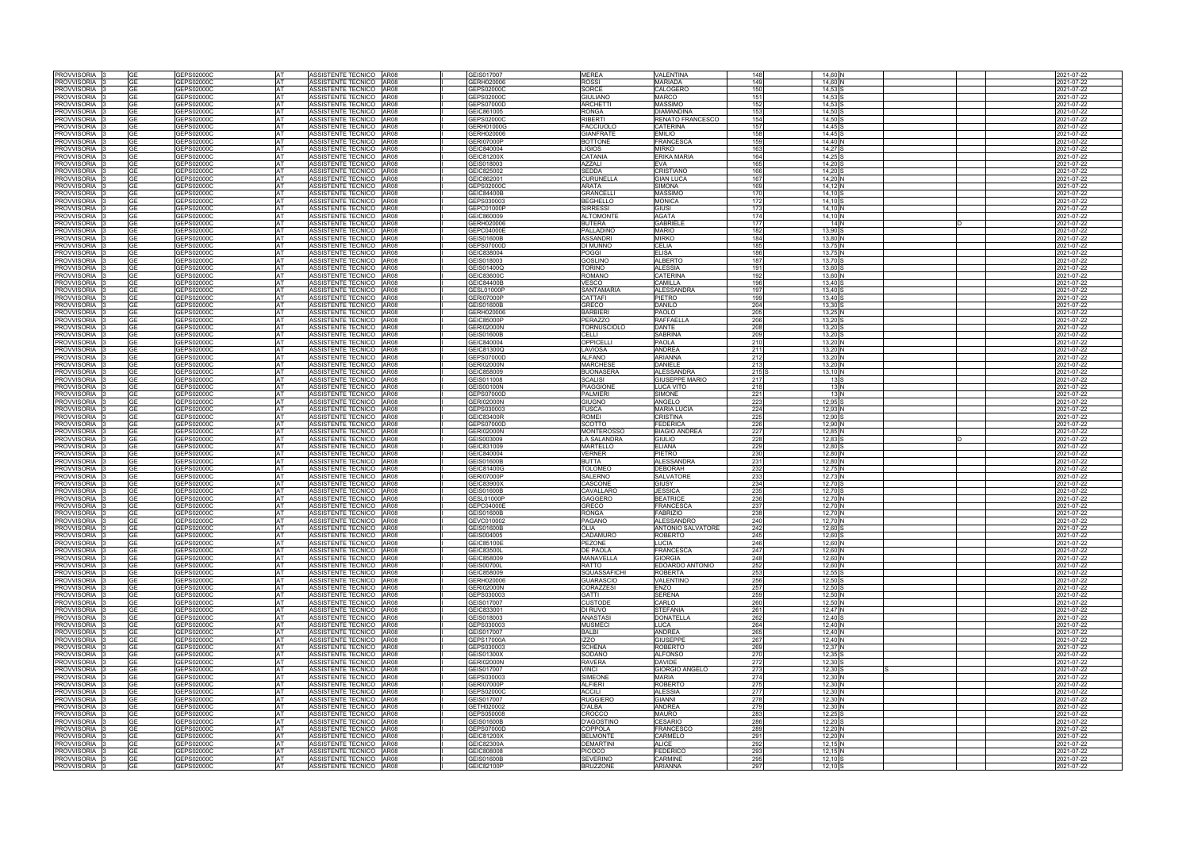| | | | | | | | | | | | | | | | | | |
|---|---|---|---|---|---|---|---|---|---|---|---|---|---|---|---|---|---|
| PROVVISORIA | 3 | GE | GEPS02000C | AT | ASSISTENTE TECNICO | AR08 | I | GEIS017007 | MEREA | VALENTINA | 148 | | 14,60 | N | | | 2021-07-22 |
| PROVVISORIA | 3 | GE | GEPS02000C | AT | ASSISTENTE TECNICO | AR08 | I | GERH020006 | ROSSI | MARIADA | 149 | | 14,60 | N | | | 2021-07-22 |
| PROVVISORIA | 3 | GE | GEPS02000C | AT | ASSISTENTE TECNICO | AR08 | I | GEPS02000C | SORCE | CALOGERO | 150 | | 14,53 | S | | | 2021-07-22 |
| PROVVISORIA | 3 | GE | GEPS02000C | AT | ASSISTENTE TECNICO | AR08 | I | GEPS02000C | GIULIANO | MARCO | 151 | | 14,53 | S | | | 2021-07-22 |
| PROVVISORIA | 3 | GE | GEPS02000C | AT | ASSISTENTE TECNICO | AR08 | I | GEPS07000D | ARCHETTI | MASSIMO | 152 | | 14,53 | S | | | 2021-07-22 |
| PROVVISORIA | 3 | GE | GEPS02000C | AT | ASSISTENTE TECNICO | AR08 | I | GEIC861005 | RONGA | DIAMANDINA | 153 | | 14,50 | S | | | 2021-07-22 |
| PROVVISORIA | 3 | GE | GEPS02000C | AT | ASSISTENTE TECNICO | AR08 | I | GEPS02000C | RIBERTI | RENATO FRANCESCO | 154 | | 14,50 | S | | | 2021-07-22 |
| PROVVISORIA | 3 | GE | GEPS02000C | AT | ASSISTENTE TECNICO | AR08 | I | GERH01000G | FACCIUOLO | CATERINA | 157 | | 14,45 | S | | | 2021-07-22 |
| PROVVISORIA | 3 | GE | GEPS02000C | AT | ASSISTENTE TECNICO | AR08 | I | GERH020006 | GIANFRATE | EMILIO | 158 | | 14,45 | S | | | 2021-07-22 |
| PROVVISORIA | 3 | GE | GEPS02000C | AT | ASSISTENTE TECNICO | AR08 | I | GERI07000P | BOTTONE | FRANCESCA | 159 | | 14,40 | N | | | 2021-07-22 |
| PROVVISORIA | 3 | GE | GEPS02000C | AT | ASSISTENTE TECNICO | AR08 | I | GEIC840004 | LIGIOS | MIRKO | 163 | | 14,27 | S | | | 2021-07-22 |
| PROVVISORIA | 3 | GE | GEPS02000C | AT | ASSISTENTE TECNICO | AR08 | I | GEIC81200X | CATANIA | ERIKA MARIA | 164 | | 14,25 | S | | | 2021-07-22 |
| PROVVISORIA | 3 | GE | GEPS02000C | AT | ASSISTENTE TECNICO | AR08 | I | GEIS018003 | AZZALI | EVA | 165 | | 14,20 | S | | | 2021-07-22 |
| PROVVISORIA | 3 | GE | GEPS02000C | AT | ASSISTENTE TECNICO | AR08 | I | GEIC825002 | SEDDA | CRISTIANO | 166 | | 14,20 | S | | | 2021-07-22 |
| PROVVISORIA | 3 | GE | GEPS02000C | AT | ASSISTENTE TECNICO | AR08 | I | GEIC862001 | CURUNELLA | GIAN LUCA | 167 | | 14,20 | N | | | 2021-07-22 |
| PROVVISORIA | 3 | GE | GEPS02000C | AT | ASSISTENTE TECNICO | AR08 | I | GEPS02000C | ARATA | SIMONA | 169 | | 14,12 | N | | | 2021-07-22 |
| PROVVISORIA | 3 | GE | GEPS02000C | AT | ASSISTENTE TECNICO | AR08 | I | GEIC84400B | GRANCELLI | MASSIMO | 170 | | 14,10 | S | | | 2021-07-22 |
| PROVVISORIA | 3 | GE | GEPS02000C | AT | ASSISTENTE TECNICO | AR08 | I | GEPS030003 | BEGHELLO | MONICA | 172 | | 14,10 | S | | | 2021-07-22 |
| PROVVISORIA | 3 | GE | GEPS02000C | AT | ASSISTENTE TECNICO | AR08 | I | GEPC01000P | SIRRESSI | GIUSI | 173 | | 14,10 | N | | | 2021-07-22 |
| PROVVISORIA | 3 | GE | GEPS02000C | AT | ASSISTENTE TECNICO | AR08 | I | GEIC860009 | ALTOMONTE | AGATA | 174 | | 14,10 | N | | | 2021-07-22 |
| PROVVISORIA | 3 | GE | GEPS02000C | AT | ASSISTENTE TECNICO | AR08 | I | GERH020006 | BUTERA | GABRIELE | 177 | | 14 | N | | D | 2021-07-22 |
| PROVVISORIA | 3 | GE | GEPS02000C | AT | ASSISTENTE TECNICO | AR08 | I | GEPC04000E | PALLADINO | MARIO | 182 | | 13,90 | S | | | 2021-07-22 |
| PROVVISORIA | 3 | GE | GEPS02000C | AT | ASSISTENTE TECNICO | AR08 | I | GEIS01600B | ASSANDRI | MIRKO | 184 | | 13,80 | N | | | 2021-07-22 |
| PROVVISORIA | 3 | GE | GEPS02000C | AT | ASSISTENTE TECNICO | AR08 | I | GEPS07000D | DI MUNNO | CELIA | 185 | | 13,75 | N | | | 2021-07-22 |
| PROVVISORIA | 3 | GE | GEPS02000C | AT | ASSISTENTE TECNICO | AR08 | I | GEIC838004 | POGGI | ELISA | 186 | | 13,75 | N | | | 2021-07-22 |
| PROVVISORIA | 3 | GE | GEPS02000C | AT | ASSISTENTE TECNICO | AR08 | I | GEIS018003 | GOSLINO | ALBERTO | 187 | | 13,70 | S | | | 2021-07-22 |
| PROVVISORIA | 3 | GE | GEPS02000C | AT | ASSISTENTE TECNICO | AR08 | I | GEIS01400Q | TORINO | ALESSIA | 191 | | 13,60 | S | | | 2021-07-22 |
| PROVVISORIA | 3 | GE | GEPS02000C | AT | ASSISTENTE TECNICO | AR08 | I | GEIC83600C | ROMANO | CATERINA | 192 | | 13,60 | N | | | 2021-07-22 |
| PROVVISORIA | 3 | GE | GEPS02000C | AT | ASSISTENTE TECNICO | AR08 | I | GEIC84400B | VESCO | CAMILLA | 196 | | 13,40 | S | | | 2021-07-22 |
| PROVVISORIA | 3 | GE | GEPS02000C | AT | ASSISTENTE TECNICO | AR08 | I | GESL01000P | SANTAMARIA | ALESSANDRA | 197 | | 13,40 | S | | | 2021-07-22 |
| PROVVISORIA | 3 | GE | GEPS02000C | AT | ASSISTENTE TECNICO | AR08 | I | GERI07000P | CATTAFI | PIETRO | 199 | | 13,40 | S | | | 2021-07-22 |
| PROVVISORIA | 3 | GE | GEPS02000C | AT | ASSISTENTE TECNICO | AR08 | I | GEIS01600B | GRECO | DANILO | 204 | | 13,30 | S | | | 2021-07-22 |
| PROVVISORIA | 3 | GE | GEPS02000C | AT | ASSISTENTE TECNICO | AR08 | I | GERH020006 | BARBIERI | PAOLO | 205 | | 13,25 | N | | | 2021-07-22 |
| PROVVISORIA | 3 | GE | GEPS02000C | AT | ASSISTENTE TECNICO | AR08 | I | GEIC85000P | PERAZZO | RAFFAELLA | 206 | | 13,20 | S | | | 2021-07-22 |
| PROVVISORIA | 3 | GE | GEPS02000C | AT | ASSISTENTE TECNICO | AR08 | I | GERI02000N | TORNUSCIOLO | DANTE | 208 | | 13,20 | S | | | 2021-07-22 |
| PROVVISORIA | 3 | GE | GEPS02000C | AT | ASSISTENTE TECNICO | AR08 | I | GEIS01600B | CELLI | SABRINA | 209 | | 13,20 | S | | | 2021-07-22 |
| PROVVISORIA | 3 | GE | GEPS02000C | AT | ASSISTENTE TECNICO | AR08 | I | GEIC840004 | OPPICELLI | PAOLA | 210 | | 13,20 | N | | | 2021-07-22 |
| PROVVISORIA | 3 | GE | GEPS02000C | AT | ASSISTENTE TECNICO | AR08 | I | GEIC81300Q | LAVIOSA | ANDREA | 211 | | 13,20 | N | | | 2021-07-22 |
| PROVVISORIA | 3 | GE | GEPS02000C | AT | ASSISTENTE TECNICO | AR08 | I | GEPS07000D | ALFANO | ARIANNA | 212 | | 13,20 | N | | | 2021-07-22 |
| PROVVISORIA | 3 | GE | GEPS02000C | AT | ASSISTENTE TECNICO | AR08 | I | GERI02000N | MARCHESE | DANIELE | 213 | | 13,20 | N | | | 2021-07-22 |
| PROVVISORIA | 3 | GE | GEPS02000C | AT | ASSISTENTE TECNICO | AR08 | I | GEIC858009 | BUONASERA | ALESSANDRA | 215 | S | 13,10 | N | | | 2021-07-22 |
| PROVVISORIA | 3 | GE | GEPS02000C | AT | ASSISTENTE TECNICO | AR08 | I | GEIS011008 | SCALISI | GIUSEPPE MARIO | 217 | | 13 | S | | | 2021-07-22 |
| PROVVISORIA | 3 | GE | GEPS02000C | AT | ASSISTENTE TECNICO | AR08 | I | GEIS00100N | PIAGGIONE | LUCA VITO | 218 | | 13 | N | | | 2021-07-22 |
| PROVVISORIA | 3 | GE | GEPS02000C | AT | ASSISTENTE TECNICO | AR08 | I | GEPS07000D | PALMIERI | SIMONE | 221 | | 13 | N | | | 2021-07-22 |
| PROVVISORIA | 3 | GE | GEPS02000C | AT | ASSISTENTE TECNICO | AR08 | I | GERI02000N | GIUGNO | ANGELO | 223 | | 12,95 | S | | | 2021-07-22 |
| PROVVISORIA | 3 | GE | GEPS02000C | AT | ASSISTENTE TECNICO | AR08 | I | GEPS030003 | FUSCA | MARIA LUCIA | 224 | | 12,93 | N | | | 2021-07-22 |
| PROVVISORIA | 3 | GE | GEPS02000C | AT | ASSISTENTE TECNICO | AR08 | I | GEIC83400R | ROMEI | CRISTINA | 225 | | 12,90 | S | | | 2021-07-22 |
| PROVVISORIA | 3 | GE | GEPS02000C | AT | ASSISTENTE TECNICO | AR08 | I | GEPS07000D | SCOTTO | FEDERICA | 226 | | 12,90 | N | | | 2021-07-22 |
| PROVVISORIA | 3 | GE | GEPS02000C | AT | ASSISTENTE TECNICO | AR08 | I | GERI02000N | MONTEROSSO | BIAGIO ANDREA | 227 | | 12,85 | N | | | 2021-07-22 |
| PROVVISORIA | 3 | GE | GEPS02000C | AT | ASSISTENTE TECNICO | AR08 | I | GEIS003009 | LA SALANDRA | GIULIO | 228 | | 12,83 | S | | D | 2021-07-22 |
| PROVVISORIA | 3 | GE | GEPS02000C | AT | ASSISTENTE TECNICO | AR08 | I | GEIC831009 | MARTELLO | ELIANA | 229 | | 12,80 | S | | | 2021-07-22 |
| PROVVISORIA | 3 | GE | GEPS02000C | AT | ASSISTENTE TECNICO | AR08 | I | GEIC840004 | VERNER | PIETRO | 230 | | 12,80 | N | | | 2021-07-22 |
| PROVVISORIA | 3 | GE | GEPS02000C | AT | ASSISTENTE TECNICO | AR08 | I | GEIS01600B | BUTTA | ALESSANDRA | 231 | | 12,80 | N | | | 2021-07-22 |
| PROVVISORIA | 3 | GE | GEPS02000C | AT | ASSISTENTE TECNICO | AR08 | I | GEIC81400G | TOLOMEO | DEBORAH | 232 | | 12,75 | N | | | 2021-07-22 |
| PROVVISORIA | 3 | GE | GEPS02000C | AT | ASSISTENTE TECNICO | AR08 | I | GERI07000P | SALERNO | SALVATORE | 233 | | 12,73 | N | | | 2021-07-22 |
| PROVVISORIA | 3 | GE | GEPS02000C | AT | ASSISTENTE TECNICO | AR08 | I | GEIC83900X | CASCONE | GIUSY | 234 | | 12,70 | S | | | 2021-07-22 |
| PROVVISORIA | 3 | GE | GEPS02000C | AT | ASSISTENTE TECNICO | AR08 | I | GEIS01600B | CAVALLARO | JESSICA | 235 | | 12,70 | S | | | 2021-07-22 |
| PROVVISORIA | 3 | GE | GEPS02000C | AT | ASSISTENTE TECNICO | AR08 | I | GESL01000P | GAGGERO | BEATRICE | 236 | | 12,70 | N | | | 2021-07-22 |
| PROVVISORIA | 3 | GE | GEPS02000C | AT | ASSISTENTE TECNICO | AR08 | I | GEPC04000E | GRECO | FRANCESCA | 237 | | 12,70 | N | | | 2021-07-22 |
| PROVVISORIA | 3 | GE | GEPS02000C | AT | ASSISTENTE TECNICO | AR08 | I | GEIS01600B | RONGA | FABRIZIO | 238 | | 12,70 | N | | | 2021-07-22 |
| PROVVISORIA | 3 | GE | GEPS02000C | AT | ASSISTENTE TECNICO | AR08 | I | GEVC010002 | PAGANO | ALESSANDRO | 240 | | 12,70 | N | | | 2021-07-22 |
| PROVVISORIA | 3 | GE | GEPS02000C | AT | ASSISTENTE TECNICO | AR08 | I | GEIS01600B | OLIA | ANTONIO SALVATORE | 242 | | 12,60 | S | | | 2021-07-22 |
| PROVVISORIA | 3 | GE | GEPS02000C | AT | ASSISTENTE TECNICO | AR08 | I | GEIS004005 | CADAMURO | ROBERTO | 245 | | 12,60 | S | | | 2021-07-22 |
| PROVVISORIA | 3 | GE | GEPS02000C | AT | ASSISTENTE TECNICO | AR08 | I | GEIC85100E | PEZONE | LUCIA | 246 | | 12,60 | N | | | 2021-07-22 |
| PROVVISORIA | 3 | GE | GEPS02000C | AT | ASSISTENTE TECNICO | AR08 | I | GEIC83500L | DE PAOLA | FRANCESCA | 247 | | 12,60 | N | | | 2021-07-22 |
| PROVVISORIA | 3 | GE | GEPS02000C | AT | ASSISTENTE TECNICO | AR08 | I | GEIC858009 | MANAVELLA | GIORGIA | 248 | | 12,60 | N | | | 2021-07-22 |
| PROVVISORIA | 3 | GE | GEPS02000C | AT | ASSISTENTE TECNICO | AR08 | I | GEIS00700L | RATTO | EDOARDO ANTONIO | 252 | | 12,60 | N | | | 2021-07-22 |
| PROVVISORIA | 3 | GE | GEPS02000C | AT | ASSISTENTE TECNICO | AR08 | I | GEIC858009 | SQUASSAFICHI | ROBERTA | 253 | | 12,55 | S | | | 2021-07-22 |
| PROVVISORIA | 3 | GE | GEPS02000C | AT | ASSISTENTE TECNICO | AR08 | I | GERH020006 | GUARASCIO | VALENTINO | 256 | | 12,50 | S | | | 2021-07-22 |
| PROVVISORIA | 3 | GE | GEPS02000C | AT | ASSISTENTE TECNICO | AR08 | I | GERI02000N | CORAZZESI | ENZO | 257 | | 12,50 | S | | | 2021-07-22 |
| PROVVISORIA | 3 | GE | GEPS02000C | AT | ASSISTENTE TECNICO | AR08 | I | GEPS030003 | GATTI | SERENA | 259 | | 12,50 | N | | | 2021-07-22 |
| PROVVISORIA | 3 | GE | GEPS02000C | AT | ASSISTENTE TECNICO | AR08 | I | GEIS017007 | CUSTODE | CARLO | 260 | | 12,50 | N | | | 2021-07-22 |
| PROVVISORIA | 3 | GE | GEPS02000C | AT | ASSISTENTE TECNICO | AR08 | I | GEIC833001 | DI RUVO | STEFANIA | 261 | | 12,47 | N | | | 2021-07-22 |
| PROVVISORIA | 3 | GE | GEPS02000C | AT | ASSISTENTE TECNICO | AR08 | I | GEIS018003 | ANASTASI | DONATELLA | 262 | | 12,40 | S | | | 2021-07-22 |
| PROVVISORIA | 3 | GE | GEPS02000C | AT | ASSISTENTE TECNICO | AR08 | I | GEPS030003 | MUSMECI | LUCA | 264 | | 12,40 | N | | | 2021-07-22 |
| PROVVISORIA | 3 | GE | GEPS02000C | AT | ASSISTENTE TECNICO | AR08 | I | GEIS017007 | BALBI | ANDREA | 265 | | 12,40 | N | | | 2021-07-22 |
| PROVVISORIA | 3 | GE | GEPS02000C | AT | ASSISTENTE TECNICO | AR08 | I | GEPS17000A | IZZO | GIUSEPPE | 267 | | 12,40 | N | | | 2021-07-22 |
| PROVVISORIA | 3 | GE | GEPS02000C | AT | ASSISTENTE TECNICO | AR08 | I | GEPS030003 | SCHENA | ROBERTO | 269 | | 12,37 | N | | | 2021-07-22 |
| PROVVISORIA | 3 | GE | GEPS02000C | AT | ASSISTENTE TECNICO | AR08 | I | GEIS01300X | SODANO | ALFONSO | 270 | | 12,35 | S | | | 2021-07-22 |
| PROVVISORIA | 3 | GE | GEPS02000C | AT | ASSISTENTE TECNICO | AR08 | I | GERI02000N | RAVERA | DAVIDE | 272 | | 12,30 | S | | | 2021-07-22 |
| PROVVISORIA | 3 | GE | GEPS02000C | AT | ASSISTENTE TECNICO | AR08 | I | GEIS017007 | VINCI | GIORGIO ANGELO | 273 | | 12,30 | S | S | | 2021-07-22 |
| PROVVISORIA | 3 | GE | GEPS02000C | AT | ASSISTENTE TECNICO | AR08 | I | GEPS030003 | SIMEONE | MARIA | 274 | | 12,30 | N | | | 2021-07-22 |
| PROVVISORIA | 3 | GE | GEPS02000C | AT | ASSISTENTE TECNICO | AR08 | I | GERI07000P | ALFIERI | ROBERTO | 275 | | 12,30 | N | | | 2021-07-22 |
| PROVVISORIA | 3 | GE | GEPS02000C | AT | ASSISTENTE TECNICO | AR08 | I | GEPS02000C | ACCILI | ALESSIA | 277 | | 12,30 | N | | | 2021-07-22 |
| PROVVISORIA | 3 | GE | GEPS02000C | AT | ASSISTENTE TECNICO | AR08 | I | GEIS017007 | RUGGIERO | GIANNI | 278 | | 12,30 | N | | | 2021-07-22 |
| PROVVISORIA | 3 | GE | GEPS02000C | AT | ASSISTENTE TECNICO | AR08 | I | GETH020002 | D'ALBA | ANDREA | 279 | | 12,30 | N | | | 2021-07-22 |
| PROVVISORIA | 3 | GE | GEPS02000C | AT | ASSISTENTE TECNICO | AR08 | I | GEPS050008 | CROCCO | MAURO | 283 | | 12,25 | S | | | 2021-07-22 |
| PROVVISORIA | 3 | GE | GEPS02000C | AT | ASSISTENTE TECNICO | AR08 | I | GEIS01600B | D'AGOSTINO | CESARIO | 286 | | 12,20 | S | | | 2021-07-22 |
| PROVVISORIA | 3 | GE | GEPS02000C | AT | ASSISTENTE TECNICO | AR08 | I | GEPS07000D | COPPOLA | FRANCESCO | 289 | | 12,20 | N | | | 2021-07-22 |
| PROVVISORIA | 3 | GE | GEPS02000C | AT | ASSISTENTE TECNICO | AR08 | I | GEIC81200X | BELMONTE | CARMELO | 291 | | 12,20 | N | | | 2021-07-22 |
| PROVVISORIA | 3 | GE | GEPS02000C | AT | ASSISTENTE TECNICO | AR08 | I | GEIC82300A | DEMARTINI | ALICE | 292 | | 12,15 | N | | | 2021-07-22 |
| PROVVISORIA | 3 | GE | GEPS02000C | AT | ASSISTENTE TECNICO | AR08 | I | GEIC808008 | PICOCO | FEDERICO | 293 | | 12,15 | N | | | 2021-07-22 |
| PROVVISORIA | 3 | GE | GEPS02000C | AT | ASSISTENTE TECNICO | AR08 | I | GEIS01600B | SEVERINO | CARMINE | 295 | | 12,10 | S | | | 2021-07-22 |
| PROVVISORIA | 3 | GE | GEPS02000C | AT | ASSISTENTE TECNICO | AR08 | I | GEIC82100P | BRUZZONE | ARIANNA | 297 | | 12,10 | S | | | 2021-07-22 |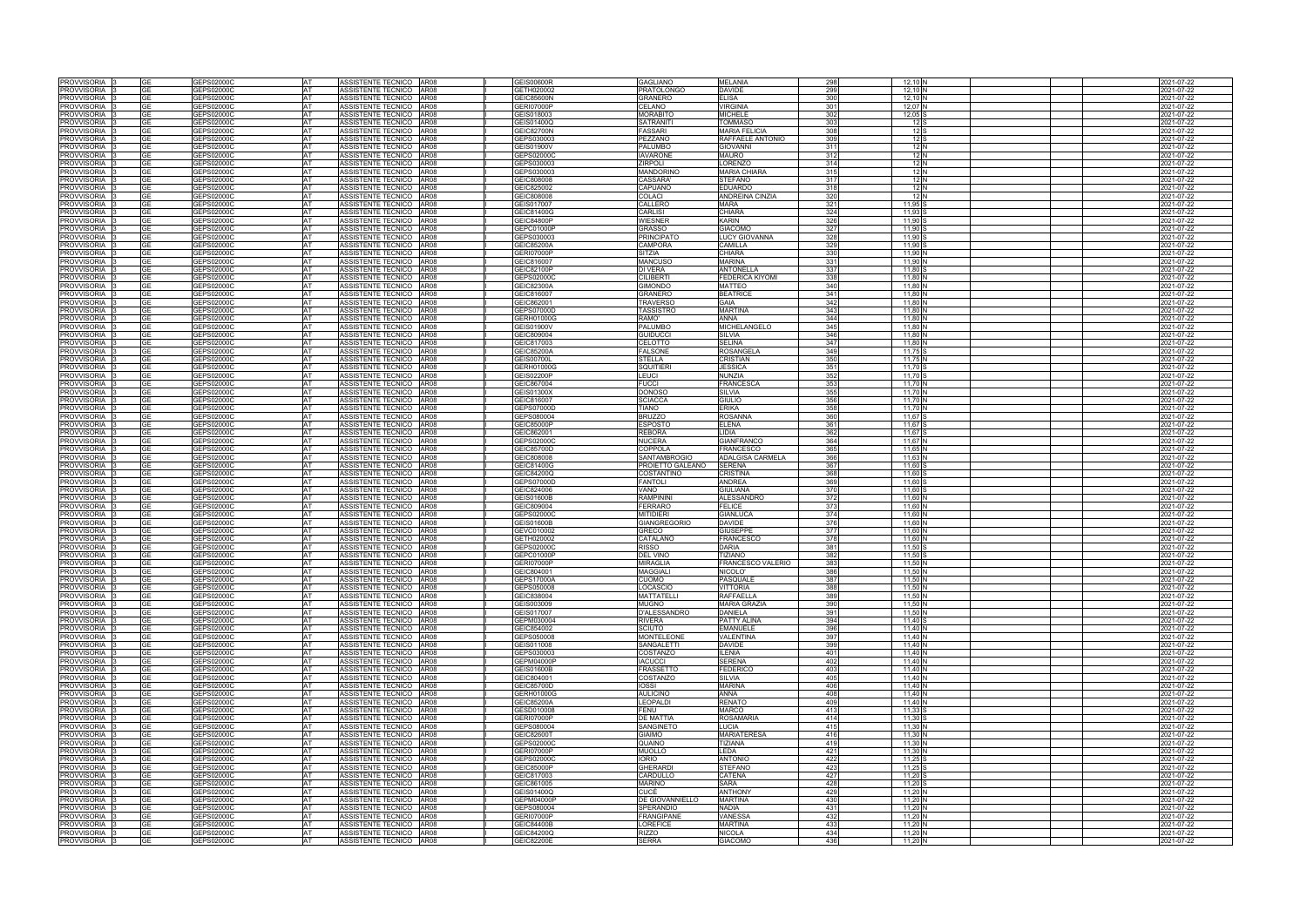| | | | | | | | | | | | | | | | | |
|---|---|---|---|---|---|---|---|---|---|---|---|---|---|---|---|---|
| PROVVISORIA | 3 | GE | GEPS02000C | AT | ASSISTENTE TECNICO | AR08 | I | GEIS00600R | GAGLIANO | MELANIA | 298 | 12,10 | N | | | 2021-07-22 |
| PROVVISORIA | 3 | GE | GEPS02000C | AT | ASSISTENTE TECNICO | AR08 | I | GETH020002 | PRATOLONGO | DAVIDE | 299 | 12,10 | N | | | 2021-07-22 |
| PROVVISORIA | 3 | GE | GEPS02000C | AT | ASSISTENTE TECNICO | AR08 | I | GEIC85600N | GRANERO | ELISA | 300 | 12,10 | N | | | 2021-07-22 |
| PROVVISORIA | 3 | GE | GEPS02000C | AT | ASSISTENTE TECNICO | AR08 | I | GERI07000P | CELANO | VIRGINIA | 301 | 12,07 | N | | | 2021-07-22 |
| PROVVISORIA | 3 | GE | GEPS02000C | AT | ASSISTENTE TECNICO | AR08 | I | GEIS018003 | MORABITO | MICHELE | 302 | 12,05 | S | | | 2021-07-22 |
| PROVVISORIA | 3 | GE | GEPS02000C | AT | ASSISTENTE TECNICO | AR08 | I | GEIS01400Q | SATRANITI | TOMMASO | 303 | 12 | S | | | 2021-07-22 |
| PROVVISORIA | 3 | GE | GEPS02000C | AT | ASSISTENTE TECNICO | AR08 | I | GEIC82700N | FASSARI | MARIA FELICIA | 308 | 12 | S | | | 2021-07-22 |
| PROVVISORIA | 3 | GE | GEPS02000C | AT | ASSISTENTE TECNICO | AR08 | I | GEPS030003 | PEZZANO | RAFFAELE ANTONIO | 309 | 12 | S | | | 2021-07-22 |
| PROVVISORIA | 3 | GE | GEPS02000C | AT | ASSISTENTE TECNICO | AR08 | I | GEIS01900V | PALUMBO | GIOVANNI | 311 | 12 | N | | | 2021-07-22 |
| PROVVISORIA | 3 | GE | GEPS02000C | AT | ASSISTENTE TECNICO | AR08 | I | GEPS02000C | IAVARONE | MAURO | 312 | 12 | N | | | 2021-07-22 |
| PROVVISORIA | 3 | GE | GEPS02000C | AT | ASSISTENTE TECNICO | AR08 | I | GEPS030003 | ZIRPOLI | LORENZO | 314 | 12 | N | | | 2021-07-22 |
| PROVVISORIA | 3 | GE | GEPS02000C | AT | ASSISTENTE TECNICO | AR08 | I | GEPS030003 | MANDORINO | MARIA CHIARA | 315 | 12 | N | | | 2021-07-22 |
| PROVVISORIA | 3 | GE | GEPS02000C | AT | ASSISTENTE TECNICO | AR08 | I | GEIC808008 | CASSARA' | STEFANO | 317 | 12 | N | | | 2021-07-22 |
| PROVVISORIA | 3 | GE | GEPS02000C | AT | ASSISTENTE TECNICO | AR08 | I | GEIC825002 | CAPUANO | EDUARDO | 318 | 12 | N | | | 2021-07-22 |
| PROVVISORIA | 3 | GE | GEPS02000C | AT | ASSISTENTE TECNICO | AR08 | I | GEIC808008 | COLACI | ANDREINA CINZIA | 320 | 12 | N | | | 2021-07-22 |
| PROVVISORIA | 3 | GE | GEPS02000C | AT | ASSISTENTE TECNICO | AR08 | I | GEIS017007 | CALLERO | MARA | 321 | 11,95 | S | | | 2021-07-22 |
| PROVVISORIA | 3 | GE | GEPS02000C | AT | ASSISTENTE TECNICO | AR08 | I | GEIC81400G | CARLISI | CHIARA | 324 | 11,93 | S | | | 2021-07-22 |
| PROVVISORIA | 3 | GE | GEPS02000C | AT | ASSISTENTE TECNICO | AR08 | I | GEIC84800P | WIESNER | KARIN | 326 | 11,90 | S | | | 2021-07-22 |
| PROVVISORIA | 3 | GE | GEPS02000C | AT | ASSISTENTE TECNICO | AR08 | I | GEPC01000P | GRASSO | GIACOMO | 327 | 11,90 | S | | | 2021-07-22 |
| PROVVISORIA | 3 | GE | GEPS02000C | AT | ASSISTENTE TECNICO | AR08 | I | GEPS030003 | PRINCIPATO | LUCY GIOVANNA | 328 | 11,90 | S | | | 2021-07-22 |
| PROVVISORIA | 3 | GE | GEPS02000C | AT | ASSISTENTE TECNICO | AR08 | I | GEIC85200A | CAMPORA | CAMILLA | 329 | 11,90 | S | | | 2021-07-22 |
| PROVVISORIA | 3 | GE | GEPS02000C | AT | ASSISTENTE TECNICO | AR08 | I | GERI07000P | SITZIA | CHIARA | 330 | 11,90 | N | | | 2021-07-22 |
| PROVVISORIA | 3 | GE | GEPS02000C | AT | ASSISTENTE TECNICO | AR08 | I | GEIC816007 | MANCUSO | MARINA | 331 | 11,90 | N | | | 2021-07-22 |
| PROVVISORIA | 3 | GE | GEPS02000C | AT | ASSISTENTE TECNICO | AR08 | I | GEIC82100P | DI VERA | ANTONELLA | 337 | 11,80 | S | | | 2021-07-22 |
| PROVVISORIA | 3 | GE | GEPS02000C | AT | ASSISTENTE TECNICO | AR08 | I | GEPS02000C | CILIBERTI | FEDERICA KIYOMI | 338 | 11,80 | N | | | 2021-07-22 |
| PROVVISORIA | 3 | GE | GEPS02000C | AT | ASSISTENTE TECNICO | AR08 | I | GEIC82300A | GIMONDO | MATTEO | 340 | 11,80 | N | | | 2021-07-22 |
| PROVVISORIA | 3 | GE | GEPS02000C | AT | ASSISTENTE TECNICO | AR08 | I | GEIC816007 | GRANERO | BEATRICE | 341 | 11,80 | N | | | 2021-07-22 |
| PROVVISORIA | 3 | GE | GEPS02000C | AT | ASSISTENTE TECNICO | AR08 | I | GEIC862001 | TRAVERSO | GAIA | 342 | 11,80 | N | | | 2021-07-22 |
| PROVVISORIA | 3 | GE | GEPS02000C | AT | ASSISTENTE TECNICO | AR08 | I | GEPS07000D | TASSISTRO | MARTINA | 343 | 11,80 | N | | | 2021-07-22 |
| PROVVISORIA | 3 | GE | GEPS02000C | AT | ASSISTENTE TECNICO | AR08 | I | GERH01000G | RAMO' | ANNA | 344 | 11,80 | N | | | 2021-07-22 |
| PROVVISORIA | 3 | GE | GEPS02000C | AT | ASSISTENTE TECNICO | AR08 | I | GEIS01900V | PALUMBO | MICHELANGELO | 345 | 11,80 | N | | | 2021-07-22 |
| PROVVISORIA | 3 | GE | GEPS02000C | AT | ASSISTENTE TECNICO | AR08 | I | GEIC809004 | GUIDUCCI | SILVIA | 346 | 11,80 | N | | | 2021-07-22 |
| PROVVISORIA | 3 | GE | GEPS02000C | AT | ASSISTENTE TECNICO | AR08 | I | GEIC817003 | CELOTTO | SELINA | 347 | 11,80 | N | | | 2021-07-22 |
| PROVVISORIA | 3 | GE | GEPS02000C | AT | ASSISTENTE TECNICO | AR08 | I | GEIC85200A | FALSONE | ROSANGELA | 349 | 11,75 | S | | | 2021-07-22 |
| PROVVISORIA | 3 | GE | GEPS02000C | AT | ASSISTENTE TECNICO | AR08 | I | GEIS00700L | STELLA | CRISTIAN | 350 | 11,75 | N | | | 2021-07-22 |
| PROVVISORIA | 3 | GE | GEPS02000C | AT | ASSISTENTE TECNICO | AR08 | I | GERH01000G | SQUITIERI | JESSICA | 351 | 11,70 | S | | | 2021-07-22 |
| PROVVISORIA | 3 | GE | GEPS02000C | AT | ASSISTENTE TECNICO | AR08 | I | GEIS02200P | LEUCI | NUNZIA | 352 | 11,70 | S | | | 2021-07-22 |
| PROVVISORIA | 3 | GE | GEPS02000C | AT | ASSISTENTE TECNICO | AR08 | I | GEIC867004 | FUCCI | FRANCESCA | 353 | 11,70 | N | | | 2021-07-22 |
| PROVVISORIA | 3 | GE | GEPS02000C | AT | ASSISTENTE TECNICO | AR08 | I | GEIS01300X | DONOSO | SILVIA | 355 | 11,70 | N | | | 2021-07-22 |
| PROVVISORIA | 3 | GE | GEPS02000C | AT | ASSISTENTE TECNICO | AR08 | I | GEIC816007 | SCIACCA | GIULIO | 356 | 11,70 | N | | | 2021-07-22 |
| PROVVISORIA | 3 | GE | GEPS02000C | AT | ASSISTENTE TECNICO | AR08 | I | GEPS07000D | TIANO | ERIKA | 358 | 11,70 | N | | | 2021-07-22 |
| PROVVISORIA | 3 | GE | GEPS02000C | AT | ASSISTENTE TECNICO | AR08 | I | GEPS080004 | BRUZZO | ROSANNA | 360 | 11,67 | S | | | 2021-07-22 |
| PROVVISORIA | 3 | GE | GEPS02000C | AT | ASSISTENTE TECNICO | AR08 | I | GEIC85000P | ESPOSTO | ELENA | 361 | 11,67 | S | | | 2021-07-22 |
| PROVVISORIA | 3 | GE | GEPS02000C | AT | ASSISTENTE TECNICO | AR08 | I | GEIC862001 | REBORA | LIDIA | 362 | 11,67 | S | | | 2021-07-22 |
| PROVVISORIA | 3 | GE | GEPS02000C | AT | ASSISTENTE TECNICO | AR08 | I | GEPS02000C | NUCERA | GIANFRANCO | 364 | 11,67 | N | | | 2021-07-22 |
| PROVVISORIA | 3 | GE | GEPS02000C | AT | ASSISTENTE TECNICO | AR08 | I | GEIC85700D | COPPOLA | FRANCESCO | 365 | 11,65 | N | | | 2021-07-22 |
| PROVVISORIA | 3 | GE | GEPS02000C | AT | ASSISTENTE TECNICO | AR08 | I | GEIC808008 | SANTAMBROGIO | ADALGISA CARMELA | 366 | 11,63 | N | | | 2021-07-22 |
| PROVVISORIA | 3 | GE | GEPS02000C | AT | ASSISTENTE TECNICO | AR08 | I | GEIC81400G | PROIETTO GALEANO | SERENA | 367 | 11,60 | S | | | 2021-07-22 |
| PROVVISORIA | 3 | GE | GEPS02000C | AT | ASSISTENTE TECNICO | AR08 | I | GEIC84200Q | COSTANTINO | CRISTINA | 368 | 11,60 | S | | | 2021-07-22 |
| PROVVISORIA | 3 | GE | GEPS02000C | AT | ASSISTENTE TECNICO | AR08 | I | GEPS07000D | FANTOLI | ANDREA | 369 | 11,60 | S | | | 2021-07-22 |
| PROVVISORIA | 3 | GE | GEPS02000C | AT | ASSISTENTE TECNICO | AR08 | I | GEIC824006 | VANO | GIULIANA | 370 | 11,60 | S | | | 2021-07-22 |
| PROVVISORIA | 3 | GE | GEPS02000C | AT | ASSISTENTE TECNICO | AR08 | I | GEIS01600B | RAMPININI | ALESSANDRO | 372 | 11,60 | N | | | 2021-07-22 |
| PROVVISORIA | 3 | GE | GEPS02000C | AT | ASSISTENTE TECNICO | AR08 | I | GEIC809004 | FERRARO | FELICE | 373 | 11,60 | N | | | 2021-07-22 |
| PROVVISORIA | 3 | GE | GEPS02000C | AT | ASSISTENTE TECNICO | AR08 | I | GEPS02000C | MITIDIERI | GIANLUCA | 374 | 11,60 | N | | | 2021-07-22 |
| PROVVISORIA | 3 | GE | GEPS02000C | AT | ASSISTENTE TECNICO | AR08 | I | GEIS01600B | GIANGREGORIO | DAVIDE | 376 | 11,60 | N | | | 2021-07-22 |
| PROVVISORIA | 3 | GE | GEPS02000C | AT | ASSISTENTE TECNICO | AR08 | I | GEVC010002 | GRECO | GIUSEPPE | 377 | 11,60 | N | | | 2021-07-22 |
| PROVVISORIA | 3 | GE | GEPS02000C | AT | ASSISTENTE TECNICO | AR08 | I | GETH020002 | CATALANO | FRANCESCO | 378 | 11,60 | N | | | 2021-07-22 |
| PROVVISORIA | 3 | GE | GEPS02000C | AT | ASSISTENTE TECNICO | AR08 | I | GEPS02000C | RISSO | DARIA | 381 | 11,50 | S | | | 2021-07-22 |
| PROVVISORIA | 3 | GE | GEPS02000C | AT | ASSISTENTE TECNICO | AR08 | I | GEPC01000P | DEL VINO | TIZIANO | 382 | 11,50 | S | | | 2021-07-22 |
| PROVVISORIA | 3 | GE | GEPS02000C | AT | ASSISTENTE TECNICO | AR08 | I | GERI07000P | MIRAGLIA | FRANCESCO VALERIO | 383 | 11,50 | N | | | 2021-07-22 |
| PROVVISORIA | 3 | GE | GEPS02000C | AT | ASSISTENTE TECNICO | AR08 | I | GEIC804001 | MAGGIALI | NICOLO' | 386 | 11,50 | N | | | 2021-07-22 |
| PROVVISORIA | 3 | GE | GEPS02000C | AT | ASSISTENTE TECNICO | AR08 | I | GEPS17000A | CUOMO | PASQUALE | 387 | 11,50 | N | | | 2021-07-22 |
| PROVVISORIA | 3 | GE | GEPS02000C | AT | ASSISTENTE TECNICO | AR08 | I | GEPS050008 | LOCASCIO | VITTORIA | 388 | 11,50 | N | | | 2021-07-22 |
| PROVVISORIA | 3 | GE | GEPS02000C | AT | ASSISTENTE TECNICO | AR08 | I | GEIC838004 | MATTATELLI | RAFFAELLA | 389 | 11,50 | N | | | 2021-07-22 |
| PROVVISORIA | 3 | GE | GEPS02000C | AT | ASSISTENTE TECNICO | AR08 | I | GEIS003009 | MUGNO | MARIA GRAZIA | 390 | 11,50 | N | | | 2021-07-22 |
| PROVVISORIA | 3 | GE | GEPS02000C | AT | ASSISTENTE TECNICO | AR08 | I | GEIS017007 | D'ALESSANDRO | DANIELA | 391 | 11,50 | N | | | 2021-07-22 |
| PROVVISORIA | 3 | GE | GEPS02000C | AT | ASSISTENTE TECNICO | AR08 | I | GEPM030004 | RIVERA | PATTY ALINA | 394 | 11,40 | S | | | 2021-07-22 |
| PROVVISORIA | 3 | GE | GEPS02000C | AT | ASSISTENTE TECNICO | AR08 | I | GEIC854002 | SCIUTO | EMANUELE | 396 | 11,40 | N | | | 2021-07-22 |
| PROVVISORIA | 3 | GE | GEPS02000C | AT | ASSISTENTE TECNICO | AR08 | I | GEPS050008 | MONTELEONE | VALENTINA | 397 | 11,40 | N | | | 2021-07-22 |
| PROVVISORIA | 3 | GE | GEPS02000C | AT | ASSISTENTE TECNICO | AR08 | I | GEIS011008 | SANGALETTI | DAVIDE | 399 | 11,40 | N | | | 2021-07-22 |
| PROVVISORIA | 3 | GE | GEPS02000C | AT | ASSISTENTE TECNICO | AR08 | I | GEPS030003 | COSTANZO | ILENIA | 401 | 11,40 | N | | | 2021-07-22 |
| PROVVISORIA | 3 | GE | GEPS02000C | AT | ASSISTENTE TECNICO | AR08 | I | GEPM04000P | IACUCCI | SERENA | 402 | 11,40 | N | | | 2021-07-22 |
| PROVVISORIA | 3 | GE | GEPS02000C | AT | ASSISTENTE TECNICO | AR08 | I | GEIS01600B | FRASSETTO | FEDERICO | 403 | 11,40 | N | | | 2021-07-22 |
| PROVVISORIA | 3 | GE | GEPS02000C | AT | ASSISTENTE TECNICO | AR08 | I | GEIC804001 | COSTANZO | SILVIA | 405 | 11,40 | N | | | 2021-07-22 |
| PROVVISORIA | 3 | GE | GEPS02000C | AT | ASSISTENTE TECNICO | AR08 | I | GEIC85700D | IOSSI | MARINA | 406 | 11,40 | N | | | 2021-07-22 |
| PROVVISORIA | 3 | GE | GEPS02000C | AT | ASSISTENTE TECNICO | AR08 | I | GERH01000G | AULICINO | ANNA | 408 | 11,40 | N | | | 2021-07-22 |
| PROVVISORIA | 3 | GE | GEPS02000C | AT | ASSISTENTE TECNICO | AR08 | I | GEIC85200A | LEOPALDI | RENATO | 409 | 11,40 | N | | | 2021-07-22 |
| PROVVISORIA | 3 | GE | GEPS02000C | AT | ASSISTENTE TECNICO | AR08 | I | GESD010008 | FENU | MARCO | 413 | 11,33 | S | | | 2021-07-22 |
| PROVVISORIA | 3 | GE | GEPS02000C | AT | ASSISTENTE TECNICO | AR08 | I | GERI07000P | DE MATTIA | ROSAMARIA | 414 | 11,30 | S | | | 2021-07-22 |
| PROVVISORIA | 3 | GE | GEPS02000C | AT | ASSISTENTE TECNICO | AR08 | I | GEPS080004 | SANGINETO | LUCIA | 415 | 11,30 | N | | | 2021-07-22 |
| PROVVISORIA | 3 | GE | GEPS02000C | AT | ASSISTENTE TECNICO | AR08 | I | GEIC82600T | GIAIMO | MARIATERESA | 416 | 11,30 | N | | | 2021-07-22 |
| PROVVISORIA | 3 | GE | GEPS02000C | AT | ASSISTENTE TECNICO | AR08 | I | GEPS02000C | QUAINO | TIZIANA | 419 | 11,30 | N | | | 2021-07-22 |
| PROVVISORIA | 3 | GE | GEPS02000C | AT | ASSISTENTE TECNICO | AR08 | I | GERI07000P | MUOLLO | LEDA | 421 | 11,30 | N | | | 2021-07-22 |
| PROVVISORIA | 3 | GE | GEPS02000C | AT | ASSISTENTE TECNICO | AR08 | I | GEPS02000C | IORIO | ANTONIO | 422 | 11,25 | S | | | 2021-07-22 |
| PROVVISORIA | 3 | GE | GEPS02000C | AT | ASSISTENTE TECNICO | AR08 | I | GEIC85000P | GHERARDI | STEFANO | 423 | 11,25 | S | | | 2021-07-22 |
| PROVVISORIA | 3 | GE | GEPS02000C | AT | ASSISTENTE TECNICO | AR08 | I | GEIC817003 | CARDULLO | CATENA | 427 | 11,20 | S | | | 2021-07-22 |
| PROVVISORIA | 3 | GE | GEPS02000C | AT | ASSISTENTE TECNICO | AR08 | I | GEIC861005 | MARINO | SARA | 428 | 11,20 | S | | | 2021-07-22 |
| PROVVISORIA | 3 | GE | GEPS02000C | AT | ASSISTENTE TECNICO | AR08 | I | GEIS01400Q | CUCÈ | ANTHONY | 429 | 11,20 | N | | | 2021-07-22 |
| PROVVISORIA | 3 | GE | GEPS02000C | AT | ASSISTENTE TECNICO | AR08 | I | GEPM04000P | DE GIOVANNIELLO | MARTINA | 430 | 11,20 | N | | | 2021-07-22 |
| PROVVISORIA | 3 | GE | GEPS02000C | AT | ASSISTENTE TECNICO | AR08 | I | GEPS080004 | SPERANDIO | NADIA | 431 | 11,20 | N | | | 2021-07-22 |
| PROVVISORIA | 3 | GE | GEPS02000C | AT | ASSISTENTE TECNICO | AR08 | I | GERI07000P | FRANGIPANE | VANESSA | 432 | 11,20 | N | | | 2021-07-22 |
| PROVVISORIA | 3 | GE | GEPS02000C | AT | ASSISTENTE TECNICO | AR08 | I | GEIC84400B | LOREFICE | MARTINA | 433 | 11,20 | N | | | 2021-07-22 |
| PROVVISORIA | 3 | GE | GEPS02000C | AT | ASSISTENTE TECNICO | AR08 | I | GEIC84200Q | RIZZO | NICOLA | 434 | 11,20 | N | | | 2021-07-22 |
| PROVVISORIA | 3 | GE | GEPS02000C | AT | ASSISTENTE TECNICO | AR08 | I | GEIC82200E | SERRA | GIACOMO | 436 | 11,20 | N | | | 2021-07-22 |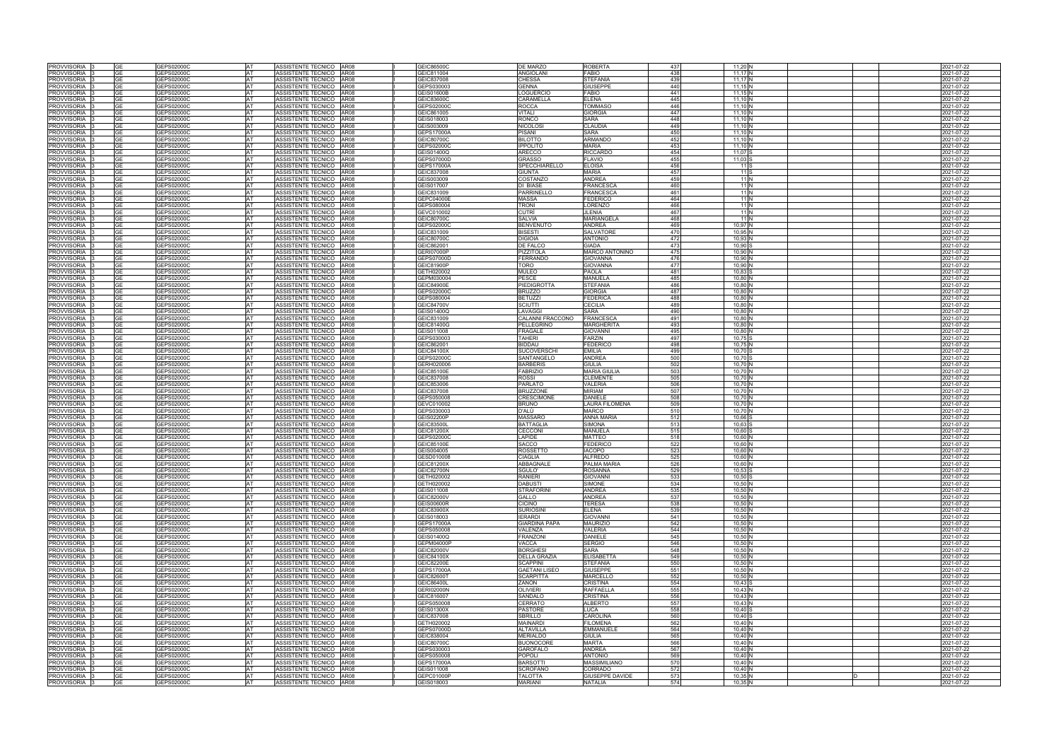| | | | | | | | | | | | | | | | | |
|---|---|---|---|---|---|---|---|---|---|---|---|---|---|---|---|---|
| PROVVISORIA | 3 | GE | GEPS02000C | AT | ASSISTENTE TECNICO | AR08 | I | GEIC86500C | DE MARZO | ROBERTA | 437 | 11,20 | N | | | 2021-07-22 |
| PROVVISORIA | 3 | GE | GEPS02000C | AT | ASSISTENTE TECNICO | AR08 | I | GEIC811004 | ANGIOLANI | FABIO | 438 | 11,17 | N | | | 2021-07-22 |
| PROVVISORIA | 3 | GE | GEPS02000C | AT | ASSISTENTE TECNICO | AR08 | I | GEIC837008 | CHESSA | STEFANIA | 439 | 11,17 | N | | | 2021-07-22 |
| PROVVISORIA | 3 | GE | GEPS02000C | AT | ASSISTENTE TECNICO | AR08 | I | GEPS030003 | GENNA | GIUSEPPE | 440 | 11,15 | N | | | 2021-07-22 |
| PROVVISORIA | 3 | GE | GEPS02000C | AT | ASSISTENTE TECNICO | AR08 | I | GEIS01600B | LOGUERCIO | FABIO | 441 | 11,15 | N | | | 2021-07-22 |
| PROVVISORIA | 3 | GE | GEPS02000C | AT | ASSISTENTE TECNICO | AR08 | I | GEIC83600C | CARAMELLA | ELENA | 445 | 11,10 | N | | | 2021-07-22 |
| PROVVISORIA | 3 | GE | GEPS02000C | AT | ASSISTENTE TECNICO | AR08 | I | GEPS02000C | ROCCA | TOMMASO | 446 | 11,10 | N | | | 2021-07-22 |
| PROVVISORIA | 3 | GE | GEPS02000C | AT | ASSISTENTE TECNICO | AR08 | I | GEIC861005 | VITALI | GIORGIA | 447 | 11,10 | N | | | 2021-07-22 |
| PROVVISORIA | 3 | GE | GEPS02000C | AT | ASSISTENTE TECNICO | AR08 | I | GEIS018003 | RONCO | SARA | 448 | 11,10 | N | | | 2021-07-22 |
| PROVVISORIA | 3 | GE | GEPS02000C | AT | ASSISTENTE TECNICO | AR08 | I | GEIS003009 | NICOLOSI | CLAUDIA | 449 | 11,10 | N | | | 2021-07-22 |
| PROVVISORIA | 3 | GE | GEPS02000C | AT | ASSISTENTE TECNICO | AR08 | I | GEPS17000A | PISANI | SARA | 450 | 11,10 | N | | | 2021-07-22 |
| PROVVISORIA | 3 | GE | GEPS02000C | AT | ASSISTENTE TECNICO | AR08 | I | GEIC80700C | BILOTTO | ARMANDO | 452 | 11,10 | N | | | 2021-07-22 |
| PROVVISORIA | 3 | GE | GEPS02000C | AT | ASSISTENTE TECNICO | AR08 | I | GEPS02000C | IPPOLITO | MARIA | 453 | 11,10 | N | | | 2021-07-22 |
| PROVVISORIA | 3 | GE | GEPS02000C | AT | ASSISTENTE TECNICO | AR08 | I | GEIS01400Q | ARECCO | RICCARDO | 454 | 11,07 | S | | | 2021-07-22 |
| PROVVISORIA | 3 | GE | GEPS02000C | AT | ASSISTENTE TECNICO | AR08 | I | GEPS07000D | GRASSO | FLAVIO | 455 | 11,03 | S | | | 2021-07-22 |
| PROVVISORIA | 3 | GE | GEPS02000C | AT | ASSISTENTE TECNICO | AR08 | I | GEPS17000A | SPECCHIARELLO | ELOISA | 456 | 11 | S | | | 2021-07-22 |
| PROVVISORIA | 3 | GE | GEPS02000C | AT | ASSISTENTE TECNICO | AR08 | I | GEIC837008 | GIUNTA | MARIA | 457 | 11 | S | | | 2021-07-22 |
| PROVVISORIA | 3 | GE | GEPS02000C | AT | ASSISTENTE TECNICO | AR08 | I | GEIS003009 | COSTANZO | ANDREA | 459 | 11 | N | | | 2021-07-22 |
| PROVVISORIA | 3 | GE | GEPS02000C | AT | ASSISTENTE TECNICO | AR08 | I | GEIS017007 | DI BIASE | FRANCESCA | 460 | 11 | N | | | 2021-07-22 |
| PROVVISORIA | 3 | GE | GEPS02000C | AT | ASSISTENTE TECNICO | AR08 | I | GEIC831009 | PARRINELLO | FRANCESCA | 461 | 11 | N | | | 2021-07-22 |
| PROVVISORIA | 3 | GE | GEPS02000C | AT | ASSISTENTE TECNICO | AR08 | I | GEPC04000E | MASSA | FEDERICO | 464 | 11 | N | | | 2021-07-22 |
| PROVVISORIA | 3 | GE | GEPS02000C | AT | ASSISTENTE TECNICO | AR08 | I | GEPS080004 | TRONI | LORENZO | 466 | 11 | N | | | 2021-07-22 |
| PROVVISORIA | 3 | GE | GEPS02000C | AT | ASSISTENTE TECNICO | AR08 | I | GEVC010002 | CUTRI | JLENIA | 467 | 11 | N | | | 2021-07-22 |
| PROVVISORIA | 3 | GE | GEPS02000C | AT | ASSISTENTE TECNICO | AR08 | I | GEIC80700C | SALVIA | MARIANGELA | 468 | 11 | N | | | 2021-07-22 |
| PROVVISORIA | 3 | GE | GEPS02000C | AT | ASSISTENTE TECNICO | AR08 | I | GEPS02000C | BENVENUTO | ANDREA | 469 | 10,97 | N | | | 2021-07-22 |
| PROVVISORIA | 3 | GE | GEPS02000C | AT | ASSISTENTE TECNICO | AR08 | I | GEIC831009 | BISESTI | SALVATORE | 470 | 10,95 | N | | | 2021-07-22 |
| PROVVISORIA | 3 | GE | GEPS02000C | AT | ASSISTENTE TECNICO | AR08 | I | GEIC80700C | DIGIOIA | ANTONIO | 472 | 10,93 | N | | | 2021-07-22 |
| PROVVISORIA | 3 | GE | GEPS02000C | AT | ASSISTENTE TECNICO | AR08 | I | GEIC862001 | DE FALCO | GIADA | 473 | 10,90 | S | | | 2021-07-22 |
| PROVVISORIA | 3 | GE | GEPS02000C | AT | ASSISTENTE TECNICO | AR08 | I | GERI07000P | PIZZITOLA | MARCO ANTONINO | 475 | 10,90 | N | | | 2021-07-22 |
| PROVVISORIA | 3 | GE | GEPS02000C | AT | ASSISTENTE TECNICO | AR08 | I | GEPS07000D | FERRANDO | GIOVANNA | 476 | 10,90 | N | | | 2021-07-22 |
| PROVVISORIA | 3 | GE | GEPS02000C | AT | ASSISTENTE TECNICO | AR08 | I | GEIC81900P | TORO | GIOVANNA | 477 | 10,90 | N | | | 2021-07-22 |
| PROVVISORIA | 3 | GE | GEPS02000C | AT | ASSISTENTE TECNICO | AR08 | I | GETH020002 | MULEO | PAOLA | 481 | 10,83 | S | | | 2021-07-22 |
| PROVVISORIA | 3 | GE | GEPS02000C | AT | ASSISTENTE TECNICO | AR08 | I | GEPM030004 | PESCE | MANUELA | 485 | 10,80 | N | | | 2021-07-22 |
| PROVVISORIA | 3 | GE | GEPS02000C | AT | ASSISTENTE TECNICO | AR08 | I | GEIC84900E | PIEDIGROTTA | STEFANIA | 486 | 10,80 | N | | | 2021-07-22 |
| PROVVISORIA | 3 | GE | GEPS02000C | AT | ASSISTENTE TECNICO | AR08 | I | GEPS02000C | BRUZZO | GIORGIA | 487 | 10,80 | N | | | 2021-07-22 |
| PROVVISORIA | 3 | GE | GEPS02000C | AT | ASSISTENTE TECNICO | AR08 | I | GEPS080004 | BETUZZI | FEDERICA | 488 | 10,80 | N | | | 2021-07-22 |
| PROVVISORIA | 3 | GE | GEPS02000C | AT | ASSISTENTE TECNICO | AR08 | I | GEIC84700V | SCIUTTI | CECILIA | 489 | 10,80 | N | | | 2021-07-22 |
| PROVVISORIA | 3 | GE | GEPS02000C | AT | ASSISTENTE TECNICO | AR08 | I | GEIS01400Q | LAVAGGI | SARA | 490 | 10,80 | N | | | 2021-07-22 |
| PROVVISORIA | 3 | GE | GEPS02000C | AT | ASSISTENTE TECNICO | AR08 | I | GEIC831009 | CALANNI FRACCONO | FRANCESCA | 491 | 10,80 | N | | | 2021-07-22 |
| PROVVISORIA | 3 | GE | GEPS02000C | AT | ASSISTENTE TECNICO | AR08 | I | GEIC81400G | PELLEGRINO | MARGHERITA | 493 | 10,80 | N | | | 2021-07-22 |
| PROVVISORIA | 3 | GE | GEPS02000C | AT | ASSISTENTE TECNICO | AR08 | I | GEIS011008 | FRAGALE | GIOVANNI | 495 | 10,80 | N | | | 2021-07-22 |
| PROVVISORIA | 3 | GE | GEPS02000C | AT | ASSISTENTE TECNICO | AR08 | I | GEPS030003 | TAHERI | FARZIN | 497 | 10,75 | S | | | 2021-07-22 |
| PROVVISORIA | 3 | GE | GEPS02000C | AT | ASSISTENTE TECNICO | AR08 | I | GEIC862001 | BIDDAU | FEDERICO | 498 | 10,75 | N | | | 2021-07-22 |
| PROVVISORIA | 3 | GE | GEPS02000C | AT | ASSISTENTE TECNICO | AR08 | I | GEIC84100X | SUCOVERSCHI | EMILIA | 499 | 10,70 | S | | | 2021-07-22 |
| PROVVISORIA | 3 | GE | GEPS02000C | AT | ASSISTENTE TECNICO | AR08 | I | GEPS02000C | SANTANGELO | ANDREA | 500 | 10,70 | S | | | 2021-07-22 |
| PROVVISORIA | 3 | GE | GEPS02000C | AT | ASSISTENTE TECNICO | AR08 | I | GERH020006 | BARBERIS | GIULIA | 502 | 10,70 | N | | | 2021-07-22 |
| PROVVISORIA | 3 | GE | GEPS02000C | AT | ASSISTENTE TECNICO | AR08 | I | GEIC85100E | FABRIZIO | MARIA GIULIA | 503 | 10,70 | N | | | 2021-07-22 |
| PROVVISORIA | 3 | GE | GEPS02000C | AT | ASSISTENTE TECNICO | AR08 | I | GEIC837008 | ROSSI | CLEMENTE | 505 | 10,70 | N | | | 2021-07-22 |
| PROVVISORIA | 3 | GE | GEPS02000C | AT | ASSISTENTE TECNICO | AR08 | I | GEIC853006 | PARLATO | VALERIA | 506 | 10,70 | N | | | 2021-07-22 |
| PROVVISORIA | 3 | GE | GEPS02000C | AT | ASSISTENTE TECNICO | AR08 | I | GEIC837008 | BRUZZONE | MIRIAM | 507 | 10,70 | N | | | 2021-07-22 |
| PROVVISORIA | 3 | GE | GEPS02000C | AT | ASSISTENTE TECNICO | AR08 | I | GEPS050008 | CRESCIMONE | DANIELE | 508 | 10,70 | N | | | 2021-07-22 |
| PROVVISORIA | 3 | GE | GEPS02000C | AT | ASSISTENTE TECNICO | AR08 | I | GEVC010002 | BRUNO | LAURA FILOMENA | 509 | 10,70 | N | | | 2021-07-22 |
| PROVVISORIA | 3 | GE | GEPS02000C | AT | ASSISTENTE TECNICO | AR08 | I | GEPS030003 | D'ALÙ | MARCO | 510 | 10,70 | N | | | 2021-07-22 |
| PROVVISORIA | 3 | GE | GEPS02000C | AT | ASSISTENTE TECNICO | AR08 | I | GEIS02200P | MASSARO | ANNA MARIA | 512 | 10,68 | S | | | 2021-07-22 |
| PROVVISORIA | 3 | GE | GEPS02000C | AT | ASSISTENTE TECNICO | AR08 | I | GEIC83500L | BATTAGLIA | SIMONA | 513 | 10,63 | S | | | 2021-07-22 |
| PROVVISORIA | 3 | GE | GEPS02000C | AT | ASSISTENTE TECNICO | AR08 | I | GEIC81200X | CECCONI | MANUELA | 515 | 10,60 | S | | | 2021-07-22 |
| PROVVISORIA | 3 | GE | GEPS02000C | AT | ASSISTENTE TECNICO | AR08 | I | GEPS02000C | LAPIDE | MATTEO | 518 | 10,60 | N | | | 2021-07-22 |
| PROVVISORIA | 3 | GE | GEPS02000C | AT | ASSISTENTE TECNICO | AR08 | I | GEIC85100E | SACCO | FEDERICO | 522 | 10,60 | N | | | 2021-07-22 |
| PROVVISORIA | 3 | GE | GEPS02000C | AT | ASSISTENTE TECNICO | AR08 | I | GEIS004005 | ROSSETTO | IACOPO | 523 | 10,60 | N | | | 2021-07-22 |
| PROVVISORIA | 3 | GE | GEPS02000C | AT | ASSISTENTE TECNICO | AR08 | I | GESD010008 | CIAGLIA | ALFREDO | 525 | 10,60 | N | | | 2021-07-22 |
| PROVVISORIA | 3 | GE | GEPS02000C | AT | ASSISTENTE TECNICO | AR08 | I | GEIC81200X | ABBAGNALE | PALMA MARIA | 526 | 10,60 | N | | | 2021-07-22 |
| PROVVISORIA | 3 | GE | GEPS02000C | AT | ASSISTENTE TECNICO | AR08 | I | GEIC82700N | SGULO' | ROSANNA | 529 | 10,53 | S | | | 2021-07-22 |
| PROVVISORIA | 3 | GE | GEPS02000C | AT | ASSISTENTE TECNICO | AR08 | I | GETH020002 | RANIERI | GIOVANNI | 533 | 10,50 | S | | | 2021-07-22 |
| PROVVISORIA | 3 | GE | GEPS02000C | AT | ASSISTENTE TECNICO | AR08 | I | GETH020002 | DABUSTI | SIMONE | 534 | 10,50 | N | | | 2021-07-22 |
| PROVVISORIA | 3 | GE | GEPS02000C | AT | ASSISTENTE TECNICO | AR08 | I | GEIS011008 | STRAFORINI | ANDREA | 535 | 10,50 | N | | | 2021-07-22 |
| PROVVISORIA | 3 | GE | GEPS02000C | AT | ASSISTENTE TECNICO | AR08 | I | GEIC82000V | GALLO | ANDREA | 537 | 10,50 | N | | | 2021-07-22 |
| PROVVISORIA | 3 | GE | GEPS02000C | AT | ASSISTENTE TECNICO | AR08 | I | GEIS00600R | CICINO | TERESA | 538 | 10,50 | N | | | 2021-07-22 |
| PROVVISORIA | 3 | GE | GEPS02000C | AT | ASSISTENTE TECNICO | AR08 | I | GEIC83900X | SURIOSINI | ELENA | 539 | 10,50 | N | | | 2021-07-22 |
| PROVVISORIA | 3 | GE | GEPS02000C | AT | ASSISTENTE TECNICO | AR08 | I | GEIS018003 | IERARDI | GIOVANNI | 541 | 10,50 | N | | | 2021-07-22 |
| PROVVISORIA | 3 | GE | GEPS02000C | AT | ASSISTENTE TECNICO | AR08 | I | GEPS17000A | GIARDINA PAPA | MAURIZIO | 542 | 10,50 | N | | | 2021-07-22 |
| PROVVISORIA | 3 | GE | GEPS02000C | AT | ASSISTENTE TECNICO | AR08 | I | GEPS050008 | VALENZA | VALERIA | 544 | 10,50 | N | | | 2021-07-22 |
| PROVVISORIA | 3 | GE | GEPS02000C | AT | ASSISTENTE TECNICO | AR08 | I | GEIS01400Q | FRANZONI | DANIELE | 545 | 10,50 | N | | | 2021-07-22 |
| PROVVISORIA | 3 | GE | GEPS02000C | AT | ASSISTENTE TECNICO | AR08 | I | GEPM04000P | VACCA | SERGIO | 546 | 10,50 | N | | | 2021-07-22 |
| PROVVISORIA | 3 | GE | GEPS02000C | AT | ASSISTENTE TECNICO | AR08 | I | GEIC82000V | BORGHESI | SARA | 548 | 10,50 | N | | | 2021-07-22 |
| PROVVISORIA | 3 | GE | GEPS02000C | AT | ASSISTENTE TECNICO | AR08 | I | GEIC84100X | DELLA GRAZIA | ELISABETTA | 549 | 10,50 | N | | | 2021-07-22 |
| PROVVISORIA | 3 | GE | GEPS02000C | AT | ASSISTENTE TECNICO | AR08 | I | GEIC82200E | SCAPPINI | STEFANIA | 550 | 10,50 | N | | | 2021-07-22 |
| PROVVISORIA | 3 | GE | GEPS02000C | AT | ASSISTENTE TECNICO | AR08 | I | GEPS17000A | GAETANI LISEO | GIUSEPPE | 551 | 10,50 | N | | | 2021-07-22 |
| PROVVISORIA | 3 | GE | GEPS02000C | AT | ASSISTENTE TECNICO | AR08 | I | GEIC82600T | SCARPITTA | MARCELLO | 552 | 10,50 | N | | | 2021-07-22 |
| PROVVISORIA | 3 | GE | GEPS02000C | AT | ASSISTENTE TECNICO | AR08 | I | GEIC86400L | ZANON | CRISTINA | 554 | 10,43 | S | | | 2021-07-22 |
| PROVVISORIA | 3 | GE | GEPS02000C | AT | ASSISTENTE TECNICO | AR08 | I | GERI02000N | OLIVIERI | RAFFAELLA | 555 | 10,43 | N | | | 2021-07-22 |
| PROVVISORIA | 3 | GE | GEPS02000C | AT | ASSISTENTE TECNICO | AR08 | I | GEIC816007 | SANDALO | CRISTINA | 556 | 10,43 | N | | | 2021-07-22 |
| PROVVISORIA | 3 | GE | GEPS02000C | AT | ASSISTENTE TECNICO | AR08 | I | GEPS050008 | CERRATO | ALBERTO | 557 | 10,43 | N | | | 2021-07-22 |
| PROVVISORIA | 3 | GE | GEPS02000C | AT | ASSISTENTE TECNICO | AR08 | I | GEIS01300X | PASTORE | LUCA | 558 | 10,40 | S | | | 2021-07-22 |
| PROVVISORIA | 3 | GE | GEPS02000C | AT | ASSISTENTE TECNICO | AR08 | I | GEIC837008 | SBRILLO | CAROLINA | 560 | 10,40 | S | | | 2021-07-22 |
| PROVVISORIA | 3 | GE | GEPS02000C | AT | ASSISTENTE TECNICO | AR08 | I | GETH020002 | MAINARDI | FILOMENA | 562 | 10,40 | N | | | 2021-07-22 |
| PROVVISORIA | 3 | GE | GEPS02000C | AT | ASSISTENTE TECNICO | AR08 | I | GEPS07000D | ALTAVILLA | EMMANUELE | 564 | 10,40 | N | | | 2021-07-22 |
| PROVVISORIA | 3 | GE | GEPS02000C | AT | ASSISTENTE TECNICO | AR08 | I | GEIC838004 | MERIALDO | GIULIA | 565 | 10,40 | N | | | 2021-07-22 |
| PROVVISORIA | 3 | GE | GEPS02000C | AT | ASSISTENTE TECNICO | AR08 | I | GEIC80700C | BUONOCORE | MARTA | 566 | 10,40 | N | | | 2021-07-22 |
| PROVVISORIA | 3 | GE | GEPS02000C | AT | ASSISTENTE TECNICO | AR08 | I | GEPS030003 | GAROFALO | ANDREA | 567 | 10,40 | N | | | 2021-07-22 |
| PROVVISORIA | 3 | GE | GEPS02000C | AT | ASSISTENTE TECNICO | AR08 | I | GEPS050008 | POPOLI | ANTONIO | 569 | 10,40 | N | | | 2021-07-22 |
| PROVVISORIA | 3 | GE | GEPS02000C | AT | ASSISTENTE TECNICO | AR08 | I | GEPS17000A | BARSOTTI | MASSIMILIANO | 570 | 10,40 | N | | | 2021-07-22 |
| PROVVISORIA | 3 | GE | GEPS02000C | AT | ASSISTENTE TECNICO | AR08 | I | GEIS011008 | SCROFANO | CORRADO | 572 | 10,40 | N | | | 2021-07-22 |
| PROVVISORIA | 3 | GE | GEPS02000C | AT | ASSISTENTE TECNICO | AR08 | I | GEPC01000P | TALOTTA | GIUSEPPE DAVIDE | 573 | 10,35 | N | D | | 2021-07-22 |
| PROVVISORIA | 3 | GE | GEPS02000C | AT | ASSISTENTE TECNICO | AR08 | I | GEIS018003 | MARIANI | NATALIA | 574 | 10,35 | N | | | 2021-07-22 |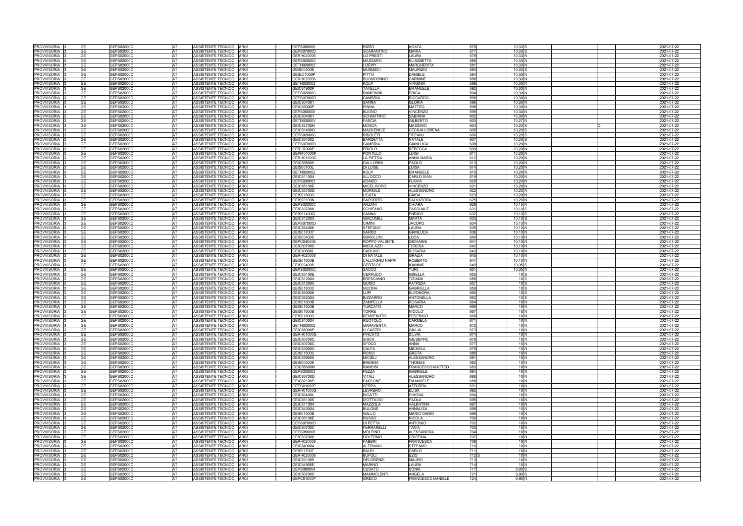| | | | | | | | | | | | | | | | | |
|---|---|---|---|---|---|---|---|---|---|---|---|---|---|---|---|---|
| PROVVISORIA | 3 | GE | GEPS02000C | AT | ASSISTENTE TECNICO | AR08 | I | GEPS050008 | RIZZO | AGATA | 576 | 10,33 | S | | | 2021-07-22 |
| PROVVISORIA | 3 | GE | GEPS02000C | AT | ASSISTENTE TECNICO | AR08 | I | GEPS07000D | SCARANTINO | MARIA | 577 | 10,33 | S | | | 2021-07-22 |
| PROVVISORIA | 3 | GE | GEPS02000C | AT | ASSISTENTE TECNICO | AR08 | I | GERH020006 | LO PRESTI | LAURA | 579 | 10,33 | N | | | 2021-07-22 |
| PROVVISORIA | 3 | GE | GEPS02000C | AT | ASSISTENTE TECNICO | AR08 | I | GEPS02000C | MASSARO | ELISABETTA | 580 | 10,33 | N | | | 2021-07-22 |
| PROVVISORIA | 3 | GE | GEPS02000C | AT | ASSISTENTE TECNICO | AR08 | I | GETH020002 | LOEWY | MARGHERITA | 581 | 10,33 | N | | | 2021-07-22 |
| PROVVISORIA | 3 | GE | GEPS02000C | AT | ASSISTENTE TECNICO | AR08 | I | GEIS003009 | MUSMECI | MAURIZIO | 583 | 10,30 | S | | | 2021-07-22 |
| PROVVISORIA | 3 | GE | GEPS02000C | AT | ASSISTENTE TECNICO | AR08 | I | GESL01000P | PITTO | DANIELE | 584 | 10,30 | N | | | 2021-07-22 |
| PROVVISORIA | 3 | GE | GEPS02000C | AT | ASSISTENTE TECNICO | AR08 | I | GERH020006 | BUONDONNO | CARMINE | 588 | 10,30 | N | | | 2021-07-22 |
| PROVVISORIA | 3 | GE | GEPS02000C | AT | ASSISTENTE TECNICO | AR08 | I | GETH020002 | KOLP | VIRGINIA | 589 | 10,30 | N | | | 2021-07-22 |
| PROVVISORIA | 3 | GE | GEPS02000C | AT | ASSISTENTE TECNICO | AR08 | I | GEIC81900P | TAVELLA | EMANUELE | 592 | 10,30 | N | | | 2021-07-22 |
| PROVVISORIA | 3 | GE | GEPS02000C | AT | ASSISTENTE TECNICO | AR08 | I | GEPS02000C | RAMPININI | ERICA | 594 | 10,30 | N | | | 2021-07-22 |
| PROVVISORIA | 3 | GE | GEPS02000C | AT | ASSISTENTE TECNICO | AR08 | I | GEPS07000D | CAMBRIA | RICCARDO | 595 | 10,30 | N | | | 2021-07-22 |
| PROVVISORIA | 3 | GE | GEPS02000C | AT | ASSISTENTE TECNICO | AR08 | I | GEIC804001 | SANNA | GLORIA | 596 | 10,30 | N | | | 2021-07-22 |
| PROVVISORIA | 3 | GE | GEPS02000C | AT | ASSISTENTE TECNICO | AR08 | I | GEIC85000P | PINNA | MATTEO | 598 | 10,30 | N | | | 2021-07-22 |
| PROVVISORIA | 3 | GE | GEPS02000C | AT | ASSISTENTE TECNICO | AR08 | I | GEPS050008 | BUONO | VINCENZO | 599 | 10,30 | N | | | 2021-07-22 |
| PROVVISORIA | 3 | GE | GEPS02000C | AT | ASSISTENTE TECNICO | AR08 | I | GEIC804001 | SCHIAFFINO | SABRINA | 602 | 10,30 | N | | | 2021-07-22 |
| PROVVISORIA | 3 | GE | GEPS02000C | AT | ASSISTENTE TECNICO | AR08 | I | GETD03000V | FASCIA | GILBERTO | 603 | 10,27 | N | | | 2021-07-22 |
| PROVVISORIA | 3 | GE | GEPS02000C | AT | ASSISTENTE TECNICO | AR08 | I | GEIC82700N | MOSCA | MASSIMO | 604 | 10,20 | S | | D | 2021-07-22 |
| PROVVISORIA | 3 | GE | GEPS02000C | AT | ASSISTENTE TECNICO | AR08 | I | GEIC81400G | MACKENCIE | CECILIA LORENA | 605 | 10,20 | S | | | 2021-07-22 |
| PROVVISORIA | 3 | GE | GEPS02000C | AT | ASSISTENTE TECNICO | AR08 | I | GEPS02000C | RISOLETI | TIFFANJ | 606 | 10,20 | S | | | 2021-07-22 |
| PROVVISORIA | 3 | GE | GEPS02000C | AT | ASSISTENTE TECNICO | AR08 | I | GEIC854002 | BARDETTA | NATALE | 607 | 10,20 | S | | | 2021-07-22 |
| PROVVISORIA | 3 | GE | GEPS02000C | AT | ASSISTENTE TECNICO | AR08 | I | GEPS07000D | CAMBRIA | GIANLUCA | 608 | 10,20 | N | | | 2021-07-22 |
| PROVVISORIA | 3 | GE | GEPS02000C | AT | ASSISTENTE TECNICO | AR08 | I | GERI07000P | PRIOLO | REBECCA | 609 | 10,20 | N | | | 2021-07-22 |
| PROVVISORIA | 3 | GE | GEPS02000C | AT | ASSISTENTE TECNICO | AR08 | I | GEPM04000P | PONTILLO | LUIGI | 611 | 10,20 | N | | | 2021-07-22 |
| PROVVISORIA | 3 | GE | GEPS02000C | AT | ASSISTENTE TECNICO | AR08 | I | GERH01000G | LA PIETRA | ANNA MARIA | 612 | 10,20 | N | | | 2021-07-22 |
| PROVVISORIA | 3 | GE | GEPS02000C | AT | ASSISTENTE TECNICO | AR08 | I | GEIC858009 | GALLORINI | PAOLO | 613 | 10,20 | N | | | 2021-07-22 |
| PROVVISORIA | 3 | GE | GEPS02000C | AT | ASSISTENTE TECNICO | AR08 | I | GEIS00700L | DI LUISE | LUISA | 614 | 10,20 | N | | | 2021-07-22 |
| PROVVISORIA | 3 | GE | GEPS02000C | AT | ASSISTENTE TECNICO | AR08 | I | GETH020002 | KOLP | EMANUELE | 615 | 10,20 | N | | | 2021-07-22 |
| PROVVISORIA | 3 | GE | GEPS02000C | AT | ASSISTENTE TECNICO | AR08 | I | GEIC811004 | ALLOCCO | CARLO IVAN | 619 | 10,20 | N | | | 2021-07-22 |
| PROVVISORIA | 3 | GE | GEPS02000C | AT | ASSISTENTE TECNICO | AR08 | I | GEPS030003 | ADAMO | FLAVIA | 620 | 10,20 | N | | | 2021-07-22 |
| PROVVISORIA | 3 | GE | GEPS02000C | AT | ASSISTENTE TECNICO | AR08 | I | GEIC85100E | MICELISOPO | VINCENZO | 621 | 10,20 | N | | | 2021-07-22 |
| PROVVISORIA | 3 | GE | GEPS02000C | AT | ASSISTENTE TECNICO | AR08 | I | GEIC85700D | MORMILE | ALESSANDRO | 622 | 10,20 | N | | | 2021-07-22 |
| PROVVISORIA | 3 | GE | GEPS02000C | AT | ASSISTENTE TECNICO | AR08 | I | GEIS018003 | LICATA | GIADA | 623 | 10,20 | N | | | 2021-07-22 |
| PROVVISORIA | 3 | GE | GEPS02000C | AT | ASSISTENTE TECNICO | AR08 | I | GEIS00100N | SAPORITO | SALVATORA | 625 | 10,20 | N | | | 2021-07-22 |
| PROVVISORIA | 3 | GE | GEPS02000C | AT | ASSISTENTE TECNICO | AR08 | I | GEPS02000C | ARZANI | CHIARA | 629 | 10,15 | N | | | 2021-07-22 |
| PROVVISORIA | 3 | GE | GEPS02000C | AT | ASSISTENTE TECNICO | AR08 | I | GEIC837008 | SCHIFANO | PASQUALE | 631 | 10,10 | S | | | 2021-07-22 |
| PROVVISORIA | 3 | GE | GEPS02000C | AT | ASSISTENTE TECNICO | AR08 | I | GEIS01400Q | SANNA | ENRICO | 632 | 10,10 | S | | | 2021-07-22 |
| PROVVISORIA | 3 | GE | GEPS02000C | AT | ASSISTENTE TECNICO | AR08 | I | GEIC81200X | GIACOMEL | MARTA | 633 | 10,10 | S | | | 2021-07-22 |
| PROVVISORIA | 3 | GE | GEPS02000C | AT | ASSISTENTE TECNICO | AR08 | I | GEPS07000D | CIMINI | JACOPO | 634 | 10,10 | N | | | 2021-07-22 |
| PROVVISORIA | 3 | GE | GEPS02000C | AT | ASSISTENTE TECNICO | AR08 | I | GEIC824006 | STEFANO | LAURA | 635 | 10,10 | N | | | 2021-07-22 |
| PROVVISORIA | 3 | GE | GEPS02000C | AT | ASSISTENTE TECNICO | AR08 | I | GEIS017007 | SARDO | GIANLUCA | 636 | 10,10 | N | | | 2021-07-22 |
| PROVVISORIA | 3 | GE | GEPS02000C | AT | ASSISTENTE TECNICO | AR08 | I | GEIS004005 | SBROLLINI | LUCA | 640 | 10,10 | N | | | 2021-07-22 |
| PROVVISORIA | 3 | GE | GEPS02000C | AT | ASSISTENTE TECNICO | AR08 | I | GEPC04000E | ROPPO VALENTE | GIOVANNI | 641 | 10,10 | N | | | 2021-07-22 |
| PROVVISORIA | 3 | GE | GEPS02000C | AT | ASSISTENTE TECNICO | AR08 | I | GEIC80700C | NICOLAZZI | TERESA | 642 | 10,10 | N | | | 2021-07-22 |
| PROVVISORIA | 3 | GE | GEPS02000C | AT | ASSISTENTE TECNICO | AR08 | I | GEIC80600L | CARLINO | ROSARIA | 643 | 10,10 | N | | | 2021-07-22 |
| PROVVISORIA | 3 | GE | GEPS02000C | AT | ASSISTENTE TECNICO | AR08 | I | GERH020006 | DI NATALE | GRAZIA | 645 | 10,10 | N | | | 2021-07-22 |
| PROVVISORIA | 3 | GE | GEPS02000C | AT | ASSISTENTE TECNICO | AR08 | I | GEIS01600B | CALCAGNO NAPPI | ROBERTO | 647 | 10,10 | N | | | 2021-07-22 |
| PROVVISORIA | 3 | GE | GEPS02000C | AT | ASSISTENTE TECNICO | AR08 | I | GEIS004005 | GERTSOS | IOANNIS | 649 | 10,05 | S | | | 2021-07-22 |
| PROVVISORIA | 3 | GE | GEPS02000C | AT | ASSISTENTE TECNICO | AR08 | I | GEPS02000C | SACCO | YURI | 651 | 10,05 | N | | | 2021-07-22 |
| PROVVISORIA | 3 | GE | GEPS02000C | AT | ASSISTENTE TECNICO | AR08 | I | GEIC85100E | CERAUDO | GISELLA | 655 | 10 | S | | | 2021-07-22 |
| PROVVISORIA | 3 | GE | GEPS02000C | AT | ASSISTENTE TECNICO | AR08 | I | GEIC81200X | BRESCIANO | TIZIANA | 656 | 10 | S | | | 2021-07-22 |
| PROVVISORIA | 3 | GE | GEPS02000C | AT | ASSISTENTE TECNICO | AR08 | I | GEIC81200X | GUIDO | PATRIZIA | 657 | 10 | S | | | 2021-07-22 |
| PROVVISORIA | 3 | GE | GEPS02000C | AT | ASSISTENTE TECNICO | AR08 | I | GEIS018003 | IACONA | GABRIELLA | 659 | 10 | S | | | 2021-07-22 |
| PROVVISORIA | 3 | GE | GEPS02000C | AT | ASSISTENTE TECNICO | AR08 | I | GEIC853006 | LUPI | ELEONORA | 660 | 10 | S | | | 2021-07-22 |
| PROVVISORIA | 3 | GE | GEPS02000C | AT | ASSISTENTE TECNICO | AR08 | I | GEIC85200A | BIZZARRO | ANTONELLA | 663 | 10 | S | | | 2021-07-22 |
| PROVVISORIA | 3 | GE | GEPS02000C | AT | ASSISTENTE TECNICO | AR08 | I | GEIS01600B | ZAMPELLA | ROSARIA | 664 | 10 | N | | | 2021-07-22 |
| PROVVISORIA | 3 | GE | GEPS02000C | AT | ASSISTENTE TECNICO | AR08 | I | GEIS01600B | TURCATO | MARCO | 666 | 10 | N | | | 2021-07-22 |
| PROVVISORIA | 3 | GE | GEPS02000C | AT | ASSISTENTE TECNICO | AR08 | I | GEIS01600B | TORRE | NICOLO' | 667 | 10 | N | | | 2021-07-22 |
| PROVVISORIA | 3 | GE | GEPS02000C | AT | ASSISTENTE TECNICO | AR08 | I | GEIS018003 | BENVENUTO | FEDERICO | 668 | 10 | N | | | 2021-07-22 |
| PROVVISORIA | 3 | GE | GEPS02000C | AT | ASSISTENTE TECNICO | AR08 | I | GEIC840004 | RUOTOLO | CARMELA | 671 | 10 | N | | | 2021-07-22 |
| PROVVISORIA | 3 | GE | GEPS02000C | AT | ASSISTENTE TECNICO | AR08 | I | GETH020002 | GARAVENTA | MARCO | 672 | 10 | N | | | 2021-07-22 |
| PROVVISORIA | 3 | GE | GEPS02000C | AT | ASSISTENTE TECNICO | AR08 | I | GEIC85000P | LI CASTRI | GIULIA | 673 | 10 | N | | | 2021-07-22 |
| PROVVISORIA | 3 | GE | GEPS02000C | AT | ASSISTENTE TECNICO | AR08 | I | GERH01000G | FINCATO | SILVIA | 674 | 10 | N | | | 2021-07-22 |
| PROVVISORIA | 3 | GE | GEPS02000C | AT | ASSISTENTE TECNICO | AR08 | I | GEIC80700C | SISCA | GIUSEPPE | 676 | 10 | N | | | 2021-07-22 |
| PROVVISORIA | 3 | GE | GEPS02000C | AT | ASSISTENTE TECNICO | AR08 | I | GEIC80700C | SFOCO | ANNA | 677 | 10 | N | | | 2021-07-22 |
| PROVVISORIA | 3 | GE | GEPS02000C | AT | ASSISTENTE TECNICO | AR08 | I | GEIC83900X | CALFA | MICHELA | 679 | 10 | N | | | 2021-07-22 |
| PROVVISORIA | 3 | GE | GEPS02000C | AT | ASSISTENTE TECNICO | AR08 | I | GEIS018003 | ROSSI | GRETA | 680 | 10 | N | | | 2021-07-22 |
| PROVVISORIA | 3 | GE | GEPS02000C | AT | ASSISTENTE TECNICO | AR08 | I | GEIC859005 | MICIELI | ALESSANDRO | 681 | 10 | N | | | 2021-07-22 |
| PROVVISORIA | 3 | GE | GEPS02000C | AT | ASSISTENTE TECNICO | AR08 | I | GEIS003009 | BRENNA | THOMAS | 682 | 10 | N | | | 2021-07-22 |
| PROVVISORIA | 3 | GE | GEPS02000C | AT | ASSISTENTE TECNICO | AR08 | I | GEIC85600N | RANDISI | FRANCESCO MATTEO | 683 | 10 | N | | | 2021-07-22 |
| PROVVISORIA | 3 | GE | GEPS02000C | AT | ASSISTENTE TECNICO | AR08 | I | GEPS030003 | FEZZA | GABRIELE | 684 | 10 | N | | | 2021-07-22 |
| PROVVISORIA | 3 | GE | GEPS02000C | AT | ASSISTENTE TECNICO | AR08 | I | GEIC85700D | VITALI | ALESSANDRO | 686 | 10 | N | | | 2021-07-22 |
| PROVVISORIA | 3 | GE | GEPS02000C | AT | ASSISTENTE TECNICO | AR08 | I | GEIC82100P | FASSONE | EMANUELE | 688 | 10 | N | | | 2021-07-22 |
| PROVVISORIA | 3 | GE | GEPS02000C | AT | ASSISTENTE TECNICO | AR08 | I | GEPC01000P | SERPA | AZZURRA | 691 | 10 | N | | | 2021-07-22 |
| PROVVISORIA | 3 | GE | GEPS02000C | AT | ASSISTENTE TECNICO | AR08 | I | GERH01000G | LEVRERO | ELISA | 692 | 10 | N | | | 2021-07-22 |
| PROVVISORIA | 3 | GE | GEPS02000C | AT | ASSISTENTE TECNICO | AR08 | I | GEIC86400L | BIGATTI | SIMONA | 694 | 10 | N | | | 2021-07-22 |
| PROVVISORIA | 3 | GE | GEPS02000C | AT | ASSISTENTE TECNICO | AR08 | I | GEIC861005 | D'OTTAVIO | PAOLA | 695 | 10 | N | | | 2021-07-22 |
| PROVVISORIA | 3 | GE | GEPS02000C | AT | ASSISTENTE TECNICO | AR08 | I | GEIC811004 | MAZZOLA | VALENTINA | 697 | 10 | N | | | 2021-07-22 |
| PROVVISORIA | 3 | GE | GEPS02000C | AT | ASSISTENTE TECNICO | AR08 | I | GEIC840004 | BULONE | ANNALISA | 698 | 10 | N | | | 2021-07-22 |
| PROVVISORIA | 3 | GE | GEPS02000C | AT | ASSISTENTE TECNICO | AR08 | I | GEIS01600B | GALLO | MARIO DARIO | 699 | 10 | N | | | 2021-07-22 |
| PROVVISORIA | 3 | GE | GEPS02000C | AT | ASSISTENTE TECNICO | AR08 | I | GEIC85100E | RUSSO | NICOLA | 700 | 10 | N | | | 2021-07-22 |
| PROVVISORIA | 3 | GE | GEPS02000C | AT | ASSISTENTE TECNICO | AR08 | I | GEPS07000D | DI PETTA | ANTONIO | 702 | 10 | N | | | 2021-07-22 |
| PROVVISORIA | 3 | GE | GEPS02000C | AT | ASSISTENTE TECNICO | AR08 | I | GEIC80700C | FERRARELLI | TANIA | 703 | 10 | N | | | 2021-07-22 |
| PROVVISORIA | 3 | GE | GEPS02000C | AT | ASSISTENTE TECNICO | AR08 | I | GEPS050008 | MOLFINO | ALESSANDRA | 704 | 10 | N | | | 2021-07-22 |
| PROVVISORIA | 3 | GE | GEPS02000C | AT | ASSISTENTE TECNICO | AR08 | I | GEIC837008 | DOLERMO | CRISTINA | 707 | 10 | N | | | 2021-07-22 |
| PROVVISORIA | 3 | GE | GEPS02000C | AT | ASSISTENTE TECNICO | AR08 | I | GERH020006 | FABBRI | FRANCESCA | 708 | 10 | N | | | 2021-07-22 |
| PROVVISORIA | 3 | GE | GEPS02000C | AT | ASSISTENTE TECNICO | AR08 | I | GEIC840004 | ALTEMANI | STEFANO | 710 | 10 | N | | | 2021-07-22 |
| PROVVISORIA | 3 | GE | GEPS02000C | AT | ASSISTENTE TECNICO | AR08 | I | GEIS017007 | BALBI | CARLO | 711 | 10 | N | | | 2021-07-22 |
| PROVVISORIA | 3 | GE | GEPS02000C | AT | ASSISTENTE TECNICO | AR08 | I | GERH020006 | BUFOLI | EZIO | 712 S | 10 | N | | | 2021-07-22 |
| PROVVISORIA | 3 | GE | GEPS02000C | AT | ASSISTENTE TECNICO | AR08 | I | GEIC831009 | DELORENZI | MAURO | 713 | 10 | N | | | 2021-07-22 |
| PROVVISORIA | 3 | GE | GEPS02000C | AT | ASSISTENTE TECNICO | AR08 | I | GEIC84900E | MARINO | LAURA | 714 | 10 | N | | | 2021-07-22 |
| PROVVISORIA | 3 | GE | GEPS02000C | AT | ASSISTENTE TECNICO | AR08 | I | GEPS080004 | CUSATO | SONIA | 717 | 9,93 | S | | | 2021-07-22 |
| PROVVISORIA | 3 | GE | GEPS02000C | AT | ASSISTENTE TECNICO | AR08 | I | GEIC80700C | MAMMOLENTI | ANGELA | 721 | 9,90 | S | | | 2021-07-22 |
| PROVVISORIA | 3 | GE | GEPS02000C | AT | ASSISTENTE TECNICO | AR08 | I | GEPC01000P | GRECO | FRANCESCO DANIELE | 724 | 9,90 | N | | | 2021-07-22 |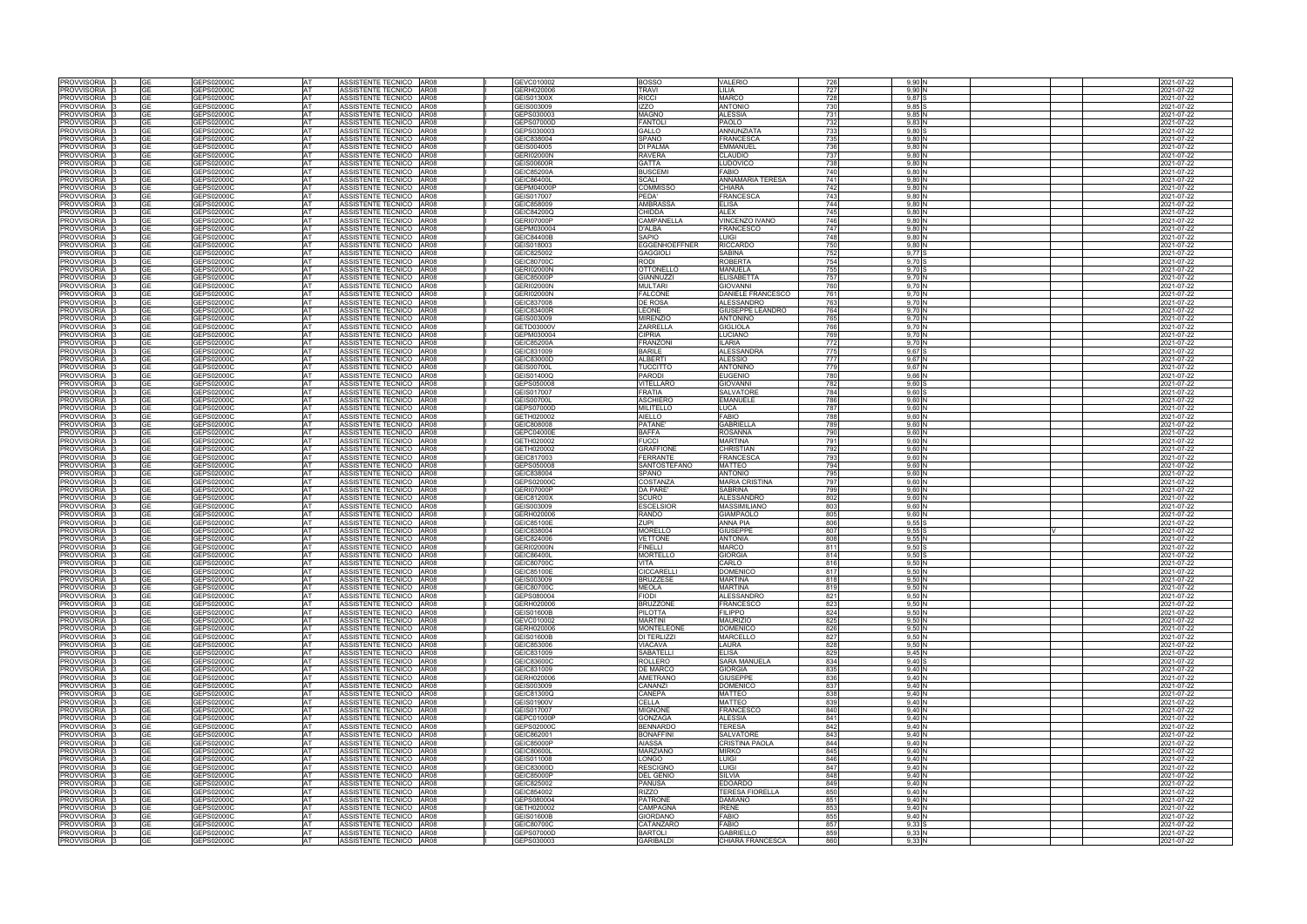| PROVVISORIA | 3 | GE | GEPS02000C | AT | ASSISTENTE TECNICO | AR08 | I | GEVC010002 | BOSSO | VALERIO | 726 | 9,90 | N | | | | 2021-07-22 |
|---|---|---|---|---|---|---|---|---|---|---|---|---|---|---|---|---|---|
| PROVVISORIA | 3 | GE | GEPS02000C | AT | ASSISTENTE TECNICO | AR08 | I | GERH020006 | TRAVI | LILIA | 727 | 9,90 | N | | | | 2021-07-22 |
| PROVVISORIA | 3 | GE | GEPS02000C | AT | ASSISTENTE TECNICO | AR08 | I | GEIS01300X | RICCI | MARCO | 728 | 9,87 | S | | | | 2021-07-22 |
| PROVVISORIA | 3 | GE | GEPS02000C | AT | ASSISTENTE TECNICO | AR08 | I | GEIS003009 | IZZO | ANTONIO | 730 | 9,85 | S | | | | 2021-07-22 |
| PROVVISORIA | 3 | GE | GEPS02000C | AT | ASSISTENTE TECNICO | AR08 | I | GEPS030003 | MAGNO | ALESSIA | 731 | 9,85 | N | | | | 2021-07-22 |
| PROVVISORIA | 3 | GE | GEPS02000C | AT | ASSISTENTE TECNICO | AR08 | I | GEPS07000D | FANTOLI | PAOLO | 732 | 9,83 | N | | | | 2021-07-22 |
| PROVVISORIA | 3 | GE | GEPS02000C | AT | ASSISTENTE TECNICO | AR08 | I | GEPS030003 | GALLO | ANNUNZIATA | 733 | 9,80 | S | | | | 2021-07-22 |
| PROVVISORIA | 3 | GE | GEPS02000C | AT | ASSISTENTE TECNICO | AR08 | I | GEIC838004 | SPANO | FRANCESCA | 735 | 9,80 | N | | | | 2021-07-22 |
| PROVVISORIA | 3 | GE | GEPS02000C | AT | ASSISTENTE TECNICO | AR08 | I | GEIS004005 | DI PALMA | EMMANUEL | 736 | 9,80 | N | | | | 2021-07-22 |
| PROVVISORIA | 3 | GE | GEPS02000C | AT | ASSISTENTE TECNICO | AR08 | I | GERI02000N | RAVERA | CLAUDIO | 737 | 9,80 | N | | | | 2021-07-22 |
| PROVVISORIA | 3 | GE | GEPS02000C | AT | ASSISTENTE TECNICO | AR08 | I | GEIS00600R | GATTA | LUDOVICO | 738 | 9,80 | N | | | | 2021-07-22 |
| PROVVISORIA | 3 | GE | GEPS02000C | AT | ASSISTENTE TECNICO | AR08 | I | GEIC85200A | BUSCEMI | FABIO | 740 | 9,80 | N | | | | 2021-07-22 |
| PROVVISORIA | 3 | GE | GEPS02000C | AT | ASSISTENTE TECNICO | AR08 | I | GEIC86400L | SCALI | ANNAMARIA TERESA | 741 | 9,80 | N | | | | 2021-07-22 |
| PROVVISORIA | 3 | GE | GEPS02000C | AT | ASSISTENTE TECNICO | AR08 | I | GEPM04000P | COMMISSO | CHIARA | 742 | 9,80 | N | | | | 2021-07-22 |
| PROVVISORIA | 3 | GE | GEPS02000C | AT | ASSISTENTE TECNICO | AR08 | I | GEIS017007 | PEDA' | FRANCESCA | 743 | 9,80 | N | | | | 2021-07-22 |
| PROVVISORIA | 3 | GE | GEPS02000C | AT | ASSISTENTE TECNICO | AR08 | I | GEIC858009 | AMBRASSA | ELISA | 744 | 9,80 | N | | | | 2021-07-22 |
| PROVVISORIA | 3 | GE | GEPS02000C | AT | ASSISTENTE TECNICO | AR08 | I | GEIC84200Q | CHIDDA | ALEX | 745 | 9,80 | N | | | | 2021-07-22 |
| PROVVISORIA | 3 | GE | GEPS02000C | AT | ASSISTENTE TECNICO | AR08 | I | GERI07000P | CAMPANELLA | VINCENZO IVANO | 746 | 9,80 | N | | | | 2021-07-22 |
| PROVVISORIA | 3 | GE | GEPS02000C | AT | ASSISTENTE TECNICO | AR08 | I | GEPM030004 | D'ALBA | FRANCESCO | 747 | 9,80 | N | | | | 2021-07-22 |
| PROVVISORIA | 3 | GE | GEPS02000C | AT | ASSISTENTE TECNICO | AR08 | I | GEIC84400B | SAPIO | LUIGI | 748 | 9,80 | N | | | | 2021-07-22 |
| PROVVISORIA | 3 | GE | GEPS02000C | AT | ASSISTENTE TECNICO | AR08 | I | GEIS018003 | EGGENHOEFFNER | RICCARDO | 750 | 9,80 | N | | | | 2021-07-22 |
| PROVVISORIA | 3 | GE | GEPS02000C | AT | ASSISTENTE TECNICO | AR08 | I | GEIC825002 | GAGGIOLI | SABINA | 752 | 9,77 | S | | | | 2021-07-22 |
| PROVVISORIA | 3 | GE | GEPS02000C | AT | ASSISTENTE TECNICO | AR08 | I | GEIC80700C | RODI | ROBERTA | 754 | 9,70 | S | | | | 2021-07-22 |
| PROVVISORIA | 3 | GE | GEPS02000C | AT | ASSISTENTE TECNICO | AR08 | I | GERI02000N | OTTONELLO | MANUELA | 755 | 9,70 | S | | | | 2021-07-22 |
| PROVVISORIA | 3 | GE | GEPS02000C | AT | ASSISTENTE TECNICO | AR08 | I | GEIC85000P | GIANNUZZI | ELISABETTA | 757 | 9,70 | N | | | | 2021-07-22 |
| PROVVISORIA | 3 | GE | GEPS02000C | AT | ASSISTENTE TECNICO | AR08 | I | GERI02000N | MULTARI | GIOVANNI | 760 | 9,70 | N | | | | 2021-07-22 |
| PROVVISORIA | 3 | GE | GEPS02000C | AT | ASSISTENTE TECNICO | AR08 | I | GERI02000N | FALCONE | DANIELE FRANCESCO | 761 | 9,70 | N | | | | 2021-07-22 |
| PROVVISORIA | 3 | GE | GEPS02000C | AT | ASSISTENTE TECNICO | AR08 | I | GEIC837008 | DE ROSA | ALESSANDRO | 763 | 9,70 | N | | | | 2021-07-22 |
| PROVVISORIA | 3 | GE | GEPS02000C | AT | ASSISTENTE TECNICO | AR08 | I | GEIC83400R | LEONE | GIUSEPPE LEANDRO | 764 | 9,70 | N | | | | 2021-07-22 |
| PROVVISORIA | 3 | GE | GEPS02000C | AT | ASSISTENTE TECNICO | AR08 | I | GEIS003009 | MIRENZIO | ANTONINO | 765 | 9,70 | N | | | | 2021-07-22 |
| PROVVISORIA | 3 | GE | GEPS02000C | AT | ASSISTENTE TECNICO | AR08 | I | GETD03000V | ZARRELLA | GIGLIOLA | 766 | 9,70 | N | | | | 2021-07-22 |
| PROVVISORIA | 3 | GE | GEPS02000C | AT | ASSISTENTE TECNICO | AR08 | I | GEPM030004 | CIPRIA | LUCIANO | 769 | 9,70 | N | | | | 2021-07-22 |
| PROVVISORIA | 3 | GE | GEPS02000C | AT | ASSISTENTE TECNICO | AR08 | I | GEIC85200A | FRANZONI | ILARIA | 772 | 9,70 | N | | | | 2021-07-22 |
| PROVVISORIA | 3 | GE | GEPS02000C | AT | ASSISTENTE TECNICO | AR08 | I | GEIC831009 | BARILE | ALESSANDRA | 775 | 9,67 | S | | | | 2021-07-22 |
| PROVVISORIA | 3 | GE | GEPS02000C | AT | ASSISTENTE TECNICO | AR08 | I | GEIC83000D | ALBERTI | ALESSIO | 777 | 9,67 | N | | | | 2021-07-22 |
| PROVVISORIA | 3 | GE | GEPS02000C | AT | ASSISTENTE TECNICO | AR08 | I | GEIS00700L | TUCCITTO | ANTONINO | 779 | 9,67 | N | | | | 2021-07-22 |
| PROVVISORIA | 3 | GE | GEPS02000C | AT | ASSISTENTE TECNICO | AR08 | I | GEIS01400Q | PARODI | EUGENIO | 780 | 9,66 | N | | | | 2021-07-22 |
| PROVVISORIA | 3 | GE | GEPS02000C | AT | ASSISTENTE TECNICO | AR08 | I | GEPS050008 | VITELLARO | GIOVANNI | 782 | 9,60 | S | | | | 2021-07-22 |
| PROVVISORIA | 3 | GE | GEPS02000C | AT | ASSISTENTE TECNICO | AR08 | I | GEIS017007 | FRATIA | SALVATORE | 784 | 9,60 | S | | | | 2021-07-22 |
| PROVVISORIA | 3 | GE | GEPS02000C | AT | ASSISTENTE TECNICO | AR08 | I | GEIS00700L | ASCHIERO | EMANUELE | 786 | 9,60 | N | | | | 2021-07-22 |
| PROVVISORIA | 3 | GE | GEPS02000C | AT | ASSISTENTE TECNICO | AR08 | I | GEPS07000D | MILITELLO | LUCA | 787 | 9,60 | N | | | | 2021-07-22 |
| PROVVISORIA | 3 | GE | GEPS02000C | AT | ASSISTENTE TECNICO | AR08 | I | GETH020002 | AIELLO | FABIO | 788 | 9,60 | N | | | | 2021-07-22 |
| PROVVISORIA | 3 | GE | GEPS02000C | AT | ASSISTENTE TECNICO | AR08 | I | GEIC808008 | PATANE' | GABRIELLA | 789 | 9,60 | N | | | | 2021-07-22 |
| PROVVISORIA | 3 | GE | GEPS02000C | AT | ASSISTENTE TECNICO | AR08 | I | GEPC04000E | BAFFA | ROSANNA | 790 | 9,60 | N | | | | 2021-07-22 |
| PROVVISORIA | 3 | GE | GEPS02000C | AT | ASSISTENTE TECNICO | AR08 | I | GETH020002 | FUCCI | MARTINA | 791 | 9,60 | N | | | | 2021-07-22 |
| PROVVISORIA | 3 | GE | GEPS02000C | AT | ASSISTENTE TECNICO | AR08 | I | GETH020002 | GRAFFIONE | CHRISTIAN | 792 | 9,60 | N | | | | 2021-07-22 |
| PROVVISORIA | 3 | GE | GEPS02000C | AT | ASSISTENTE TECNICO | AR08 | I | GEIC817003 | FERRANTE | FRANCESCA | 793 | 9,60 | N | | | | 2021-07-22 |
| PROVVISORIA | 3 | GE | GEPS02000C | AT | ASSISTENTE TECNICO | AR08 | I | GEPS050008 | SANTOSTEFANO | MATTEO | 794 | 9,60 | N | | | | 2021-07-22 |
| PROVVISORIA | 3 | GE | GEPS02000C | AT | ASSISTENTE TECNICO | AR08 | I | GEIC838004 | SPANO | ANTONIO | 795 | 9,60 | N | | | | 2021-07-22 |
| PROVVISORIA | 3 | GE | GEPS02000C | AT | ASSISTENTE TECNICO | AR08 | I | GEPS02000C | COSTANZA | MARIA CRISTINA | 797 | 9,60 | N | | | | 2021-07-22 |
| PROVVISORIA | 3 | GE | GEPS02000C | AT | ASSISTENTE TECNICO | AR08 | I | GERI07000P | DA PARE' | SABRINA | 799 | 9,60 | N | | | | 2021-07-22 |
| PROVVISORIA | 3 | GE | GEPS02000C | AT | ASSISTENTE TECNICO | AR08 | I | GEIC81200X | SCURO | ALESSANDRO | 802 | 9,60 | N | | | | 2021-07-22 |
| PROVVISORIA | 3 | GE | GEPS02000C | AT | ASSISTENTE TECNICO | AR08 | I | GEIS003009 | ESCELSIOR | MASSIMILIANO | 803 | 9,60 | N | | | | 2021-07-22 |
| PROVVISORIA | 3 | GE | GEPS02000C | AT | ASSISTENTE TECNICO | AR08 | I | GERH020006 | RANDO | GIAMPAOLO | 805 | 9,60 | N | | | | 2021-07-22 |
| PROVVISORIA | 3 | GE | GEPS02000C | AT | ASSISTENTE TECNICO | AR08 | I | GEIC85100E | ZUPI | ANNA PIA | 806 | 9,55 | S | | | | 2021-07-22 |
| PROVVISORIA | 3 | GE | GEPS02000C | AT | ASSISTENTE TECNICO | AR08 | I | GEIC838004 | MORELLO | GIUSEPPE | 807 | 9,55 | S | | V | | 2021-07-22 |
| PROVVISORIA | 3 | GE | GEPS02000C | AT | ASSISTENTE TECNICO | AR08 | I | GEIC824006 | VETTONE | ANTONIA | 808 | 9,55 | N | | | | 2021-07-22 |
| PROVVISORIA | 3 | GE | GEPS02000C | AT | ASSISTENTE TECNICO | AR08 | I | GERI02000N | FINELLI | MARCO | 811 | 9,50 | S | | | | 2021-07-22 |
| PROVVISORIA | 3 | GE | GEPS02000C | AT | ASSISTENTE TECNICO | AR08 | I | GEIC86400L | MORTELLO | GIORGIA | 814 | 9,50 | S | | | | 2021-07-22 |
| PROVVISORIA | 3 | GE | GEPS02000C | AT | ASSISTENTE TECNICO | AR08 | I | GEIC80700C | VITA | CARLO | 816 | 9,50 | N | | | | 2021-07-22 |
| PROVVISORIA | 3 | GE | GEPS02000C | AT | ASSISTENTE TECNICO | AR08 | I | GEIC85100E | CICCARELLI | DOMENICO | 817 | 9,50 | N | | | | 2021-07-22 |
| PROVVISORIA | 3 | GE | GEPS02000C | AT | ASSISTENTE TECNICO | AR08 | I | GEIS003009 | BRUZZESE | MARTINA | 818 | 9,50 | N | | | | 2021-07-22 |
| PROVVISORIA | 3 | GE | GEPS02000C | AT | ASSISTENTE TECNICO | AR08 | I | GEIC80700C | MEOLA | MARTINA | 819 | 9,50 | N | | | | 2021-07-22 |
| PROVVISORIA | 3 | GE | GEPS02000C | AT | ASSISTENTE TECNICO | AR08 | I | GEPS080004 | FIODI | ALESSANDRO | 821 | 9,50 | N | | | | 2021-07-22 |
| PROVVISORIA | 3 | GE | GEPS02000C | AT | ASSISTENTE TECNICO | AR08 | I | GERH020006 | BRUZZONE | FRANCESCO | 823 | 9,50 | N | | | | 2021-07-22 |
| PROVVISORIA | 3 | GE | GEPS02000C | AT | ASSISTENTE TECNICO | AR08 | I | GEIS01600B | PILOTTA | FILIPPO | 824 | 9,50 | N | | | | 2021-07-22 |
| PROVVISORIA | 3 | GE | GEPS02000C | AT | ASSISTENTE TECNICO | AR08 | I | GEVC010002 | MARTINI | MAURIZIO | 825 | 9,50 | N | | | | 2021-07-22 |
| PROVVISORIA | 3 | GE | GEPS02000C | AT | ASSISTENTE TECNICO | AR08 | I | GERH020006 | MONTELEONE | DOMENICO | 826 | 9,50 | N | | | | 2021-07-22 |
| PROVVISORIA | 3 | GE | GEPS02000C | AT | ASSISTENTE TECNICO | AR08 | I | GEIS01600B | DI TERLIZZI | MARCELLO | 827 | 9,50 | N | | | | 2021-07-22 |
| PROVVISORIA | 3 | GE | GEPS02000C | AT | ASSISTENTE TECNICO | AR08 | I | GEIC853006 | VIACAVA | LAURA | 828 | 9,50 | N | | | | 2021-07-22 |
| PROVVISORIA | 3 | GE | GEPS02000C | AT | ASSISTENTE TECNICO | AR08 | I | GEIC831009 | SABATELLI | ELISA | 829 | 9,45 | N | | | | 2021-07-22 |
| PROVVISORIA | 3 | GE | GEPS02000C | AT | ASSISTENTE TECNICO | AR08 | I | GEIC83600C | ROLLERO | SARA MANUELA | 834 | 9,40 | S | | | | 2021-07-22 |
| PROVVISORIA | 3 | GE | GEPS02000C | AT | ASSISTENTE TECNICO | AR08 | I | GEIC831009 | DE MARCO | GIORGIA | 835 | 9,40 | N | | | | 2021-07-22 |
| PROVVISORIA | 3 | GE | GEPS02000C | AT | ASSISTENTE TECNICO | AR08 | I | GERH020006 | AMETRANO | GIUSEPPE | 836 | 9,40 | N | | | | 2021-07-22 |
| PROVVISORIA | 3 | GE | GEPS02000C | AT | ASSISTENTE TECNICO | AR08 | I | GEIS003009 | CANANZI | DOMENICO | 837 | 9,40 | N | | | | 2021-07-22 |
| PROVVISORIA | 3 | GE | GEPS02000C | AT | ASSISTENTE TECNICO | AR08 | I | GEIC81300Q | CANEPA | MATTEO | 838 | 9,40 | N | | | | 2021-07-22 |
| PROVVISORIA | 3 | GE | GEPS02000C | AT | ASSISTENTE TECNICO | AR08 | I | GEIS01900V | CELLA | MATTEO | 839 | 9,40 | N | | | | 2021-07-22 |
| PROVVISORIA | 3 | GE | GEPS02000C | AT | ASSISTENTE TECNICO | AR08 | I | GEIS017007 | MIGNONE | FRANCESCO | 840 | 9,40 | N | | | | 2021-07-22 |
| PROVVISORIA | 3 | GE | GEPS02000C | AT | ASSISTENTE TECNICO | AR08 | I | GEPC01000P | GONZAGA | ALESSIA | 841 | 9,40 | N | | | | 2021-07-22 |
| PROVVISORIA | 3 | GE | GEPS02000C | AT | ASSISTENTE TECNICO | AR08 | I | GEPS02000C | BENNARDO | TERESA | 842 | 9,40 | N | | | | 2021-07-22 |
| PROVVISORIA | 3 | GE | GEPS02000C | AT | ASSISTENTE TECNICO | AR08 | I | GEIC862001 | BONAFFINI | SALVATORE | 843 | 9,40 | N | | | | 2021-07-22 |
| PROVVISORIA | 3 | GE | GEPS02000C | AT | ASSISTENTE TECNICO | AR08 | I | GEIC85000P | AIASSA | CRISTINA PAOLA | 844 | 9,40 | N | | | | 2021-07-22 |
| PROVVISORIA | 3 | GE | GEPS02000C | AT | ASSISTENTE TECNICO | AR08 | I | GEIC80600L | MARZIANO | MIRKO | 845 | 9,40 | N | | | | 2021-07-22 |
| PROVVISORIA | 3 | GE | GEPS02000C | AT | ASSISTENTE TECNICO | AR08 | I | GEIS011008 | LONGO | LUIGI | 846 | 9,40 | N | | | | 2021-07-22 |
| PROVVISORIA | 3 | GE | GEPS02000C | AT | ASSISTENTE TECNICO | AR08 | I | GEIC83000D | RESCIGNO | LUIGI | 847 | 9,40 | N | | | | 2021-07-22 |
| PROVVISORIA | 3 | GE | GEPS02000C | AT | ASSISTENTE TECNICO | AR08 | I | GEIC85000P | DEL GENIO | SILVIA | 848 | 9,40 | N | | | | 2021-07-22 |
| PROVVISORIA | 3 | GE | GEPS02000C | AT | ASSISTENTE TECNICO | AR08 | I | GEIC825002 | PANUSA | EDOARDO | 849 | 9,40 | N | | | | 2021-07-22 |
| PROVVISORIA | 3 | GE | GEPS02000C | AT | ASSISTENTE TECNICO | AR08 | I | GEIC854002 | RIZZO | TERESA FIORELLA | 850 | 9,40 | N | | | | 2021-07-22 |
| PROVVISORIA | 3 | GE | GEPS02000C | AT | ASSISTENTE TECNICO | AR08 | I | GEPS080004 | PATRONE | DAMIANO | 851 | 9,40 | N | | | | 2021-07-22 |
| PROVVISORIA | 3 | GE | GEPS02000C | AT | ASSISTENTE TECNICO | AR08 | I | GETH020002 | CAMPAGNA | IRENE | 853 | 9,40 | N | | | | 2021-07-22 |
| PROVVISORIA | 3 | GE | GEPS02000C | AT | ASSISTENTE TECNICO | AR08 | I | GEIS01600B | GIORDANO | FABIO | 855 | 9,40 | N | | | | 2021-07-22 |
| PROVVISORIA | 3 | GE | GEPS02000C | AT | ASSISTENTE TECNICO | AR08 | I | GEIC80700C | CATANZARO | FABIO | 857 | 9,33 | S | | | | 2021-07-22 |
| PROVVISORIA | 3 | GE | GEPS02000C | AT | ASSISTENTE TECNICO | AR08 | I | GEPS07000D | BARTOLI | GABRIELLO | 859 | 9,33 | N | | | | 2021-07-22 |
| PROVVISORIA | 3 | GE | GEPS02000C | AT | ASSISTENTE TECNICO | AR08 | I | GEPS030003 | GARIBALDI | CHIARA FRANCESCA | 860 | 9,33 | N | | | | 2021-07-22 |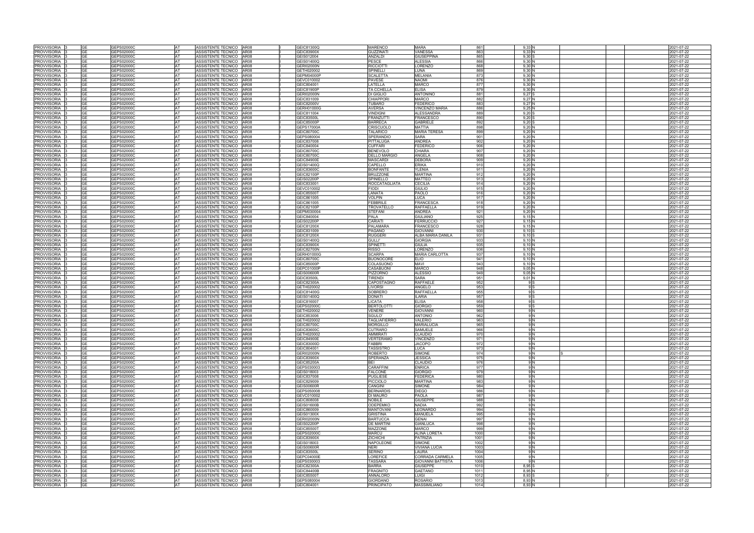| | | | | | | | | | | | | | | | | |
|---|---|---|---|---|---|---|---|---|---|---|---|---|---|---|---|---|
| PROVVISORIA | 3 | GE | GEPS02000C | AT | ASSISTENTE TECNICO | AR08 | I | GEIC81300Q | MARENCO | MARA | 861 | 9,33 | N | | | 2021-07-22 |
| PROVVISORIA | 3 | GE | GEPS02000C | AT | ASSISTENTE TECNICO | AR08 | I | GEIC83900X | GUZZINATI | VANESSA | 863 | 9,33 | N | | | 2021-07-22 |
| PROVVISORIA | 3 | GE | GEPS02000C | AT | ASSISTENTE TECNICO | AR08 | I | GEIS012004 | ANZALDI | GIUSEPPINA | 865 | 9,30 | S | | | 2021-07-22 |
| PROVVISORIA | 3 | GE | GEPS02000C | AT | ASSISTENTE TECNICO | AR08 | I | GEIS01400Q | PESCE | ALESSIA | 866 | 9,30 | N | | | 2021-07-22 |
| PROVVISORIA | 3 | GE | GEPS02000C | AT | ASSISTENTE TECNICO | AR08 | I | GERI02000N | RICCIOTTI | LORENZO | 868 | 9,30 | N | | | 2021-07-22 |
| PROVVISORIA | 3 | GE | GEPS02000C | AT | ASSISTENTE TECNICO | AR08 | I | GETH020002 | SPINELLI | LUNA | 869 | 9,30 | N | | | 2021-07-22 |
| PROVVISORIA | 3 | GE | GEPS02000C | AT | ASSISTENTE TECNICO | AR08 | I | GEPM04000P | SCALETTA | MELANIA | 873 | 9,30 | N | | | 2021-07-22 |
| PROVVISORIA | 3 | GE | GEPS02000C | AT | ASSISTENTE TECNICO | AR08 | I | GEVC010002 | PAVESE | NAOMI | 876 | 9,30 | N | | | 2021-07-22 |
| PROVVISORIA | 3 | GE | GEPS02000C | AT | ASSISTENTE TECNICO | AR08 | I | GEIC804001 | LATELLA | MARCO | 877 | 9,30 | N | | | 2021-07-22 |
| PROVVISORIA | 3 | GE | GEPS02000C | AT | ASSISTENTE TECNICO | AR08 | I | GEIC81900P | TA COHELLA | ELISA | 879 | 9,30 | N | | | 2021-07-22 |
| PROVVISORIA | 3 | GE | GEPS02000C | AT | ASSISTENTE TECNICO | AR08 | I | GERI02000N | DI GIGLIO | ANTONINO | 881 | 9,27 | S | | | 2021-07-22 |
| PROVVISORIA | 3 | GE | GEPS02000C | AT | ASSISTENTE TECNICO | AR08 | I | GEIC831009 | CHIAPPORI | MARCO | 882 | 9,27 | N | | | 2021-07-22 |
| PROVVISORIA | 3 | GE | GEPS02000C | AT | ASSISTENTE TECNICO | AR08 | I | GEIC82000V | TUBARO | FEDERICO | 883 | 9,27 | N | | | 2021-07-22 |
| PROVVISORIA | 3 | GE | GEPS02000C | AT | ASSISTENTE TECNICO | AR08 | I | GERH01000G | AVERSA | VINCENZO MARIA | 886 | 9,25 | N | | | 2021-07-22 |
| PROVVISORIA | 3 | GE | GEPS02000C | AT | ASSISTENTE TECNICO | AR08 | I | GEIC811004 | VINDIGNI | ALESSANDRA | 889 | 9,20 | S | | | 2021-07-22 |
| PROVVISORIA | 3 | GE | GEPS02000C | AT | ASSISTENTE TECNICO | AR08 | I | GEIC83500L | FRANZUTTI | FRANCESCO | 890 | 9,20 | S | | | 2021-07-22 |
| PROVVISORIA | 3 | GE | GEPS02000C | AT | ASSISTENTE TECNICO | AR08 | I | GEIC85000P | BARRECA | GABRIELE | 892 | 9,20 | S | | | 2021-07-22 |
| PROVVISORIA | 3 | GE | GEPS02000C | AT | ASSISTENTE TECNICO | AR08 | I | GEPS17000A | CRISCUOLO | MATTIA | 898 | 9,20 | N | | | 2021-07-22 |
| PROVVISORIA | 3 | GE | GEPS02000C | AT | ASSISTENTE TECNICO | AR08 | I | GEIC80700C | TALARICO | MARIA TERESA | 899 | 9,20 | N | | | 2021-07-22 |
| PROVVISORIA | 3 | GE | GEPS02000C | AT | ASSISTENTE TECNICO | AR08 | I | GEPS080004 | SPERANDIO | SARA | 901 | 9,20 | N | | | 2021-07-22 |
| PROVVISORIA | 3 | GE | GEPS02000C | AT | ASSISTENTE TECNICO | AR08 | I | GEIC837008 | PITTALUGA | ANDREA | 902 | 9,20 | N | | | 2021-07-22 |
| PROVVISORIA | 3 | GE | GEPS02000C | AT | ASSISTENTE TECNICO | AR08 | I | GEIC840004 | CUFFARI | FEDERICO | 906 | 9,20 | N | | | 2021-07-22 |
| PROVVISORIA | 3 | GE | GEPS02000C | AT | ASSISTENTE TECNICO | AR08 | I | GEIC80700C | BENEVOLO | CHIARA | 907 | 9,20 | N | | | 2021-07-22 |
| PROVVISORIA | 3 | GE | GEPS02000C | AT | ASSISTENTE TECNICO | AR08 | I | GEIC80700C | DELLO MARGIO | ANGELA | 908 | 9,20 | N | | | 2021-07-22 |
| PROVVISORIA | 3 | GE | GEPS02000C | AT | ASSISTENTE TECNICO | AR08 | I | GEIC84900E | MASCARDI | DEBORA | 909 | 9,20 | N | | | 2021-07-22 |
| PROVVISORIA | 3 | GE | GEPS02000C | AT | ASSISTENTE TECNICO | AR08 | I | GEIS01400Q | CAPELLO | ERIKA | 910 | 9,20 | N | | | 2021-07-22 |
| PROVVISORIA | 3 | GE | GEPS02000C | AT | ASSISTENTE TECNICO | AR08 | I | GEIC83600C | BONFANTE | YLENIA | 911 | 9,20 | N | | | 2021-07-22 |
| PROVVISORIA | 3 | GE | GEPS02000C | AT | ASSISTENTE TECNICO | AR08 | I | GEIC82100P | BRUZZONE | MARTINA | 912 | 9,20 | N | | | 2021-07-22 |
| PROVVISORIA | 3 | GE | GEPS02000C | AT | ASSISTENTE TECNICO | AR08 | I | GEIS02200P | SPINIELLO | MATTEO | 913 | 9,20 | N | | | 2021-07-22 |
| PROVVISORIA | 3 | GE | GEPS02000C | AT | ASSISTENTE TECNICO | AR08 | I | GEIC833001 | ROCCATAGLIATA | CECILIA | 914 | 9,20 | N | | | 2021-07-22 |
| PROVVISORIA | 3 | GE | GEPS02000C | AT | ASSISTENTE TECNICO | AR08 | I | GEVC010002 | FIODI | GIULIO | 915 | 9,20 | N | | | 2021-07-22 |
| PROVVISORIA | 3 | GE | GEPS02000C | AT | ASSISTENTE TECNICO | AR08 | I | GEIC85500T | LANATA | PAOLO | 916 | 9,20 | N | | | 2021-07-22 |
| PROVVISORIA | 3 | GE | GEPS02000C | AT | ASSISTENTE TECNICO | AR08 | I | GEIC861005 | VOLPIN | LUCA | 917 | 9,20 | N | | | 2021-07-22 |
| PROVVISORIA | 3 | GE | GEPS02000C | AT | ASSISTENTE TECNICO | AR08 | I | GEIC861005 | FEBBRILE | FRANCESCA | 918 | 9,20 | N | | | 2021-07-22 |
| PROVVISORIA | 3 | GE | GEPS02000C | AT | ASSISTENTE TECNICO | AR08 | I | GEIC82100P | TROVATELLO | RAFFAELLA | 919 | 9,20 | N | | | 2021-07-22 |
| PROVVISORIA | 3 | GE | GEPS02000C | AT | ASSISTENTE TECNICO | AR08 | I | GEPM030004 | STEFANI | ANDREA | 921 | 9,20 | N | | | 2021-07-22 |
| PROVVISORIA | 3 | GE | GEPS02000C | AT | ASSISTENTE TECNICO | AR08 | I | GEIC840004 | PALA | GIULIANO | 925 | 9,15 | N | | | 2021-07-22 |
| PROVVISORIA | 3 | GE | GEPS02000C | AT | ASSISTENTE TECNICO | AR08 | I | GEIS02200P | CARIATI | FERRUCCIO | 927 | 9,15 | N | | | 2021-07-22 |
| PROVVISORIA | 3 | GE | GEPS02000C | AT | ASSISTENTE TECNICO | AR08 | I | GEIC81200X | PALAMARA | FRANCESCO | 928 | 9,15 | N | | | 2021-07-22 |
| PROVVISORIA | 3 | GE | GEPS02000C | AT | ASSISTENTE TECNICO | AR08 | I | GEIC831009 | PAGANO | GIOVANNI | 930 | 9,10 | S | | | 2021-07-22 |
| PROVVISORIA | 3 | GE | GEPS02000C | AT | ASSISTENTE TECNICO | AR08 | I | GEIC81200X | RUGGERI | ALBA MARIA DANILA | 931 | 9,10 | S | | | 2021-07-22 |
| PROVVISORIA | 3 | GE | GEPS02000C | AT | ASSISTENTE TECNICO | AR08 | I | GEIS01400Q | GULLI' | GIORGIA | 933 | 9,10 | N | | | 2021-07-22 |
| PROVVISORIA | 3 | GE | GEPS02000C | AT | ASSISTENTE TECNICO | AR08 | I | GEIC83900X | SPINETTI | GIULIA | 935 | 9,10 | N | | | 2021-07-22 |
| PROVVISORIA | 3 | GE | GEPS02000C | AT | ASSISTENTE TECNICO | AR08 | I | GEIC82700N | RISSO | LORENZO | 936 | 9,10 | N | | | 2021-07-22 |
| PROVVISORIA | 3 | GE | GEPS02000C | AT | ASSISTENTE TECNICO | AR08 | I | GERH01000G | SCARPA | MARIA CARLOTTA | 937 | 9,10 | N | | | 2021-07-22 |
| PROVVISORIA | 3 | GE | GEPS02000C | AT | ASSISTENTE TECNICO | AR08 | I | GEIC80700C | BUONOCORE | ELIO | 941 | 9,10 | N | | | 2021-07-22 |
| PROVVISORIA | 3 | GE | GEPS02000C | AT | ASSISTENTE TECNICO | AR08 | I | GEIC85000P | COLASUONO | MAVI | 943 | 9,10 | N | | | 2021-07-22 |
| PROVVISORIA | 3 | GE | GEPS02000C | AT | ASSISTENTE TECNICO | AR08 | I | GEPC01000P | CASABUONI | MARCO | 948 | 9,05 | N | | | 2021-07-22 |
| PROVVISORIA | 3 | GE | GEPS02000C | AT | ASSISTENTE TECNICO | AR08 | I | GEIS00600R | PIZZORNO | ALESSIO | 949 | 9,05 | N | | | 2021-07-22 |
| PROVVISORIA | 3 | GE | GEPS02000C | AT | ASSISTENTE TECNICO | AR08 | I | GEIC83500L | TIRENDI | SARA | 951 | 9,01 | N | | | 2021-07-22 |
| PROVVISORIA | 3 | GE | GEPS02000C | AT | ASSISTENTE TECNICO | AR08 | I | GEIC82300A | CAPOSTAGNO | RAFFAELE | 952 | 9 | S | | | 2021-07-22 |
| PROVVISORIA | 3 | GE | GEPS02000C | AT | ASSISTENTE TECNICO | AR08 | I | GETH020002 | LIVORSI | ANGELO | 953 | 9 | S | | | 2021-07-22 |
| PROVVISORIA | 3 | GE | GEPS02000C | AT | ASSISTENTE TECNICO | AR08 | I | GEIC81400G | SOBRERO | RAFFAELLA | 955 | 9 | S | | | 2021-07-22 |
| PROVVISORIA | 3 | GE | GEPS02000C | AT | ASSISTENTE TECNICO | AR08 | I | GEIS01400Q | DONATI | ILARIA | 957 | 9 | S | | | 2021-07-22 |
| PROVVISORIA | 3 | GE | GEPS02000C | AT | ASSISTENTE TECNICO | AR08 | I | GEIC816007 | LICATA | ELISA | 958 | 9 | S | | | 2021-07-22 |
| PROVVISORIA | 3 | GE | GEPS02000C | AT | ASSISTENTE TECNICO | AR08 | I | GEPS02000C | BERTOLOTTI | GIORGIO | 959 | 9 | S | | | 2021-07-22 |
| PROVVISORIA | 3 | GE | GEPS02000C | AT | ASSISTENTE TECNICO | AR08 | I | GETH020002 | VENERE | GIOVANNI | 960 | 9 | N | | | 2021-07-22 |
| PROVVISORIA | 3 | GE | GEPS02000C | AT | ASSISTENTE TECNICO | AR08 | I | GEIC853006 | SGULO' | ANTONIO | 962 | 9 | N | | | 2021-07-22 |
| PROVVISORIA | 3 | GE | GEPS02000C | AT | ASSISTENTE TECNICO | AR08 | I | GETH020002 | TAGLIAFIERRO | VALERIO | 963 | 9 | N | | | 2021-07-22 |
| PROVVISORIA | 3 | GE | GEPS02000C | AT | ASSISTENTE TECNICO | AR08 | I | GEIC80700C | MORGILLO | MARIALUCIA | 965 | 9 | N | | | 2021-07-22 |
| PROVVISORIA | 3 | GE | GEPS02000C | AT | ASSISTENTE TECNICO | AR08 | I | GEIC83600C | CUTRARO | SAMUELE | 966 | 9 | N | | | 2021-07-22 |
| PROVVISORIA | 3 | GE | GEPS02000C | AT | ASSISTENTE TECNICO | AR08 | I | GETH020002 | AMMIRATI | CLAUDIO | 970 | 9 | N | | | 2021-07-22 |
| PROVVISORIA | 3 | GE | GEPS02000C | AT | ASSISTENTE TECNICO | AR08 | I | GEIC84900E | VERTERAMO | VINCENZO | 971 | 9 | N | | | 2021-07-22 |
| PROVVISORIA | 3 | GE | GEPS02000C | AT | ASSISTENTE TECNICO | AR08 | I | GEIC83000D | FABBRI | JACOPO | 972 | 9 | N | | | 2021-07-22 |
| PROVVISORIA | 3 | GE | GEPS02000C | AT | ASSISTENTE TECNICO | AR08 | I | GEIC804001 | TASSISTRO | LUCA | 973 | 9 | N | | | 2021-07-22 |
| PROVVISORIA | 3 | GE | GEPS02000C | AT | ASSISTENTE TECNICO | AR08 | I | GERI02000N | ROBERTO | SIMONE | 974 | 9 | N | S | | 2021-07-22 |
| PROVVISORIA | 3 | GE | GEPS02000C | AT | ASSISTENTE TECNICO | AR08 | I | GEIC83900X | SPERANZA | JESSICA | 975 | 9 | N | | | 2021-07-22 |
| PROVVISORIA | 3 | GE | GEPS02000C | AT | ASSISTENTE TECNICO | AR08 | I | GEIC85200A | BEI | CLAUDIO | 976 | 9 | N | | | 2021-07-22 |
| PROVVISORIA | 3 | GE | GEPS02000C | AT | ASSISTENTE TECNICO | AR08 | I | GEPS030003 | CARAFFINI | ENRICA | 977 | 9 | N | | | 2021-07-22 |
| PROVVISORIA | 3 | GE | GEPS02000C | AT | ASSISTENTE TECNICO | AR08 | I | GEIS018003 | FALCONE | GIORGIO | 979 | 9 | N | | | 2021-07-22 |
| PROVVISORIA | 3 | GE | GEPS02000C | AT | ASSISTENTE TECNICO | AR08 | I | GEIC837008 | PUGLIESE | FEDERICA | 980 | 9 | N | | | 2021-07-22 |
| PROVVISORIA | 3 | GE | GEPS02000C | AT | ASSISTENTE TECNICO | AR08 | I | GEIC829009 | PICCIOLO | MARTINA | 983 | 9 | N | | | 2021-07-22 |
| PROVVISORIA | 3 | GE | GEPS02000C | AT | ASSISTENTE TECNICO | AR08 | I | GEIS00600R | CANGINI | SIMONE | 984 | 9 | N | | | 2021-07-22 |
| PROVVISORIA | 3 | GE | GEPS02000C | AT | ASSISTENTE TECNICO | AR08 | I | GEPS050008 | BERNARDIS | DIEGO | 986 | 9 | N | | D | 2021-07-22 |
| PROVVISORIA | 3 | GE | GEPS02000C | AT | ASSISTENTE TECNICO | AR08 | I | GEVC010002 | DI MAURO | PAOLA | 987 | 9 | N | | | 2021-07-22 |
| PROVVISORIA | 3 | GE | GEPS02000C | AT | ASSISTENTE TECNICO | AR08 | I | GEIC808008 | NOBILE | GIUSEPPE | 988 | 9 | N | | | 2021-07-22 |
| PROVVISORIA | 3 | GE | GEPS02000C | AT | ASSISTENTE TECNICO | AR08 | I | GEIS01600B | ODEPEMKO | NADIA | 992 | 9 | N | | | 2021-07-22 |
| PROVVISORIA | 3 | GE | GEPS02000C | AT | ASSISTENTE TECNICO | AR08 | I | GEIC860009 | MANTOVANI | LEONARDO | 994 | 9 | N | | | 2021-07-22 |
| PROVVISORIA | 3 | GE | GEPS02000C | AT | ASSISTENTE TECNICO | AR08 | I | GEIS01300X | GRISTINA | MANUELA | 995 | 9 | N | | | 2021-07-22 |
| PROVVISORIA | 3 | GE | GEPS02000C | AT | ASSISTENTE TECNICO | AR08 | I | GERI02000N | BARTUCCA | GENAI | 997 | 9 | N | | | 2021-07-22 |
| PROVVISORIA | 3 | GE | GEPS02000C | AT | ASSISTENTE TECNICO | AR08 | I | GEIS02200P | DE MARTINI | GIANLUCA | 998 | 9 | N | | | 2021-07-22 |
| PROVVISORIA | 3 | GE | GEPS02000C | AT | ASSISTENTE TECNICO | AR08 | I | GEIC85500T | MAZZONE | MARCO | 999 | 9 | N | | | 2021-07-22 |
| PROVVISORIA | 3 | GE | GEPS02000C | AT | ASSISTENTE TECNICO | AR08 | I | GEPS02000C | MARCU | ALINA LORETA | 1000 | 9 | N | | | 2021-07-22 |
| PROVVISORIA | 3 | GE | GEPS02000C | AT | ASSISTENTE TECNICO | AR08 | I | GEIC83900X | ZICHICHI | PATRIZIA | 1001 | 9 | N | | | 2021-07-22 |
| PROVVISORIA | 3 | GE | GEPS02000C | AT | ASSISTENTE TECNICO | AR08 | I | GEIS018003 | NAPOLEONE | SIMONE | 1002 | 9 | N | | | 2021-07-22 |
| PROVVISORIA | 3 | GE | GEPS02000C | AT | ASSISTENTE TECNICO | AR08 | I | GEIS00600R | NERI | VIVIANA LUCIA | 1003 | 9 | N | | | 2021-07-22 |
| PROVVISORIA | 3 | GE | GEPS02000C | AT | ASSISTENTE TECNICO | AR08 | I | GEIC83500L | SERINO | LAURA | 1004 | 9 | N | | | 2021-07-22 |
| PROVVISORIA | 3 | GE | GEPS02000C | AT | ASSISTENTE TECNICO | AR08 | I | GEPC04000E | LOREFICE | CORRADA CARMELA | 1005 | 9 | N | | | 2021-07-22 |
| PROVVISORIA | 3 | GE | GEPS02000C | AT | ASSISTENTE TECNICO | AR08 | I | GEPS030003 | TASSARA | GIOVANNI BATTISTA | 1006 | 9 | N | | | 2021-07-22 |
| PROVVISORIA | 3 | GE | GEPS02000C | AT | ASSISTENTE TECNICO | AR08 | I | GEIC82300A | BARRA | GIUSEPPE | 1010 | 8,95 | S | | | 2021-07-22 |
| PROVVISORIA | 3 | GE | GEPS02000C | AT | ASSISTENTE TECNICO | AR08 | I | GEIC84400B | FRAGNITO | GAETANO | 1011 | 8,95 | N | | | 2021-07-22 |
| PROVVISORIA | 3 | GE | GEPS02000C | AT | ASSISTENTE TECNICO | AR08 | I | GEIC85500T | ANNALORO | LUIGI | 1012 | 8,93 | S | | V | 2021-07-22 |
| PROVVISORIA | 3 | GE | GEPS02000C | AT | ASSISTENTE TECNICO | AR08 | I | GEPS080004 | GIORDANO | ROSARIO | 1013 | 8,93 | N | | | 2021-07-22 |
| PROVVISORIA | 3 | GE | GEPS02000C | AT | ASSISTENTE TECNICO | AR08 | I | GEIC804001 | PRINCIPATO | MASSIMILIANO | 1014 | 8,93 | N | | | 2021-07-22 |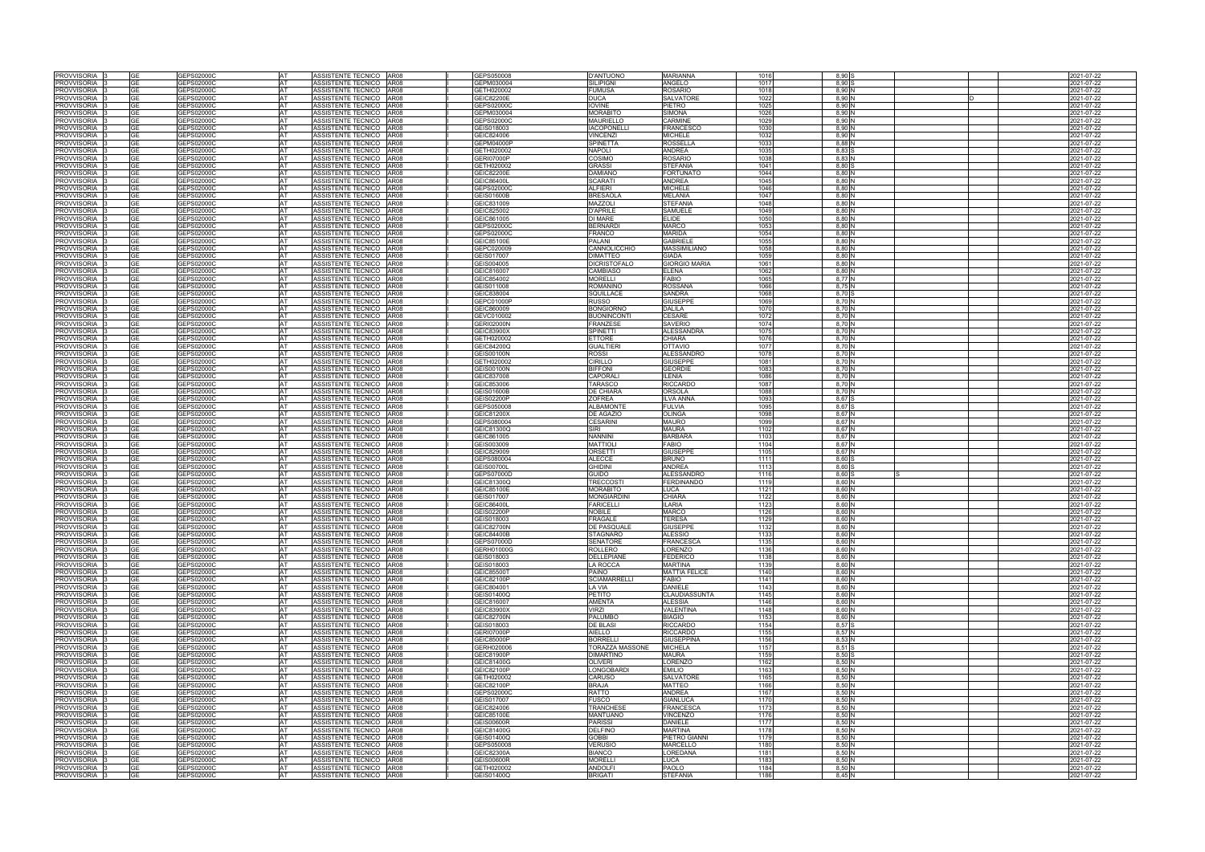| | | | | | | | | | | | | | | | | | |
|---|---|---|---|---|---|---|---|---|---|---|---|---|---|---|---|---|---|
| PROVVISORIA | 3 | GE | GEPS02000C | AT | ASSISTENTE TECNICO | AR08 | I | GEPS050008 | D'ANTUONO | MARIANNA | 1016 | 8,90 | S | | | | 2021-07-22 |
| PROVVISORIA | 3 | GE | GEPS02000C | AT | ASSISTENTE TECNICO | AR08 | I | GEPM030004 | SILIPIGNI | ANGELO | 1017 | 8,90 | S | | | | 2021-07-22 |
| PROVVISORIA | 3 | GE | GEPS02000C | AT | ASSISTENTE TECNICO | AR08 | I | GETH020002 | FUMUSA | ROSARIO | 1018 | 8,90 | N | | | | 2021-07-22 |
| PROVVISORIA | 3 | GE | GEPS02000C | AT | ASSISTENTE TECNICO | AR08 | I | GEIC82200E | DUCA | SALVATORE | 1022 | 8,90 | N | | D | | 2021-07-22 |
| PROVVISORIA | 3 | GE | GEPS02000C | AT | ASSISTENTE TECNICO | AR08 | I | GEPS02000C | IOVINE | PIETRO | 1025 | 8,90 | N | | | | 2021-07-22 |
| PROVVISORIA | 3 | GE | GEPS02000C | AT | ASSISTENTE TECNICO | AR08 | I | GEPM030004 | MORABITO | SIMONA | 1026 | 8,90 | N | | | | 2021-07-22 |
| PROVVISORIA | 3 | GE | GEPS02000C | AT | ASSISTENTE TECNICO | AR08 | I | GEPS02000C | MAURIELLO | CARMINE | 1029 | 8,90 | N | | | | 2021-07-22 |
| PROVVISORIA | 3 | GE | GEPS02000C | AT | ASSISTENTE TECNICO | AR08 | I | GEIS018003 | IACOPONELLI | FRANCESCO | 1030 | 8,90 | N | | | | 2021-07-22 |
| PROVVISORIA | 3 | GE | GEPS02000C | AT | ASSISTENTE TECNICO | AR08 | I | GEIC824006 | VINCENZI | MICHELE | 1032 | 8,90 | N | | | | 2021-07-22 |
| PROVVISORIA | 3 | GE | GEPS02000C | AT | ASSISTENTE TECNICO | AR08 | I | GEPM04000P | SPINETTA | ROSSELLA | 1033 | 8,88 | N | | | | 2021-07-22 |
| PROVVISORIA | 3 | GE | GEPS02000C | AT | ASSISTENTE TECNICO | AR08 | I | GETH020002 | NAPOLI | ANDREA | 1035 | 8,83 | S | | | | 2021-07-22 |
| PROVVISORIA | 3 | GE | GEPS02000C | AT | ASSISTENTE TECNICO | AR08 | I | GERI07000P | COSIMO | ROSARIO | 1038 | 8,83 | N | | | | 2021-07-22 |
| PROVVISORIA | 3 | GE | GEPS02000C | AT | ASSISTENTE TECNICO | AR08 | I | GETH020002 | GRASSI | STEFANIA | 1041 | 8,80 | S | | | | 2021-07-22 |
| PROVVISORIA | 3 | GE | GEPS02000C | AT | ASSISTENTE TECNICO | AR08 | I | GEIC82200E | DAMIANO | FORTUNATO | 1044 | 8,80 | N | | | | 2021-07-22 |
| PROVVISORIA | 3 | GE | GEPS02000C | AT | ASSISTENTE TECNICO | AR08 | I | GEIC86400L | SCARATI | ANDREA | 1045 | 8,80 | N | | | | 2021-07-22 |
| PROVVISORIA | 3 | GE | GEPS02000C | AT | ASSISTENTE TECNICO | AR08 | I | GEPS02000C | ALFIERI | MICHELE | 1046 | 8,80 | N | | | | 2021-07-22 |
| PROVVISORIA | 3 | GE | GEPS02000C | AT | ASSISTENTE TECNICO | AR08 | I | GEIS01600B | BRESAOLA | MELANIA | 1047 | 8,80 | N | | | | 2021-07-22 |
| PROVVISORIA | 3 | GE | GEPS02000C | AT | ASSISTENTE TECNICO | AR08 | I | GEIC831009 | MAZZOLI | STEFANIA | 1048 | 8,80 | N | | | | 2021-07-22 |
| PROVVISORIA | 3 | GE | GEPS02000C | AT | ASSISTENTE TECNICO | AR08 | I | GEIC825002 | D'APRILE | SAMUELE | 1049 | 8,80 | N | | | | 2021-07-22 |
| PROVVISORIA | 3 | GE | GEPS02000C | AT | ASSISTENTE TECNICO | AR08 | I | GEIC861005 | DI MARE | ELIDE | 1050 | 8,80 | N | | | | 2021-07-22 |
| PROVVISORIA | 3 | GE | GEPS02000C | AT | ASSISTENTE TECNICO | AR08 | I | GEPS02000C | BERNARDI | MARCO | 1053 | 8,80 | N | | | | 2021-07-22 |
| PROVVISORIA | 3 | GE | GEPS02000C | AT | ASSISTENTE TECNICO | AR08 | I | GEPS02000C | FRANCO | MARIDA | 1054 | 8,80 | N | | | | 2021-07-22 |
| PROVVISORIA | 3 | GE | GEPS02000C | AT | ASSISTENTE TECNICO | AR08 | I | GEIC85100E | PALANI | GABRIELE | 1055 | 8,80 | N | | | | 2021-07-22 |
| PROVVISORIA | 3 | GE | GEPS02000C | AT | ASSISTENTE TECNICO | AR08 | I | GEPC020009 | CANNOLICCHIO | MASSIMILIANO | 1058 | 8,80 | N | | | | 2021-07-22 |
| PROVVISORIA | 3 | GE | GEPS02000C | AT | ASSISTENTE TECNICO | AR08 | I | GEIS017007 | DIMATTEO | GIADA | 1059 | 8,80 | N | | | | 2021-07-22 |
| PROVVISORIA | 3 | GE | GEPS02000C | AT | ASSISTENTE TECNICO | AR08 | I | GEIS004005 | DICRISTOFALO | GIORGIO MARIA | 1061 | 8,80 | N | | | | 2021-07-22 |
| PROVVISORIA | 3 | GE | GEPS02000C | AT | ASSISTENTE TECNICO | AR08 | I | GEIC816007 | CAMBIASO | ELENA | 1062 | 8,80 | N | | | | 2021-07-22 |
| PROVVISORIA | 3 | GE | GEPS02000C | AT | ASSISTENTE TECNICO | AR08 | I | GEIC854002 | MORELLI | FABIO | 1065 | 8,77 | N | | | | 2021-07-22 |
| PROVVISORIA | 3 | GE | GEPS02000C | AT | ASSISTENTE TECNICO | AR08 | I | GEIS011008 | ROMANINO | ROSSANA | 1066 | 8,75 | N | | | | 2021-07-22 |
| PROVVISORIA | 3 | GE | GEPS02000C | AT | ASSISTENTE TECNICO | AR08 | I | GEIC838004 | SQUILLACE | SANDRA | 1068 | 8,70 | S | | | | 2021-07-22 |
| PROVVISORIA | 3 | GE | GEPS02000C | AT | ASSISTENTE TECNICO | AR08 | I | GEPC01000P | RUSSO | GIUSEPPE | 1069 | 8,70 | N | | | | 2021-07-22 |
| PROVVISORIA | 3 | GE | GEPS02000C | AT | ASSISTENTE TECNICO | AR08 | I | GEIC860009 | BONGIORNO | DALILA | 1070 | 8,70 | N | | | | 2021-07-22 |
| PROVVISORIA | 3 | GE | GEPS02000C | AT | ASSISTENTE TECNICO | AR08 | I | GEVC010002 | BUONINCONTI | CESARE | 1072 | 8,70 | N | | | | 2021-07-22 |
| PROVVISORIA | 3 | GE | GEPS02000C | AT | ASSISTENTE TECNICO | AR08 | I | GERI02000N | FRANZESE | SAVERIO | 1074 | 8,70 | N | | | | 2021-07-22 |
| PROVVISORIA | 3 | GE | GEPS02000C | AT | ASSISTENTE TECNICO | AR08 | I | GEIC83900X | SPINETTI | ALESSANDRA | 1075 | 8,70 | N | | | | 2021-07-22 |
| PROVVISORIA | 3 | GE | GEPS02000C | AT | ASSISTENTE TECNICO | AR08 | I | GETH020002 | ETTORE | CHIARA | 1076 | 8,70 | N | | | | 2021-07-22 |
| PROVVISORIA | 3 | GE | GEPS02000C | AT | ASSISTENTE TECNICO | AR08 | I | GEIC84200Q | GUALTIERI | OTTAVIO | 1077 | 8,70 | N | | | | 2021-07-22 |
| PROVVISORIA | 3 | GE | GEPS02000C | AT | ASSISTENTE TECNICO | AR08 | I | GEIS00100N | ROSSI | ALESSANDRO | 1078 | 8,70 | N | | | | 2021-07-22 |
| PROVVISORIA | 3 | GE | GEPS02000C | AT | ASSISTENTE TECNICO | AR08 | I | GETH020002 | CIRILLO | GIUSEPPE | 1081 | 8,70 | N | | | | 2021-07-22 |
| PROVVISORIA | 3 | GE | GEPS02000C | AT | ASSISTENTE TECNICO | AR08 | I | GEIS00100N | BIFFONI | GEORDIE | 1083 | 8,70 | N | | | | 2021-07-22 |
| PROVVISORIA | 3 | GE | GEPS02000C | AT | ASSISTENTE TECNICO | AR08 | I | GEIC837008 | CAPORALI | ILENIA | 1086 | 8,70 | N | | | | 2021-07-22 |
| PROVVISORIA | 3 | GE | GEPS02000C | AT | ASSISTENTE TECNICO | AR08 | I | GEIC853006 | TARASCO | RICCARDO | 1087 | 8,70 | N | | | | 2021-07-22 |
| PROVVISORIA | 3 | GE | GEPS02000C | AT | ASSISTENTE TECNICO | AR08 | I | GEIS01600B | DE CHIARA | ORSOLA | 1088 | 8,70 | N | | | | 2021-07-22 |
| PROVVISORIA | 3 | GE | GEPS02000C | AT | ASSISTENTE TECNICO | AR08 | I | GEIS02200P | ZOFREA | ILVA ANNA | 1093 | 8,67 | S | | | | 2021-07-22 |
| PROVVISORIA | 3 | GE | GEPS02000C | AT | ASSISTENTE TECNICO | AR08 | I | GEPS050008 | ALBAMONTE | FULVIA | 1095 | 8,67 | S | | | | 2021-07-22 |
| PROVVISORIA | 3 | GE | GEPS02000C | AT | ASSISTENTE TECNICO | AR08 | I | GEIC81200X | DE AGAZIO | OLINGA | 1098 | 8,67 | N | | | | 2021-07-22 |
| PROVVISORIA | 3 | GE | GEPS02000C | AT | ASSISTENTE TECNICO | AR08 | I | GEPS080004 | CESARINI | MAURO | 1099 | 8,67 | N | | | | 2021-07-22 |
| PROVVISORIA | 3 | GE | GEPS02000C | AT | ASSISTENTE TECNICO | AR08 | I | GEIC81300Q | SIRI | MAURA | 1102 | 8,67 | N | | | | 2021-07-22 |
| PROVVISORIA | 3 | GE | GEPS02000C | AT | ASSISTENTE TECNICO | AR08 | I | GEIC861005 | NANNINI | BARBARA | 1103 | 8,67 | N | | | | 2021-07-22 |
| PROVVISORIA | 3 | GE | GEPS02000C | AT | ASSISTENTE TECNICO | AR08 | I | GEIS003009 | MATTIOLI | FABIO | 1104 | 8,67 | N | | | | 2021-07-22 |
| PROVVISORIA | 3 | GE | GEPS02000C | AT | ASSISTENTE TECNICO | AR08 | I | GEIC829009 | ORSETTI | GIUSEPPE | 1105 | 8,67 | N | | | | 2021-07-22 |
| PROVVISORIA | 3 | GE | GEPS02000C | AT | ASSISTENTE TECNICO | AR08 | I | GEPS080004 | ALECCE | BRUNO | 1111 | 8,60 | S | | | | 2021-07-22 |
| PROVVISORIA | 3 | GE | GEPS02000C | AT | ASSISTENTE TECNICO | AR08 | I | GEIS00700L | GHIDINI | ANDREA | 1113 | 8,60 | S | | | | 2021-07-22 |
| PROVVISORIA | 3 | GE | GEPS02000C | AT | ASSISTENTE TECNICO | AR08 | I | GEPS07000D | GUIDO | ALESSANDRO | 1116 | 8,60 | S | | S | | 2021-07-22 |
| PROVVISORIA | 3 | GE | GEPS02000C | AT | ASSISTENTE TECNICO | AR08 | I | GEIC81300Q | TRECCOSTI | FERDINANDO | 1119 | 8,60 | N | | | | 2021-07-22 |
| PROVVISORIA | 3 | GE | GEPS02000C | AT | ASSISTENTE TECNICO | AR08 | I | GEIC85100E | MORABITO | LUCA | 1121 | 8,60 | N | | | | 2021-07-22 |
| PROVVISORIA | 3 | GE | GEPS02000C | AT | ASSISTENTE TECNICO | AR08 | I | GEIS017007 | MONGIARDINI | CHIARA | 1122 | 8,60 | N | | | | 2021-07-22 |
| PROVVISORIA | 3 | GE | GEPS02000C | AT | ASSISTENTE TECNICO | AR08 | I | GEIC86400L | FARICELLI | ILARIA | 1123 | 8,60 | N | | | | 2021-07-22 |
| PROVVISORIA | 3 | GE | GEPS02000C | AT | ASSISTENTE TECNICO | AR08 | I | GEIS02200P | NOBILE | MARCO | 1126 | 8,60 | N | | | | 2021-07-22 |
| PROVVISORIA | 3 | GE | GEPS02000C | AT | ASSISTENTE TECNICO | AR08 | I | GEIS018003 | FRAGALE | TERESA | 1129 | 8,60 | N | | | | 2021-07-22 |
| PROVVISORIA | 3 | GE | GEPS02000C | AT | ASSISTENTE TECNICO | AR08 | I | GEIC82700N | DE PASQUALE | GIUSEPPE | 1132 | 8,60 | N | | | | 2021-07-22 |
| PROVVISORIA | 3 | GE | GEPS02000C | AT | ASSISTENTE TECNICO | AR08 | I | GEIC84400B | STAGNARO | ALESSIO | 1133 | 8,60 | N | | | | 2021-07-22 |
| PROVVISORIA | 3 | GE | GEPS02000C | AT | ASSISTENTE TECNICO | AR08 | I | GEPS07000D | SENATORE | FRANCESCA | 1135 | 8,60 | N | | | | 2021-07-22 |
| PROVVISORIA | 3 | GE | GEPS02000C | AT | ASSISTENTE TECNICO | AR08 | I | GERH01000G | ROLLERO | LORENZO | 1136 | 8,60 | N | | | | 2021-07-22 |
| PROVVISORIA | 3 | GE | GEPS02000C | AT | ASSISTENTE TECNICO | AR08 | I | GEIS018003 | DELLEPIANE | FEDERICO | 1138 | 8,60 | N | | | | 2021-07-22 |
| PROVVISORIA | 3 | GE | GEPS02000C | AT | ASSISTENTE TECNICO | AR08 | I | GEIS018003 | LA ROCCA | MARTINA | 1139 | 8,60 | N | | | | 2021-07-22 |
| PROVVISORIA | 3 | GE | GEPS02000C | AT | ASSISTENTE TECNICO | AR08 | I | GEIC85500T | PAINO | MATTIA FELICE | 1140 | 8,60 | N | | | | 2021-07-22 |
| PROVVISORIA | 3 | GE | GEPS02000C | AT | ASSISTENTE TECNICO | AR08 | I | GEIC82100P | SCIAMARRELLI | FABIO | 1141 | 8,60 | N | | | | 2021-07-22 |
| PROVVISORIA | 3 | GE | GEPS02000C | AT | ASSISTENTE TECNICO | AR08 | I | GEIC804001 | LA VIA | DANIELE | 1143 | 8,60 | N | | | | 2021-07-22 |
| PROVVISORIA | 3 | GE | GEPS02000C | AT | ASSISTENTE TECNICO | AR08 | I | GEIS01400Q | PETITO | CLAUDIASSUNTA | 1145 | 8,60 | N | | | | 2021-07-22 |
| PROVVISORIA | 3 | GE | GEPS02000C | AT | ASSISTENTE TECNICO | AR08 | I | GEIC816007 | AMENTA | ALESSIA | 1146 | 8,60 | N | | | | 2021-07-22 |
| PROVVISORIA | 3 | GE | GEPS02000C | AT | ASSISTENTE TECNICO | AR08 | I | GEIC83900X | VIRZI | VALENTINA | 1148 | 8,60 | N | | | | 2021-07-22 |
| PROVVISORIA | 3 | GE | GEPS02000C | AT | ASSISTENTE TECNICO | AR08 | I | GEIC82700N | PALUMBO | BIAGIO | 1153 | 8,60 | N | | | | 2021-07-22 |
| PROVVISORIA | 3 | GE | GEPS02000C | AT | ASSISTENTE TECNICO | AR08 | I | GEIS018003 | DE BLASI | RICCARDO | 1154 | 8,57 | S | | | | 2021-07-22 |
| PROVVISORIA | 3 | GE | GEPS02000C | AT | ASSISTENTE TECNICO | AR08 | I | GERI07000P | AIELLO | RICCARDO | 1155 | 8,57 | N | | | | 2021-07-22 |
| PROVVISORIA | 3 | GE | GEPS02000C | AT | ASSISTENTE TECNICO | AR08 | I | GEIC85000P | BORRELLI | GIUSEPPINA | 1156 | 8,53 | N | | | | 2021-07-22 |
| PROVVISORIA | 3 | GE | GEPS02000C | AT | ASSISTENTE TECNICO | AR08 | I | GERH020006 | TORAZZA MASSONE | MICHELA | 1157 | 8,51 | S | | | | 2021-07-22 |
| PROVVISORIA | 3 | GE | GEPS02000C | AT | ASSISTENTE TECNICO | AR08 | I | GEIC81900P | DIMARTINO | MAURA | 1159 | 8,50 | S | | | | 2021-07-22 |
| PROVVISORIA | 3 | GE | GEPS02000C | AT | ASSISTENTE TECNICO | AR08 | I | GEIC81400G | OLIVERI | LORENZO | 1162 | 8,50 | N | | | | 2021-07-22 |
| PROVVISORIA | 3 | GE | GEPS02000C | AT | ASSISTENTE TECNICO | AR08 | I | GEIC82100P | LONGOBARDI | EMILIO | 1163 | 8,50 | N | | | | 2021-07-22 |
| PROVVISORIA | 3 | GE | GEPS02000C | AT | ASSISTENTE TECNICO | AR08 | I | GETH020002 | CARUSO | SALVATORE | 1165 | 8,50 | N | | | | 2021-07-22 |
| PROVVISORIA | 3 | GE | GEPS02000C | AT | ASSISTENTE TECNICO | AR08 | I | GEIC82100P | BRAJA | MATTEO | 1166 | 8,50 | N | | | | 2021-07-22 |
| PROVVISORIA | 3 | GE | GEPS02000C | AT | ASSISTENTE TECNICO | AR08 | I | GEPS02000C | RATTO | ANDREA | 1167 | 8,50 | N | | | | 2021-07-22 |
| PROVVISORIA | 3 | GE | GEPS02000C | AT | ASSISTENTE TECNICO | AR08 | I | GEIS017007 | FUSCO | GIANLUCA | 1170 | 8,50 | N | | | | 2021-07-22 |
| PROVVISORIA | 3 | GE | GEPS02000C | AT | ASSISTENTE TECNICO | AR08 | I | GEIC824006 | TRANCHESE | FRANCESCA | 1173 | 8,50 | N | | | | 2021-07-22 |
| PROVVISORIA | 3 | GE | GEPS02000C | AT | ASSISTENTE TECNICO | AR08 | I | GEIC85100E | MANTUANO | VINCENZO | 1176 | 8,50 | N | | | | 2021-07-22 |
| PROVVISORIA | 3 | GE | GEPS02000C | AT | ASSISTENTE TECNICO | AR08 | I | GEIS00600R | PARISSI | DANIELE | 1177 | 8,50 | N | | | | 2021-07-22 |
| PROVVISORIA | 3 | GE | GEPS02000C | AT | ASSISTENTE TECNICO | AR08 | I | GEIC81400G | DELFINO | MARTINA | 1178 | 8,50 | N | | | | 2021-07-22 |
| PROVVISORIA | 3 | GE | GEPS02000C | AT | ASSISTENTE TECNICO | AR08 | I | GEIS01400Q | GOBBI | PIETRO GIANNI | 1179 | 8,50 | N | | | | 2021-07-22 |
| PROVVISORIA | 3 | GE | GEPS02000C | AT | ASSISTENTE TECNICO | AR08 | I | GEPS050008 | VERUSIO | MARCELLO | 1180 | 8,50 | N | | | | 2021-07-22 |
| PROVVISORIA | 3 | GE | GEPS02000C | AT | ASSISTENTE TECNICO | AR08 | I | GEIC82300A | BIANCO | LOREDANA | 1181 | 8,50 | N | | | | 2021-07-22 |
| PROVVISORIA | 3 | GE | GEPS02000C | AT | ASSISTENTE TECNICO | AR08 | I | GEIS00600R | MORELLI | LUCA | 1183 | 8,50 | N | | | | 2021-07-22 |
| PROVVISORIA | 3 | GE | GEPS02000C | AT | ASSISTENTE TECNICO | AR08 | I | GETH020002 | ANDOLFI | PAOLO | 1184 | 8,50 | N | | | | 2021-07-22 |
| PROVVISORIA | 3 | GE | GEPS02000C | AT | ASSISTENTE TECNICO | AR08 | I | GEIS01400Q | BRIGATI | STEFANIA | 1186 | 8,45 | N | | | | 2021-07-22 |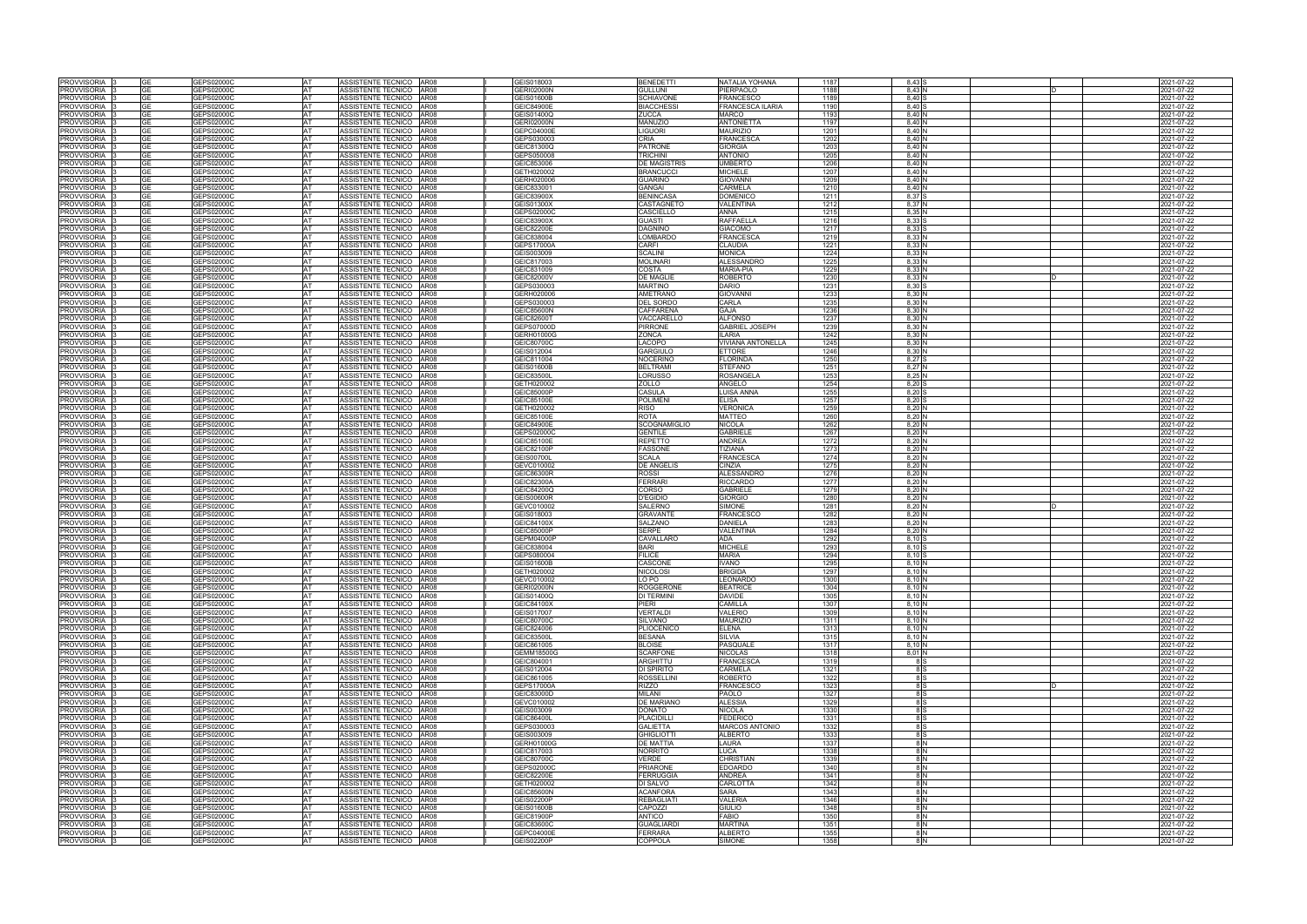| | | | | | | | | | | | | | | | | |
|---|---|---|---|---|---|---|---|---|---|---|---|---|---|---|---|---|
| PROVVISORIA | 3 | GE | GEPS02000C | AT | ASSISTENTE TECNICO | AR08 | I | GEIS018003 | BENEDETTI | NATALIA YOHANA | 1187 | 8,43 | S | | | 2021-07-22 |
| PROVVISORIA | 3 | GE | GEPS02000C | AT | ASSISTENTE TECNICO | AR08 | I | GERI02000N | GULLUNI | PIERPAOLO | 1188 | 8,43 | N | D | | 2021-07-22 |
| PROVVISORIA | 3 | GE | GEPS02000C | AT | ASSISTENTE TECNICO | AR08 | I | GEIS01600B | SCHIAVONE | FRANCESCO | 1189 | 8,40 | S | | | 2021-07-22 |
| PROVVISORIA | 3 | GE | GEPS02000C | AT | ASSISTENTE TECNICO | AR08 | I | GEIC84900E | BIACCHESSI | FRANCESCA ILARIA | 1190 | 8,40 | S | | | 2021-07-22 |
| PROVVISORIA | 3 | GE | GEPS02000C | AT | ASSISTENTE TECNICO | AR08 | I | GEIS01400Q | ZUCCA | MARCO | 1193 | 8,40 | N | | | 2021-07-22 |
| PROVVISORIA | 3 | GE | GEPS02000C | AT | ASSISTENTE TECNICO | AR08 | I | GERI02000N | MANUZIO | ANTONIETTA | 1197 | 8,40 | N | | | 2021-07-22 |
| PROVVISORIA | 3 | GE | GEPS02000C | AT | ASSISTENTE TECNICO | AR08 | I | GEPC04000E | LIGUORI | MAURIZIO | 1201 | 8,40 | N | | | 2021-07-22 |
| PROVVISORIA | 3 | GE | GEPS02000C | AT | ASSISTENTE TECNICO | AR08 | I | GEPS030003 | CRIA | FRANCESCA | 1202 | 8,40 | N | | | 2021-07-22 |
| PROVVISORIA | 3 | GE | GEPS02000C | AT | ASSISTENTE TECNICO | AR08 | I | GEIC81300Q | PATRONE | GIORGIA | 1203 | 8,40 | N | | | 2021-07-22 |
| PROVVISORIA | 3 | GE | GEPS02000C | AT | ASSISTENTE TECNICO | AR08 | I | GEPS050008 | TRICHINI | ANTONIO | 1205 | 8,40 | N | | | 2021-07-22 |
| PROVVISORIA | 3 | GE | GEPS02000C | AT | ASSISTENTE TECNICO | AR08 | I | GEIC853006 | DE MAGISTRIS | UMBERTO | 1206 | 8,40 | N | | | 2021-07-22 |
| PROVVISORIA | 3 | GE | GEPS02000C | AT | ASSISTENTE TECNICO | AR08 | I | GETH020002 | BRANCUCCI | MICHELE | 1207 | 8,40 | N | | | 2021-07-22 |
| PROVVISORIA | 3 | GE | GEPS02000C | AT | ASSISTENTE TECNICO | AR08 | I | GERH020006 | GUARINO | GIOVANNI | 1209 | 8,40 | N | | | 2021-07-22 |
| PROVVISORIA | 3 | GE | GEPS02000C | AT | ASSISTENTE TECNICO | AR08 | I | GEIC833001 | GANGAI | CARMELA | 1210 | 8,40 | N | | | 2021-07-22 |
| PROVVISORIA | 3 | GE | GEPS02000C | AT | ASSISTENTE TECNICO | AR08 | I | GEIC83900X | BENINCASA | DOMENICO | 1211 | 8,37 | S | | | 2021-07-22 |
| PROVVISORIA | 3 | GE | GEPS02000C | AT | ASSISTENTE TECNICO | AR08 | I | GEIS01300X | CASTAGNETO | VALENTINA | 1212 | 8,37 | N | | | 2021-07-22 |
| PROVVISORIA | 3 | GE | GEPS02000C | AT | ASSISTENTE TECNICO | AR08 | I | GEPS02000C | CASCIELLO | ANNA | 1215 | 8,35 | N | | | 2021-07-22 |
| PROVVISORIA | 3 | GE | GEPS02000C | AT | ASSISTENTE TECNICO | AR08 | I | GEIC83900X | GUASTI | RAFFAELLA | 1216 | 8,33 | S | | | 2021-07-22 |
| PROVVISORIA | 3 | GE | GEPS02000C | AT | ASSISTENTE TECNICO | AR08 | I | GEIC82200E | DAGNINO | GIACOMO | 1217 | 8,33 | S | | | 2021-07-22 |
| PROVVISORIA | 3 | GE | GEPS02000C | AT | ASSISTENTE TECNICO | AR08 | I | GEIC838004 | LOMBARDO | FRANCESCA | 1219 | 8,33 | N | | | 2021-07-22 |
| PROVVISORIA | 3 | GE | GEPS02000C | AT | ASSISTENTE TECNICO | AR08 | I | GEPS17000A | CARFI | CLAUDIA | 1221 | 8,33 | N | | | 2021-07-22 |
| PROVVISORIA | 3 | GE | GEPS02000C | AT | ASSISTENTE TECNICO | AR08 | I | GEIS003009 | SCALINI | MONICA | 1224 | 8,33 | N | | | 2021-07-22 |
| PROVVISORIA | 3 | GE | GEPS02000C | AT | ASSISTENTE TECNICO | AR08 | I | GEIC817003 | MOLINARI | ALESSANDRO | 1225 | 8,33 | N | | | 2021-07-22 |
| PROVVISORIA | 3 | GE | GEPS02000C | AT | ASSISTENTE TECNICO | AR08 | I | GEIC831009 | COSTA | MARIA-PIA | 1229 | 8,33 | N | | | 2021-07-22 |
| PROVVISORIA | 3 | GE | GEPS02000C | AT | ASSISTENTE TECNICO | AR08 | I | GEIC82000V | DE MAGLIE | ROBERTO | 1230 | 8,33 | N | D | | 2021-07-22 |
| PROVVISORIA | 3 | GE | GEPS02000C | AT | ASSISTENTE TECNICO | AR08 | I | GEPS030003 | MARTINO | DARIO | 1231 | 8,30 | S | | | 2021-07-22 |
| PROVVISORIA | 3 | GE | GEPS02000C | AT | ASSISTENTE TECNICO | AR08 | I | GERH020006 | AMETRANO | GIOVANNI | 1233 | 8,30 | N | | | 2021-07-22 |
| PROVVISORIA | 3 | GE | GEPS02000C | AT | ASSISTENTE TECNICO | AR08 | I | GEPS030003 | DEL SORDO | CARLA | 1235 | 8,30 | N | | | 2021-07-22 |
| PROVVISORIA | 3 | GE | GEPS02000C | AT | ASSISTENTE TECNICO | AR08 | I | GEIC85600N | CAFFARENA | GAJA | 1236 | 8,30 | N | | | 2021-07-22 |
| PROVVISORIA | 3 | GE | GEPS02000C | AT | ASSISTENTE TECNICO | AR08 | I | GEIC82600T | VACCARELLO | ALFONSO | 1237 | 8,30 | N | | | 2021-07-22 |
| PROVVISORIA | 3 | GE | GEPS02000C | AT | ASSISTENTE TECNICO | AR08 | I | GEPS07000D | PIRRONE | GABRIEL JOSEPH | 1239 | 8,30 | N | | | 2021-07-22 |
| PROVVISORIA | 3 | GE | GEPS02000C | AT | ASSISTENTE TECNICO | AR08 | I | GERH01000G | ZONCA | ILARIA | 1242 | 8,30 | N | | | 2021-07-22 |
| PROVVISORIA | 3 | GE | GEPS02000C | AT | ASSISTENTE TECNICO | AR08 | I | GEIC80700C | LACOPO | VIVIANA ANTONELLA | 1245 | 8,30 | N | | | 2021-07-22 |
| PROVVISORIA | 3 | GE | GEPS02000C | AT | ASSISTENTE TECNICO | AR08 | I | GEIS012004 | GARGIULO | ETTORE | 1246 | 8,30 | N | | | 2021-07-22 |
| PROVVISORIA | 3 | GE | GEPS02000C | AT | ASSISTENTE TECNICO | AR08 | I | GEIC811004 | NOCERINO | FLORINDA | 1250 | 8,27 | S | | | 2021-07-22 |
| PROVVISORIA | 3 | GE | GEPS02000C | AT | ASSISTENTE TECNICO | AR08 | I | GEIS01600B | BELTRAMI | STEFANO | 1251 | 8,27 | N | | | 2021-07-22 |
| PROVVISORIA | 3 | GE | GEPS02000C | AT | ASSISTENTE TECNICO | AR08 | I | GEIC83500L | LORUSSO | ROSANGELA | 1253 | 8,25 | N | | | 2021-07-22 |
| PROVVISORIA | 3 | GE | GEPS02000C | AT | ASSISTENTE TECNICO | AR08 | I | GETH020002 | ZOLLO | ANGELO | 1254 | 8,20 | S | | | 2021-07-22 |
| PROVVISORIA | 3 | GE | GEPS02000C | AT | ASSISTENTE TECNICO | AR08 | I | GEIC85000P | CASULA | LUISA ANNA | 1255 | 8,20 | S | | | 2021-07-22 |
| PROVVISORIA | 3 | GE | GEPS02000C | AT | ASSISTENTE TECNICO | AR08 | I | GEIC85100E | POLIMENI | ELISA | 1257 | 8,20 | S | | | 2021-07-22 |
| PROVVISORIA | 3 | GE | GEPS02000C | AT | ASSISTENTE TECNICO | AR08 | I | GETH020002 | RISO | VERONICA | 1259 | 8,20 | N | | | 2021-07-22 |
| PROVVISORIA | 3 | GE | GEPS02000C | AT | ASSISTENTE TECNICO | AR08 | I | GEIC85100E | ROTA | MATTEO | 1260 | 8,20 | N | | | 2021-07-22 |
| PROVVISORIA | 3 | GE | GEPS02000C | AT | ASSISTENTE TECNICO | AR08 | I | GEIC84900E | SCOGNAMIGLIO | NICOLA | 1262 | 8,20 | N | | | 2021-07-22 |
| PROVVISORIA | 3 | GE | GEPS02000C | AT | ASSISTENTE TECNICO | AR08 | I | GEPS02000C | GENTILE | GABRIELE | 1267 | 8,20 | N | | | 2021-07-22 |
| PROVVISORIA | 3 | GE | GEPS02000C | AT | ASSISTENTE TECNICO | AR08 | I | GEIC85100E | REPETTO | ANDREA | 1272 | 8,20 | N | | | 2021-07-22 |
| PROVVISORIA | 3 | GE | GEPS02000C | AT | ASSISTENTE TECNICO | AR08 | I | GEIC82100P | FASSONE | TIZIANA | 1273 | 8,20 | N | | | 2021-07-22 |
| PROVVISORIA | 3 | GE | GEPS02000C | AT | ASSISTENTE TECNICO | AR08 | I | GEIS00700L | SCALA | FRANCESCA | 1274 | 8,20 | N | | | 2021-07-22 |
| PROVVISORIA | 3 | GE | GEPS02000C | AT | ASSISTENTE TECNICO | AR08 | I | GEVC010002 | DE ANGELIS | CINZIA | 1275 | 8,20 | N | | | 2021-07-22 |
| PROVVISORIA | 3 | GE | GEPS02000C | AT | ASSISTENTE TECNICO | AR08 | I | GEIC86300R | ROSSI | ALESSANDRO | 1276 | 8,20 | N | | | 2021-07-22 |
| PROVVISORIA | 3 | GE | GEPS02000C | AT | ASSISTENTE TECNICO | AR08 | I | GEIC82300A | FERRARI | RICCARDO | 1277 | 8,20 | N | | | 2021-07-22 |
| PROVVISORIA | 3 | GE | GEPS02000C | AT | ASSISTENTE TECNICO | AR08 | I | GEIC84200Q | CORSO | GABRIELE | 1279 | 8,20 | N | | | 2021-07-22 |
| PROVVISORIA | 3 | GE | GEPS02000C | AT | ASSISTENTE TECNICO | AR08 | I | GEIS00600R | D'EGIDIO | GIORGIO | 1280 | 8,20 | N | | | 2021-07-22 |
| PROVVISORIA | 3 | GE | GEPS02000C | AT | ASSISTENTE TECNICO | AR08 | I | GEVC010002 | SALERNO | SIMONE | 1281 | 8,20 | N | D | | 2021-07-22 |
| PROVVISORIA | 3 | GE | GEPS02000C | AT | ASSISTENTE TECNICO | AR08 | I | GEIS018003 | GRAVANTE | FRANCESCO | 1282 | 8,20 | N | | | 2021-07-22 |
| PROVVISORIA | 3 | GE | GEPS02000C | AT | ASSISTENTE TECNICO | AR08 | I | GEIC84100X | SALZANO | DANIELA | 1283 | 8,20 | N | | | 2021-07-22 |
| PROVVISORIA | 3 | GE | GEPS02000C | AT | ASSISTENTE TECNICO | AR08 | I | GEIC85000P | SERPE | VALENTINA | 1284 | 8,20 | N | | | 2021-07-22 |
| PROVVISORIA | 3 | GE | GEPS02000C | AT | ASSISTENTE TECNICO | AR08 | I | GEPM04000P | CAVALLARO | ADA | 1292 | 8,10 | S | | | 2021-07-22 |
| PROVVISORIA | 3 | GE | GEPS02000C | AT | ASSISTENTE TECNICO | AR08 | I | GEIC838004 | BARI | MICHELE | 1293 | 8,10 | S | | | 2021-07-22 |
| PROVVISORIA | 3 | GE | GEPS02000C | AT | ASSISTENTE TECNICO | AR08 | I | GEPS080004 | FILICE | MARIA | 1294 | 8,10 | S | | | 2021-07-22 |
| PROVVISORIA | 3 | GE | GEPS02000C | AT | ASSISTENTE TECNICO | AR08 | I | GEIS01600B | CASCONE | IVANO | 1295 | 8,10 | N | | | 2021-07-22 |
| PROVVISORIA | 3 | GE | GEPS02000C | AT | ASSISTENTE TECNICO | AR08 | I | GETH020002 | NICOLOSI | BRIGIDA | 1297 | 8,10 | N | | | 2021-07-22 |
| PROVVISORIA | 3 | GE | GEPS02000C | AT | ASSISTENTE TECNICO | AR08 | I | GEVC010002 | LO PO | LEONARDO | 1300 | 8,10 | N | | | 2021-07-22 |
| PROVVISORIA | 3 | GE | GEPS02000C | AT | ASSISTENTE TECNICO | AR08 | I | GERI02000N | ROGGERONE | BEATRICE | 1304 | 8,10 | N | | | 2021-07-22 |
| PROVVISORIA | 3 | GE | GEPS02000C | AT | ASSISTENTE TECNICO | AR08 | I | GEIS01400Q | DI TERMINI | DAVIDE | 1305 | 8,10 | N | | | 2021-07-22 |
| PROVVISORIA | 3 | GE | GEPS02000C | AT | ASSISTENTE TECNICO | AR08 | I | GEIC84100X | PIERI | CAMILLA | 1307 | 8,10 | N | | | 2021-07-22 |
| PROVVISORIA | 3 | GE | GEPS02000C | AT | ASSISTENTE TECNICO | AR08 | I | GEIS017007 | VERTALDI | VALERIO | 1309 | 8,10 | N | | | 2021-07-22 |
| PROVVISORIA | 3 | GE | GEPS02000C | AT | ASSISTENTE TECNICO | AR08 | I | GEIC80700C | SILVANO | MAURIZIO | 1311 | 8,10 | N | | | 2021-07-22 |
| PROVVISORIA | 3 | GE | GEPS02000C | AT | ASSISTENTE TECNICO | AR08 | I | GEIC824006 | PLIOCENICO | ELENA | 1313 | 8,10 | N | | | 2021-07-22 |
| PROVVISORIA | 3 | GE | GEPS02000C | AT | ASSISTENTE TECNICO | AR08 | I | GEIC83500L | BESANA | SILVIA | 1315 | 8,10 | N | | | 2021-07-22 |
| PROVVISORIA | 3 | GE | GEPS02000C | AT | ASSISTENTE TECNICO | AR08 | I | GEIC861005 | BLOISE | PASQUALE | 1317 | 8,10 | N | | | 2021-07-22 |
| PROVVISORIA | 3 | GE | GEPS02000C | AT | ASSISTENTE TECNICO | AR08 | I | GEMM18500G | SCARFONE | NICOLAS | 1318 | 8,01 | N | | | 2021-07-22 |
| PROVVISORIA | 3 | GE | GEPS02000C | AT | ASSISTENTE TECNICO | AR08 | I | GEIC804001 | ARGHITTU | FRANCESCA | 1319 | 8 | S | | | 2021-07-22 |
| PROVVISORIA | 3 | GE | GEPS02000C | AT | ASSISTENTE TECNICO | AR08 | I | GEIS012004 | DI SPIRITO | CARMELA | 1321 | 8 | S | | | 2021-07-22 |
| PROVVISORIA | 3 | GE | GEPS02000C | AT | ASSISTENTE TECNICO | AR08 | I | GEIC861005 | ROSSELLINI | ROBERTO | 1322 | 8 | S | | | 2021-07-22 |
| PROVVISORIA | 3 | GE | GEPS02000C | AT | ASSISTENTE TECNICO | AR08 | I | GEPS17000A | RIZZO | FRANCESCO | 1323 | 8 | S | D | | 2021-07-22 |
| PROVVISORIA | 3 | GE | GEPS02000C | AT | ASSISTENTE TECNICO | AR08 | I | GEIC83000D | MILANI | PAOLO | 1327 | 8 | S | | | 2021-07-22 |
| PROVVISORIA | 3 | GE | GEPS02000C | AT | ASSISTENTE TECNICO | AR08 | I | GEVC010002 | DE MARIANO | ALESSIA | 1329 | 8 | S | | | 2021-07-22 |
| PROVVISORIA | 3 | GE | GEPS02000C | AT | ASSISTENTE TECNICO | AR08 | I | GEIS003009 | DONATO | NICOLA | 1330 | 8 | S | | | 2021-07-22 |
| PROVVISORIA | 3 | GE | GEPS02000C | AT | ASSISTENTE TECNICO | AR08 | I | GEIC86400L | PLACIDILLI | FEDERICO | 1331 | 8 | S | | | 2021-07-22 |
| PROVVISORIA | 3 | GE | GEPS02000C | AT | ASSISTENTE TECNICO | AR08 | I | GEPS030003 | GALIETTA | MARCOS ANTONIO | 1332 | 8 | S | | | 2021-07-22 |
| PROVVISORIA | 3 | GE | GEPS02000C | AT | ASSISTENTE TECNICO | AR08 | I | GEIS003009 | GHIGLIOTTI | ALBERTO | 1333 | 8 | S | | | 2021-07-22 |
| PROVVISORIA | 3 | GE | GEPS02000C | AT | ASSISTENTE TECNICO | AR08 | I | GERH01000G | DE MATTIA | LAURA | 1337 | 8 | N | | | 2021-07-22 |
| PROVVISORIA | 3 | GE | GEPS02000C | AT | ASSISTENTE TECNICO | AR08 | I | GEIC817003 | NORRITO | LUCA | 1338 | 8 | N | | | 2021-07-22 |
| PROVVISORIA | 3 | GE | GEPS02000C | AT | ASSISTENTE TECNICO | AR08 | I | GEIC80700C | VERDE | CHRISTIAN | 1339 | 8 | N | | | 2021-07-22 |
| PROVVISORIA | 3 | GE | GEPS02000C | AT | ASSISTENTE TECNICO | AR08 | I | GEPS02000C | PRIARONE | EDOARDO | 1340 | 8 | N | | | 2021-07-22 |
| PROVVISORIA | 3 | GE | GEPS02000C | AT | ASSISTENTE TECNICO | AR08 | I | GEIC82200E | FERRUGGIA | ANDREA | 1341 | 8 | N | | | 2021-07-22 |
| PROVVISORIA | 3 | GE | GEPS02000C | AT | ASSISTENTE TECNICO | AR08 | I | GETH020002 | DI SALVO | CARLOTTA | 1342 | 8 | N | | | 2021-07-22 |
| PROVVISORIA | 3 | GE | GEPS02000C | AT | ASSISTENTE TECNICO | AR08 | I | GEIC85600N | ACANFORA | SARA | 1343 | 8 | N | | | 2021-07-22 |
| PROVVISORIA | 3 | GE | GEPS02000C | AT | ASSISTENTE TECNICO | AR08 | I | GEIS02200P | REBAGLIATI | VALERIA | 1346 | 8 | N | | | 2021-07-22 |
| PROVVISORIA | 3 | GE | GEPS02000C | AT | ASSISTENTE TECNICO | AR08 | I | GEIS01600B | CAPOZZI | GIULIO | 1348 | 8 | N | | | 2021-07-22 |
| PROVVISORIA | 3 | GE | GEPS02000C | AT | ASSISTENTE TECNICO | AR08 | I | GEIC81900P | ANTICO | FABIO | 1350 | 8 | N | | | 2021-07-22 |
| PROVVISORIA | 3 | GE | GEPS02000C | AT | ASSISTENTE TECNICO | AR08 | I | GEIC83600C | GUAGLIARDI | MARTINA | 1351 | 8 | N | | | 2021-07-22 |
| PROVVISORIA | 3 | GE | GEPS02000C | AT | ASSISTENTE TECNICO | AR08 | I | GEPC04000E | FERRARA | ALBERTO | 1355 | 8 | N | | | 2021-07-22 |
| PROVVISORIA | 3 | GE | GEPS02000C | AT | ASSISTENTE TECNICO | AR08 | I | GEIS02200P | COPPOLA | SIMONE | 1358 | 8 | N | | | 2021-07-22 |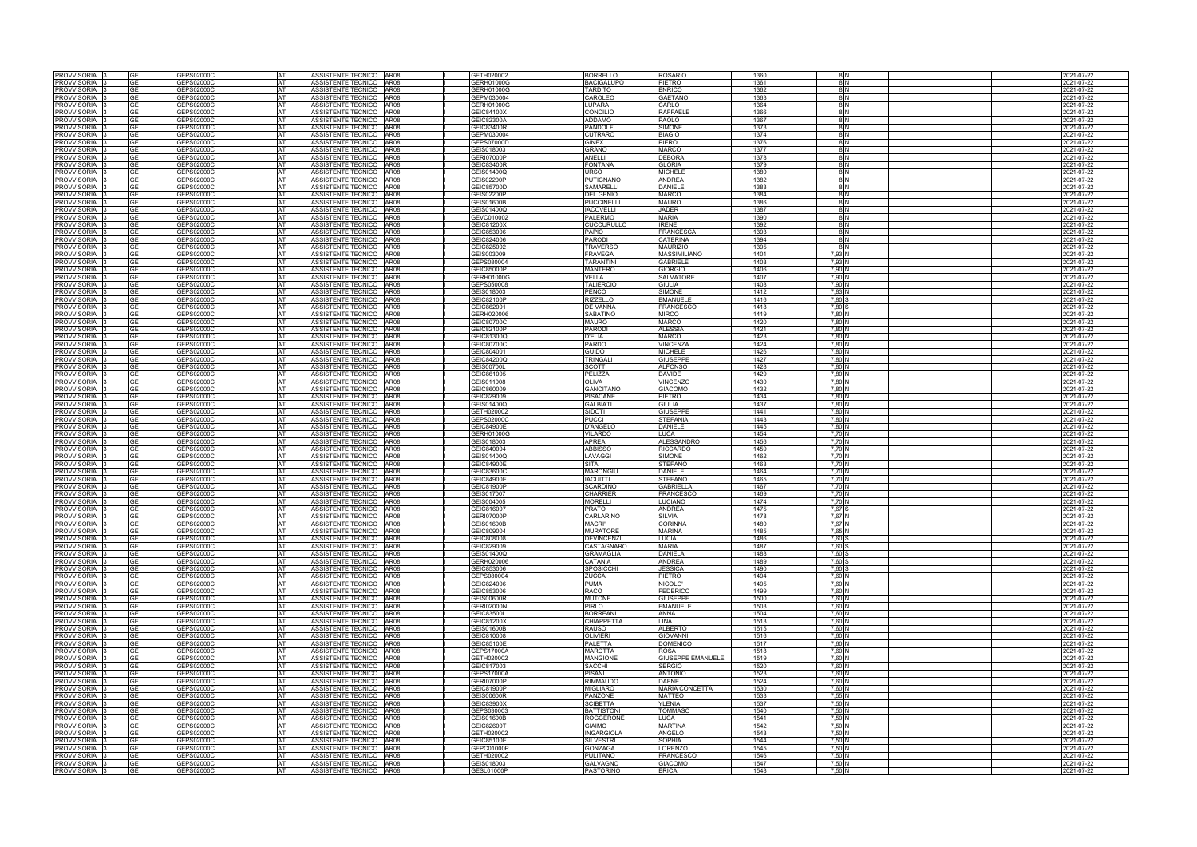| | | | | | | | | | | | | | | | | |
|---|---|---|---|---|---|---|---|---|---|---|---|---|---|---|---|---|
| PROVVISORIA | 3 | GE | GEPS02000C | AT | ASSISTENTE TECNICO | AR08 | I | GETH020002 | BORRELLO | ROSARIO | 1360 | 8 | N | | | 2021-07-22 |
| PROVVISORIA | 3 | GE | GEPS02000C | AT | ASSISTENTE TECNICO | AR08 | I | GERH01000G | BACIGALUPO | PIETRO | 1361 | 8 | N | | | 2021-07-22 |
| PROVVISORIA | 3 | GE | GEPS02000C | AT | ASSISTENTE TECNICO | AR08 | I | GERH01000G | TARDITO | ENRICO | 1362 | 8 | N | | | 2021-07-22 |
| PROVVISORIA | 3 | GE | GEPS02000C | AT | ASSISTENTE TECNICO | AR08 | I | GEPM030004 | CAROLEO | GAETANO | 1363 | 8 | N | | | 2021-07-22 |
| PROVVISORIA | 3 | GE | GEPS02000C | AT | ASSISTENTE TECNICO | AR08 | I | GERH01000G | LUPARA | CARLO | 1364 | 8 | N | | | 2021-07-22 |
| PROVVISORIA | 3 | GE | GEPS02000C | AT | ASSISTENTE TECNICO | AR08 | I | GEIC84100X | CONCILIO | RAFFAELE | 1366 | 8 | N | | | 2021-07-22 |
| PROVVISORIA | 3 | GE | GEPS02000C | AT | ASSISTENTE TECNICO | AR08 | I | GEIC82300A | ADDAMO | PAOLO | 1367 | 8 | N | | | 2021-07-22 |
| PROVVISORIA | 3 | GE | GEPS02000C | AT | ASSISTENTE TECNICO | AR08 | I | GEIC83400R | PANDOLFI | SIMONE | 1373 | 8 | N | | | 2021-07-22 |
| PROVVISORIA | 3 | GE | GEPS02000C | AT | ASSISTENTE TECNICO | AR08 | I | GEPM030004 | CUTRARO | BIAGIO | 1374 | 8 | N | | | 2021-07-22 |
| PROVVISORIA | 3 | GE | GEPS02000C | AT | ASSISTENTE TECNICO | AR08 | I | GEPS07000D | GINEX | PIERO | 1376 | 8 | N | | | 2021-07-22 |
| PROVVISORIA | 3 | GE | GEPS02000C | AT | ASSISTENTE TECNICO | AR08 | I | GEIS018003 | GRANO | MARCO | 1377 | 8 | N | | | 2021-07-22 |
| PROVVISORIA | 3 | GE | GEPS02000C | AT | ASSISTENTE TECNICO | AR08 | I | GERI07000P | ANELLI | DEBORA | 1378 | 8 | N | | | 2021-07-22 |
| PROVVISORIA | 3 | GE | GEPS02000C | AT | ASSISTENTE TECNICO | AR08 | I | GEIC83400R | FONTANA | GLORIA | 1379 | 8 | N | | | 2021-07-22 |
| PROVVISORIA | 3 | GE | GEPS02000C | AT | ASSISTENTE TECNICO | AR08 | I | GEIS01400Q | URSO | MICHELE | 1380 | 8 | N | | | 2021-07-22 |
| PROVVISORIA | 3 | GE | GEPS02000C | AT | ASSISTENTE TECNICO | AR08 | I | GEIS02200P | PUTIGNANO | ANDREA | 1382 | 8 | N | | | 2021-07-22 |
| PROVVISORIA | 3 | GE | GEPS02000C | AT | ASSISTENTE TECNICO | AR08 | I | GEIC85700D | SAMARELLI | DANIELE | 1383 | 8 | N | | | 2021-07-22 |
| PROVVISORIA | 3 | GE | GEPS02000C | AT | ASSISTENTE TECNICO | AR08 | I | GEIS02200P | DEL GENIO | MARCO | 1384 | 8 | N | | | 2021-07-22 |
| PROVVISORIA | 3 | GE | GEPS02000C | AT | ASSISTENTE TECNICO | AR08 | I | GEIS01600B | PUCCINELLI | MAURO | 1386 | 8 | N | | | 2021-07-22 |
| PROVVISORIA | 3 | GE | GEPS02000C | AT | ASSISTENTE TECNICO | AR08 | I | GEIS01400Q | IACOVELLI | JADER | 1387 | 8 | N | | | 2021-07-22 |
| PROVVISORIA | 3 | GE | GEPS02000C | AT | ASSISTENTE TECNICO | AR08 | I | GEVC010002 | PALERMO | MARIA | 1390 | 8 | N | | | 2021-07-22 |
| PROVVISORIA | 3 | GE | GEPS02000C | AT | ASSISTENTE TECNICO | AR08 | I | GEIC81200X | CUCCURULLO | IRENE | 1392 | 8 | N | | | 2021-07-22 |
| PROVVISORIA | 3 | GE | GEPS02000C | AT | ASSISTENTE TECNICO | AR08 | I | GEIC853006 | PAPIO | FRANCESCA | 1393 | 8 | N | | | 2021-07-22 |
| PROVVISORIA | 3 | GE | GEPS02000C | AT | ASSISTENTE TECNICO | AR08 | I | GEIC824006 | PARODI | CATERINA | 1394 | 8 | N | | | 2021-07-22 |
| PROVVISORIA | 3 | GE | GEPS02000C | AT | ASSISTENTE TECNICO | AR08 | I | GEIC825002 | TRAVERSO | MAURIZIO | 1395 | 8 | N | | | 2021-07-22 |
| PROVVISORIA | 3 | GE | GEPS02000C | AT | ASSISTENTE TECNICO | AR08 | I | GEIS003009 | FRAVEGA | MASSIMILIANO | 1401 | 7,93 | N | | | 2021-07-22 |
| PROVVISORIA | 3 | GE | GEPS02000C | AT | ASSISTENTE TECNICO | AR08 | I | GEPS080004 | TARANTINI | GABRIELE | 1403 | 7,93 | N | | | 2021-07-22 |
| PROVVISORIA | 3 | GE | GEPS02000C | AT | ASSISTENTE TECNICO | AR08 | I | GEIC85000P | MANTERO | GIORGIO | 1406 | 7,90 | N | | | 2021-07-22 |
| PROVVISORIA | 3 | GE | GEPS02000C | AT | ASSISTENTE TECNICO | AR08 | I | GERH01000G | VELLA | SALVATORE | 1407 | 7,90 | N | | | 2021-07-22 |
| PROVVISORIA | 3 | GE | GEPS02000C | AT | ASSISTENTE TECNICO | AR08 | I | GEPS050008 | TALIERCIO | GIULIA | 1408 | 7,90 | N | | | 2021-07-22 |
| PROVVISORIA | 3 | GE | GEPS02000C | AT | ASSISTENTE TECNICO | AR08 | I | GEIS018003 | PENCO | SIMONE | 1412 | 7,83 | N | | | 2021-07-22 |
| PROVVISORIA | 3 | GE | GEPS02000C | AT | ASSISTENTE TECNICO | AR08 | I | GEIC82100P | RIZZELLO | EMANUELE | 1416 | 7,80 | S | | | 2021-07-22 |
| PROVVISORIA | 3 | GE | GEPS02000C | AT | ASSISTENTE TECNICO | AR08 | I | GEIC862001 | DE VANNA | FRANCESCO | 1418 | 7,80 | S | | | 2021-07-22 |
| PROVVISORIA | 3 | GE | GEPS02000C | AT | ASSISTENTE TECNICO | AR08 | I | GERH020006 | SABATINO | MIRCO | 1419 | 7,80 | N | | | 2021-07-22 |
| PROVVISORIA | 3 | GE | GEPS02000C | AT | ASSISTENTE TECNICO | AR08 | I | GEIC80700C | MAURO | MARCO | 1420 | 7,80 | N | | | 2021-07-22 |
| PROVVISORIA | 3 | GE | GEPS02000C | AT | ASSISTENTE TECNICO | AR08 | I | GEIC82100P | PARODI | ALESSIA | 1421 | 7,80 | N | | | 2021-07-22 |
| PROVVISORIA | 3 | GE | GEPS02000C | AT | ASSISTENTE TECNICO | AR08 | I | GEIC81300Q | D'ELIA | MARCO | 1423 | 7,80 | N | | | 2021-07-22 |
| PROVVISORIA | 3 | GE | GEPS02000C | AT | ASSISTENTE TECNICO | AR08 | I | GEIC80700C | PARDO | VINCENZA | 1424 | 7,80 | N | | | 2021-07-22 |
| PROVVISORIA | 3 | GE | GEPS02000C | AT | ASSISTENTE TECNICO | AR08 | I | GEIC804001 | GUIDO | MICHELE | 1426 | 7,80 | N | | | 2021-07-22 |
| PROVVISORIA | 3 | GE | GEPS02000C | AT | ASSISTENTE TECNICO | AR08 | I | GEIC84200Q | TRINGALI | GIUSEPPE | 1427 | 7,80 | N | | | 2021-07-22 |
| PROVVISORIA | 3 | GE | GEPS02000C | AT | ASSISTENTE TECNICO | AR08 | I | GEIS00700L | SCOTTI | ALFONSO | 1428 | 7,80 | N | | | 2021-07-22 |
| PROVVISORIA | 3 | GE | GEPS02000C | AT | ASSISTENTE TECNICO | AR08 | I | GEIC861005 | PELIZZA | DAVIDE | 1429 | 7,80 | N | | | 2021-07-22 |
| PROVVISORIA | 3 | GE | GEPS02000C | AT | ASSISTENTE TECNICO | AR08 | I | GEIS011008 | OLIVA | VINCENZO | 1430 | 7,80 | N | | | 2021-07-22 |
| PROVVISORIA | 3 | GE | GEPS02000C | AT | ASSISTENTE TECNICO | AR08 | I | GEIC860009 | GANCITANO | GIACOMO | 1432 | 7,80 | N | | | 2021-07-22 |
| PROVVISORIA | 3 | GE | GEPS02000C | AT | ASSISTENTE TECNICO | AR08 | I | GEIC829009 | PISACANE | PIETRO | 1434 | 7,80 | N | | | 2021-07-22 |
| PROVVISORIA | 3 | GE | GEPS02000C | AT | ASSISTENTE TECNICO | AR08 | I | GEIS01400Q | GALBIATI | GIULIA | 1437 | 7,80 | N | | | 2021-07-22 |
| PROVVISORIA | 3 | GE | GEPS02000C | AT | ASSISTENTE TECNICO | AR08 | I | GETH020002 | SIDOTI | GIUSEPPE | 1441 | 7,80 | N | | | 2021-07-22 |
| PROVVISORIA | 3 | GE | GEPS02000C | AT | ASSISTENTE TECNICO | AR08 | I | GEPS02000C | PUCCI | STEFANIA | 1443 | 7,80 | N | | | 2021-07-22 |
| PROVVISORIA | 3 | GE | GEPS02000C | AT | ASSISTENTE TECNICO | AR08 | I | GEIC84900E | D'ANGELO | DANIELE | 1445 | 7,80 | N | | | 2021-07-22 |
| PROVVISORIA | 3 | GE | GEPS02000C | AT | ASSISTENTE TECNICO | AR08 | I | GERH01000G | VILARDO | LUCA | 1454 | 7,70 | N | | | 2021-07-22 |
| PROVVISORIA | 3 | GE | GEPS02000C | AT | ASSISTENTE TECNICO | AR08 | I | GEIS018003 | APREA | ALESSANDRO | 1456 | 7,70 | N | | | 2021-07-22 |
| PROVVISORIA | 3 | GE | GEPS02000C | AT | ASSISTENTE TECNICO | AR08 | I | GEIC840004 | ABBISSO | RICCARDO | 1459 | 7,70 | N | | | 2021-07-22 |
| PROVVISORIA | 3 | GE | GEPS02000C | AT | ASSISTENTE TECNICO | AR08 | I | GEIS01400Q | LAVAGGI | SIMONE | 1462 | 7,70 | N | | | 2021-07-22 |
| PROVVISORIA | 3 | GE | GEPS02000C | AT | ASSISTENTE TECNICO | AR08 | I | GEIC84900E | SITA' | STEFANO | 1463 | 7,70 | N | | | 2021-07-22 |
| PROVVISORIA | 3 | GE | GEPS02000C | AT | ASSISTENTE TECNICO | AR08 | I | GEIC83600C | MARONGIU | DANIELE | 1464 | 7,70 | N | | | 2021-07-22 |
| PROVVISORIA | 3 | GE | GEPS02000C | AT | ASSISTENTE TECNICO | AR08 | I | GEIC84900E | IACUITTI | STEFANO | 1465 | 7,70 | N | | | 2021-07-22 |
| PROVVISORIA | 3 | GE | GEPS02000C | AT | ASSISTENTE TECNICO | AR08 | I | GEIC81900P | SCARDINO | GABRIELLA | 1467 | 7,70 | N | | | 2021-07-22 |
| PROVVISORIA | 3 | GE | GEPS02000C | AT | ASSISTENTE TECNICO | AR08 | I | GEIS017007 | CHARRIER | FRANCESCO | 1469 | 7,70 | N | | | 2021-07-22 |
| PROVVISORIA | 3 | GE | GEPS02000C | AT | ASSISTENTE TECNICO | AR08 | I | GEIS004005 | MORELLI | LUCIANO | 1474 | 7,70 | N | | | 2021-07-22 |
| PROVVISORIA | 3 | GE | GEPS02000C | AT | ASSISTENTE TECNICO | AR08 | I | GEIC816007 | PRATO | ANDREA | 1475 | 7,67 | S | | | 2021-07-22 |
| PROVVISORIA | 3 | GE | GEPS02000C | AT | ASSISTENTE TECNICO | AR08 | I | GERI07000P | CARLARINO | SILVIA | 1478 | 7,67 | N | | | 2021-07-22 |
| PROVVISORIA | 3 | GE | GEPS02000C | AT | ASSISTENTE TECNICO | AR08 | I | GEIS01600B | MACRI' | CORINNA | 1480 | 7,67 | N | | | 2021-07-22 |
| PROVVISORIA | 3 | GE | GEPS02000C | AT | ASSISTENTE TECNICO | AR08 | I | GEIC809004 | MURATORE | MARINA | 1485 | 7,65 | N | | | 2021-07-22 |
| PROVVISORIA | 3 | GE | GEPS02000C | AT | ASSISTENTE TECNICO | AR08 | I | GEIC808008 | DEVINCENZI | LUCIA | 1486 | 7,60 | S | | | 2021-07-22 |
| PROVVISORIA | 3 | GE | GEPS02000C | AT | ASSISTENTE TECNICO | AR08 | I | GEIC829009 | CASTAGNARO | MARIA | 1487 | 7,60 | S | | | 2021-07-22 |
| PROVVISORIA | 3 | GE | GEPS02000C | AT | ASSISTENTE TECNICO | AR08 | I | GEIS01400Q | GRAMAGLIA | DANIELA | 1488 | 7,60 | S | | | 2021-07-22 |
| PROVVISORIA | 3 | GE | GEPS02000C | AT | ASSISTENTE TECNICO | AR08 | I | GERH020006 | CATANIA | ANDREA | 1489 | 7,60 | S | | | 2021-07-22 |
| PROVVISORIA | 3 | GE | GEPS02000C | AT | ASSISTENTE TECNICO | AR08 | I | GEIC853006 | SPOSICCHI | JESSICA | 1490 | 7,60 | S | | | 2021-07-22 |
| PROVVISORIA | 3 | GE | GEPS02000C | AT | ASSISTENTE TECNICO | AR08 | I | GEPS080004 | ZUCCA | PIETRO | 1494 | 7,60 | N | | | 2021-07-22 |
| PROVVISORIA | 3 | GE | GEPS02000C | AT | ASSISTENTE TECNICO | AR08 | I | GEIC824006 | PUMA | NICOLO' | 1495 | 7,60 | N | | | 2021-07-22 |
| PROVVISORIA | 3 | GE | GEPS02000C | AT | ASSISTENTE TECNICO | AR08 | I | GEIC853006 | RACO | FEDERICO | 1499 | 7,60 | N | | | 2021-07-22 |
| PROVVISORIA | 3 | GE | GEPS02000C | AT | ASSISTENTE TECNICO | AR08 | I | GEIS00600R | MUTONE | GIUSEPPE | 1500 | 7,60 | N | | | 2021-07-22 |
| PROVVISORIA | 3 | GE | GEPS02000C | AT | ASSISTENTE TECNICO | AR08 | I | GERI02000N | PIRLO | EMANUELE | 1503 | 7,60 | N | | | 2021-07-22 |
| PROVVISORIA | 3 | GE | GEPS02000C | AT | ASSISTENTE TECNICO | AR08 | I | GEIC83500L | BORREANI | ANNA | 1504 | 7,60 | N | | | 2021-07-22 |
| PROVVISORIA | 3 | GE | GEPS02000C | AT | ASSISTENTE TECNICO | AR08 | I | GEIC81200X | CHIAPPETTA | LINA | 1513 | 7,60 | N | | | 2021-07-22 |
| PROVVISORIA | 3 | GE | GEPS02000C | AT | ASSISTENTE TECNICO | AR08 | I | GEIS01600B | RAUSO | ALBERTO | 1515 | 7,60 | N | | | 2021-07-22 |
| PROVVISORIA | 3 | GE | GEPS02000C | AT | ASSISTENTE TECNICO | AR08 | I | GEIC810008 | OLIVIERI | GIOVANNI | 1516 | 7,60 | N | | | 2021-07-22 |
| PROVVISORIA | 3 | GE | GEPS02000C | AT | ASSISTENTE TECNICO | AR08 | I | GEIC85100E | PALETTA | DOMENICO | 1517 | 7,60 | N | | | 2021-07-22 |
| PROVVISORIA | 3 | GE | GEPS02000C | AT | ASSISTENTE TECNICO | AR08 | I | GEPS17000A | MAROTTA | ROSA | 1518 | 7,60 | N | | | 2021-07-22 |
| PROVVISORIA | 3 | GE | GEPS02000C | AT | ASSISTENTE TECNICO | AR08 | I | GETH020002 | MANGIONE | GIUSEPPE EMANUELE | 1519 | 7,60 | N | | | 2021-07-22 |
| PROVVISORIA | 3 | GE | GEPS02000C | AT | ASSISTENTE TECNICO | AR08 | I | GEIC817003 | SACCHI | SERGIO | 1520 | 7,60 | N | | | 2021-07-22 |
| PROVVISORIA | 3 | GE | GEPS02000C | AT | ASSISTENTE TECNICO | AR08 | I | GEPS17000A | PISANI | ANTONIO | 1523 | 7,60 | N | | | 2021-07-22 |
| PROVVISORIA | 3 | GE | GEPS02000C | AT | ASSISTENTE TECNICO | AR08 | I | GERI07000P | RIMMAUDO | DAFNE | 1524 | 7,60 | N | | | 2021-07-22 |
| PROVVISORIA | 3 | GE | GEPS02000C | AT | ASSISTENTE TECNICO | AR08 | I | GEIC81900P | MIGLIARO | MARIA CONCETTA | 1530 | 7,60 | N | | | 2021-07-22 |
| PROVVISORIA | 3 | GE | GEPS02000C | AT | ASSISTENTE TECNICO | AR08 | I | GEIS00600R | PANZONE | MATTEO | 1533 | 7,55 | N | | | 2021-07-22 |
| PROVVISORIA | 3 | GE | GEPS02000C | AT | ASSISTENTE TECNICO | AR08 | I | GEIC83900X | SCIBETTA | YLENIA | 1537 | 7,50 | N | | | 2021-07-22 |
| PROVVISORIA | 3 | GE | GEPS02000C | AT | ASSISTENTE TECNICO | AR08 | I | GEPS030003 | BATTISTONI | TOMMASO | 1540 | 7,50 | N | | | 2021-07-22 |
| PROVVISORIA | 3 | GE | GEPS02000C | AT | ASSISTENTE TECNICO | AR08 | I | GEIS01600B | ROGGERONE | LUCA | 1541 | 7,50 | N | | | 2021-07-22 |
| PROVVISORIA | 3 | GE | GEPS02000C | AT | ASSISTENTE TECNICO | AR08 | I | GEIC82600T | GIAIMO | MARTINA | 1542 | 7,50 | N | | | 2021-07-22 |
| PROVVISORIA | 3 | GE | GEPS02000C | AT | ASSISTENTE TECNICO | AR08 | I | GETH020002 | INGARGIOLA | ANGELO | 1543 | 7,50 | N | | | 2021-07-22 |
| PROVVISORIA | 3 | GE | GEPS02000C | AT | ASSISTENTE TECNICO | AR08 | I | GEIC85100E | SILVESTRI | SOPHIA | 1544 | 7,50 | N | | | 2021-07-22 |
| PROVVISORIA | 3 | GE | GEPS02000C | AT | ASSISTENTE TECNICO | AR08 | I | GEPC01000P | GONZAGA | LORENZO | 1545 | 7,50 | N | | | 2021-07-22 |
| PROVVISORIA | 3 | GE | GEPS02000C | AT | ASSISTENTE TECNICO | AR08 | I | GETH020002 | PULITANO | FRANCESCO | 1546 | 7,50 | N | | | 2021-07-22 |
| PROVVISORIA | 3 | GE | GEPS02000C | AT | ASSISTENTE TECNICO | AR08 | I | GEIS018003 | GALVAGNO | GIACOMO | 1547 | 7,50 | N | | | 2021-07-22 |
| PROVVISORIA | 3 | GE | GEPS02000C | AT | ASSISTENTE TECNICO | AR08 | I | GESL01000P | PASTORINO | ERICA | 1548 | 7,50 | N | | | 2021-07-22 |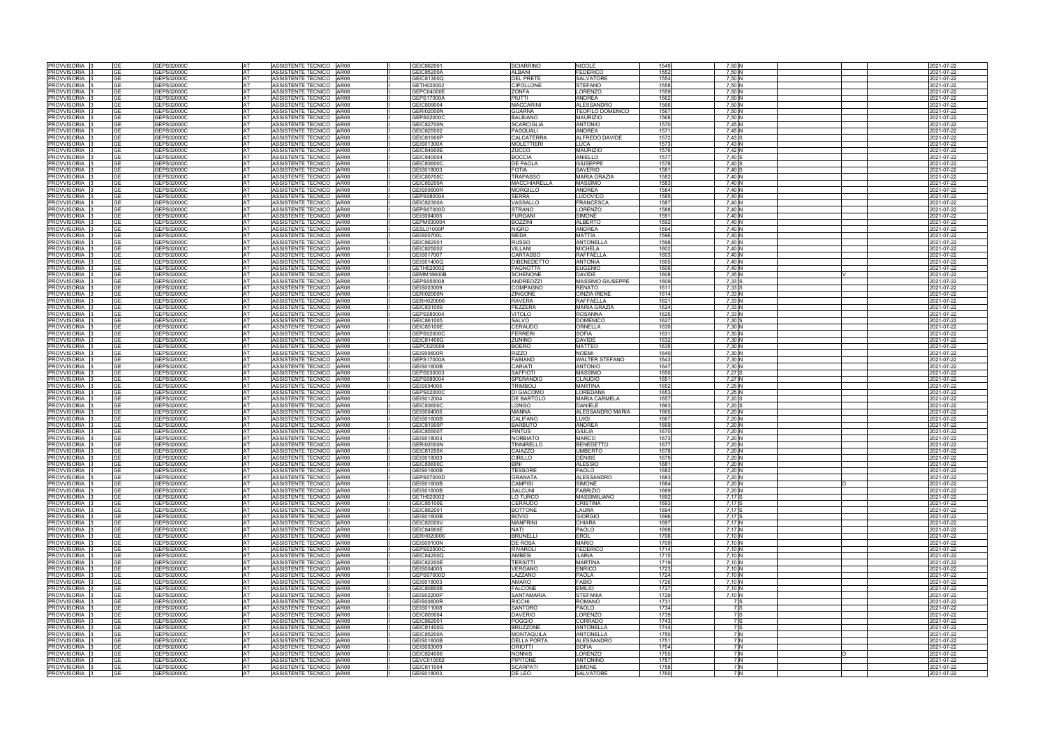| | | | | | | | | | | | | | | | | |
|---|---|---|---|---|---|---|---|---|---|---|---|---|---|---|---|---|
| PROVVISORIA | 3 | GE | GEPS02000C | AT | ASSISTENTE TECNICO | AR08 | I | GEIC862001 | SCIARRINO | NICOLE | 1549 | 7,50 | N | | | 2021-07-22 |
| PROVVISORIA | 3 | GE | GEPS02000C | AT | ASSISTENTE TECNICO | AR08 | I | GEIC85200A | ALBANI | FEDERICO | 1552 | 7,50 | N | | | 2021-07-22 |
| PROVVISORIA | 3 | GE | GEPS02000C | AT | ASSISTENTE TECNICO | AR08 | I | GEIC81300Q | DEL PRETE | SALVATORE | 1554 | 7,50 | N | | | 2021-07-22 |
| PROVVISORIA | 3 | GE | GEPS02000C | AT | ASSISTENTE TECNICO | AR08 | I | GETH020002 | CIPOLLONE | STEFANO | 1558 | 7,50 | N | | | 2021-07-22 |
| PROVVISORIA | 3 | GE | GEPS02000C | AT | ASSISTENTE TECNICO | AR08 | I | GEPC04000E | ZONFA | LORENZO | 1559 | 7,50 | N | | | 2021-07-22 |
| PROVVISORIA | 3 | GE | GEPS02000C | AT | ASSISTENTE TECNICO | AR08 | I | GEPS17000A | PIUTTI | ANDREA | 1562 | 7,50 | N | | | 2021-07-22 |
| PROVVISORIA | 3 | GE | GEPS02000C | AT | ASSISTENTE TECNICO | AR08 | I | GEIC809004 | MACCARINI | ALESSANDRO | 1566 | 7,50 | N | | | 2021-07-22 |
| PROVVISORIA | 3 | GE | GEPS02000C | AT | ASSISTENTE TECNICO | AR08 | I | GERI02000N | GUARNA | TEOFILO DOMENICO | 1567 | 7,50 | N | | | 2021-07-22 |
| PROVVISORIA | 3 | GE | GEPS02000C | AT | ASSISTENTE TECNICO | AR08 | I | GEPS02000C | BALBIANO | MAURIZIO | 1568 | 7,50 | N | | | 2021-07-22 |
| PROVVISORIA | 3 | GE | GEPS02000C | AT | ASSISTENTE TECNICO | AR08 | I | GEIC82700N | SCARCIGLIA | ANTONIO | 1570 | 7,45 | N | | | 2021-07-22 |
| PROVVISORIA | 3 | GE | GEPS02000C | AT | ASSISTENTE TECNICO | AR08 | I | GEIC825002 | PASQUALI | ANDREA | 1571 | 7,45 | N | | | 2021-07-22 |
| PROVVISORIA | 3 | GE | GEPS02000C | AT | ASSISTENTE TECNICO | AR08 | I | GEIC81900P | CALCATERRA | ALFREDO DAVIDE | 1572 | 7,43 | S | | | 2021-07-22 |
| PROVVISORIA | 3 | GE | GEPS02000C | AT | ASSISTENTE TECNICO | AR08 | I | GEIS01300X | MOLETTIERI | LUCA | 1573 | 7,43 | N | | | 2021-07-22 |
| PROVVISORIA | 3 | GE | GEPS02000C | AT | ASSISTENTE TECNICO | AR08 | I | GEIC84900E | ZUCCO | MAURIZIO | 1576 | 7,42 | N | | | 2021-07-22 |
| PROVVISORIA | 3 | GE | GEPS02000C | AT | ASSISTENTE TECNICO | AR08 | I | GEIC840004 | BOCCIA | ANIELLO | 1577 | 7,40 | S | | | 2021-07-22 |
| PROVVISORIA | 3 | GE | GEPS02000C | AT | ASSISTENTE TECNICO | AR08 | I | GEIC83600C | DE PAOLA | GIUSEPPE | 1578 | 7,40 | S | | | 2021-07-22 |
| PROVVISORIA | 3 | GE | GEPS02000C | AT | ASSISTENTE TECNICO | AR08 | I | GEIS018003 | FOTIA | SAVERIO | 1581 | 7,40 | S | | | 2021-07-22 |
| PROVVISORIA | 3 | GE | GEPS02000C | AT | ASSISTENTE TECNICO | AR08 | I | GEIC80700C | TRAPASSO | MARIA GRAZIA | 1582 | 7,40 | N | | | 2021-07-22 |
| PROVVISORIA | 3 | GE | GEPS02000C | AT | ASSISTENTE TECNICO | AR08 | I | GEIC85200A | MACCHIARELLA | MASSIMO | 1583 | 7,40 | N | | | 2021-07-22 |
| PROVVISORIA | 3 | GE | GEPS02000C | AT | ASSISTENTE TECNICO | AR08 | I | GEIS00600R | MORGILLO | ANDREA | 1584 | 7,40 | N | | | 2021-07-22 |
| PROVVISORIA | 3 | GE | GEPS02000C | AT | ASSISTENTE TECNICO | AR08 | I | GEPS080004 | SERRA | LUDOVICO | 1585 | 7,40 | N | | | 2021-07-22 |
| PROVVISORIA | 3 | GE | GEPS02000C | AT | ASSISTENTE TECNICO | AR08 | I | GEIC82300A | VASSALLO | FRANCESCA | 1587 | 7,40 | N | | | 2021-07-22 |
| PROVVISORIA | 3 | GE | GEPS02000C | AT | ASSISTENTE TECNICO | AR08 | I | GEPS07000D | STRANO | LORENZO | 1588 | 7,40 | N | | | 2021-07-22 |
| PROVVISORIA | 3 | GE | GEPS02000C | AT | ASSISTENTE TECNICO | AR08 | I | GEIS004005 | FURGANI | SIMONE | 1591 | 7,40 | N | | | 2021-07-22 |
| PROVVISORIA | 3 | GE | GEPS02000C | AT | ASSISTENTE TECNICO | AR08 | I | GEPM030004 | BOZZINI | ALBERTO | 1592 | 7,40 | N | | | 2021-07-22 |
| PROVVISORIA | 3 | GE | GEPS02000C | AT | ASSISTENTE TECNICO | AR08 | I | GESL01000P | NIGRO | ANDREA | 1594 | 7,40 | N | | | 2021-07-22 |
| PROVVISORIA | 3 | GE | GEPS02000C | AT | ASSISTENTE TECNICO | AR08 | I | GEIS00700L | MEDA | MATTIA | 1596 | 7,40 | N | | | 2021-07-22 |
| PROVVISORIA | 3 | GE | GEPS02000C | AT | ASSISTENTE TECNICO | AR08 | I | GEIC862001 | RUSSO | ANTONELLA | 1598 | 7,40 | N | | | 2021-07-22 |
| PROVVISORIA | 3 | GE | GEPS02000C | AT | ASSISTENTE TECNICO | AR08 | I | GEIC825002 | VILLANI | MICHELA | 1602 | 7,40 | N | | | 2021-07-22 |
| PROVVISORIA | 3 | GE | GEPS02000C | AT | ASSISTENTE TECNICO | AR08 | I | GEIS017007 | CARTASSO | RAFFAELLA | 1603 | 7,40 | N | | | 2021-07-22 |
| PROVVISORIA | 3 | GE | GEPS02000C | AT | ASSISTENTE TECNICO | AR08 | I | GEIS01400Q | DIBENEDETTO | ANTONIA | 1605 | 7,40 | N | | | 2021-07-22 |
| PROVVISORIA | 3 | GE | GEPS02000C | AT | ASSISTENTE TECNICO | AR08 | I | GETH020002 | PAGNOTTA | EUGENIO | 1606 | 7,40 | N | | | 2021-07-22 |
| PROVVISORIA | 3 | GE | GEPS02000C | AT | ASSISTENTE TECNICO | AR08 | I | GEMM18600B | SCHENONE | DAVIDE | 1608 | 7,35 | N | V | | 2021-07-22 |
| PROVVISORIA | 3 | GE | GEPS02000C | AT | ASSISTENTE TECNICO | AR08 | I | GEPS050008 | ANDREOZZI | MASSIMO GIUSEPPE | 1609 | 7,33 | S | | | 2021-07-22 |
| PROVVISORIA | 3 | GE | GEPS02000C | AT | ASSISTENTE TECNICO | AR08 | I | GEIS003009 | COMPAGNO | RENATO | 1611 | 7,33 | S | | | 2021-07-22 |
| PROVVISORIA | 3 | GE | GEPS02000C | AT | ASSISTENTE TECNICO | AR08 | I | GERI02000N | ZINGONE | CINZIA IRENE | 1614 | 7,33 | N | | | 2021-07-22 |
| PROVVISORIA | 3 | GE | GEPS02000C | AT | ASSISTENTE TECNICO | AR08 | I | GERH020006 | RAVERA | RAFFAELLA | 1621 | 7,33 | N | | | 2021-07-22 |
| PROVVISORIA | 3 | GE | GEPS02000C | AT | ASSISTENTE TECNICO | AR08 | I | GEIC831009 | PEZZERA | MARIA GRAZIA | 1624 | 7,33 | N | | | 2021-07-22 |
| PROVVISORIA | 3 | GE | GEPS02000C | AT | ASSISTENTE TECNICO | AR08 | I | GEPS080004 | VITOLO | ROSANNA | 1625 | 7,33 | N | | | 2021-07-22 |
| PROVVISORIA | 3 | GE | GEPS02000C | AT | ASSISTENTE TECNICO | AR08 | I | GEIC861005 | SALVO | DOMENICO | 1627 | 7,30 | S | | | 2021-07-22 |
| PROVVISORIA | 3 | GE | GEPS02000C | AT | ASSISTENTE TECNICO | AR08 | I | GEIC85100E | CERAUDO | ORNELLA | 1630 | 7,30 | N | | | 2021-07-22 |
| PROVVISORIA | 3 | GE | GEPS02000C | AT | ASSISTENTE TECNICO | AR08 | I | GEPS02000C | FERRERI | SOFIA | 1631 | 7,30 | N | | | 2021-07-22 |
| PROVVISORIA | 3 | GE | GEPS02000C | AT | ASSISTENTE TECNICO | AR08 | I | GEIC81400G | ZUNINO | DAVIDE | 1632 | 7,30 | N | | | 2021-07-22 |
| PROVVISORIA | 3 | GE | GEPS02000C | AT | ASSISTENTE TECNICO | AR08 | I | GEPC020009 | BOERO | MATTEO | 1635 | 7,30 | N | | | 2021-07-22 |
| PROVVISORIA | 3 | GE | GEPS02000C | AT | ASSISTENTE TECNICO | AR08 | I | GEIS00600R | RIZZO | NOEMI | 1640 | 7,30 | N | | | 2021-07-22 |
| PROVVISORIA | 3 | GE | GEPS02000C | AT | ASSISTENTE TECNICO | AR08 | I | GEPS17000A | FABIANO | WALTER STEFANO | 1643 | 7,30 | N | | | 2021-07-22 |
| PROVVISORIA | 3 | GE | GEPS02000C | AT | ASSISTENTE TECNICO | AR08 | I | GEIS01600B | CARIATI | ANTONIO | 1647 | 7,30 | N | | | 2021-07-22 |
| PROVVISORIA | 3 | GE | GEPS02000C | AT | ASSISTENTE TECNICO | AR08 | I | GEPS030003 | SAFFIOTI | MASSIMO | 1650 | 7,27 | S | | | 2021-07-22 |
| PROVVISORIA | 3 | GE | GEPS02000C | AT | ASSISTENTE TECNICO | AR08 | I | GEPS080004 | SPERANDIO | CLAUDIO | 1651 | 7,27 | N | | | 2021-07-22 |
| PROVVISORIA | 3 | GE | GEPS02000C | AT | ASSISTENTE TECNICO | AR08 | I | GEIS004005 | TRIMBOLI | MARTINA | 1652 | 7,25 | N | | | 2021-07-22 |
| PROVVISORIA | 3 | GE | GEPS02000C | AT | ASSISTENTE TECNICO | AR08 | I | GEPS02000C | DI GIACOMO | LOREDANA | 1653 | 7,25 | N | | | 2021-07-22 |
| PROVVISORIA | 3 | GE | GEPS02000C | AT | ASSISTENTE TECNICO | AR08 | I | GEIS012004 | DE BARTOLO | MARIA CARMELA | 1657 | 7,20 | S | | | 2021-07-22 |
| PROVVISORIA | 3 | GE | GEPS02000C | AT | ASSISTENTE TECNICO | AR08 | I | GEIC83600C | LONGO | DANIELE | 1663 | 7,20 | S | | | 2021-07-22 |
| PROVVISORIA | 3 | GE | GEPS02000C | AT | ASSISTENTE TECNICO | AR08 | I | GEIS004005 | MANNA | ALESSANDRO MARIA | 1665 | 7,20 | N | | | 2021-07-22 |
| PROVVISORIA | 3 | GE | GEPS02000C | AT | ASSISTENTE TECNICO | AR08 | I | GEIS01600B | CALIFANO | LUIGI | 1667 | 7,20 | N | | | 2021-07-22 |
| PROVVISORIA | 3 | GE | GEPS02000C | AT | ASSISTENTE TECNICO | AR08 | I | GEIC81900P | BARBUTO | ANDREA | 1669 | 7,20 | N | | | 2021-07-22 |
| PROVVISORIA | 3 | GE | GEPS02000C | AT | ASSISTENTE TECNICO | AR08 | I | GEIC85500T | PINTUS | GIULIA | 1670 | 7,20 | N | | | 2021-07-22 |
| PROVVISORIA | 3 | GE | GEPS02000C | AT | ASSISTENTE TECNICO | AR08 | I | GEIS018003 | NORBIATO | MARCO | 1673 | 7,20 | N | | | 2021-07-22 |
| PROVVISORIA | 3 | GE | GEPS02000C | AT | ASSISTENTE TECNICO | AR08 | I | GERI02000N | TINNIRELLO | BENEDETTO | 1677 | 7,20 | N | | | 2021-07-22 |
| PROVVISORIA | 3 | GE | GEPS02000C | AT | ASSISTENTE TECNICO | AR08 | I | GEIC81200X | CAIAZZO | UMBERTO | 1678 | 7,20 | N | | | 2021-07-22 |
| PROVVISORIA | 3 | GE | GEPS02000C | AT | ASSISTENTE TECNICO | AR08 | I | GEIS018003 | CIRILLO | DENISE | 1679 | 7,20 | N | | | 2021-07-22 |
| PROVVISORIA | 3 | GE | GEPS02000C | AT | ASSISTENTE TECNICO | AR08 | I | GEIC83600C | BINI | ALESSIO | 1681 | 7,20 | N | | | 2021-07-22 |
| PROVVISORIA | 3 | GE | GEPS02000C | AT | ASSISTENTE TECNICO | AR08 | I | GEIS01600B | TESSORE | PAOLO | 1682 | 7,20 | N | | | 2021-07-22 |
| PROVVISORIA | 3 | GE | GEPS02000C | AT | ASSISTENTE TECNICO | AR08 | I | GEPS07000D | GRANATA | ALESSANDRO | 1683 | 7,20 | N | | | 2021-07-22 |
| PROVVISORIA | 3 | GE | GEPS02000C | AT | ASSISTENTE TECNICO | AR08 | I | GEIS01600B | CAMPISI | SIMONE | 1684 | 7,20 | N | | D | 2021-07-22 |
| PROVVISORIA | 3 | GE | GEPS02000C | AT | ASSISTENTE TECNICO | AR08 | I | GEIS01600B | SALCUNI | FABRIZIO | 1689 | 7,20 | N | | | 2021-07-22 |
| PROVVISORIA | 3 | GE | GEPS02000C | AT | ASSISTENTE TECNICO | AR08 | I | GETH020002 | LO TURCO | MASSIMILIANO | 1692 | 7,17 | S | | | 2021-07-22 |
| PROVVISORIA | 3 | GE | GEPS02000C | AT | ASSISTENTE TECNICO | AR08 | I | GEIC85100E | CERAUDO | CRISTINA | 1693 | 7,17 | S | | | 2021-07-22 |
| PROVVISORIA | 3 | GE | GEPS02000C | AT | ASSISTENTE TECNICO | AR08 | I | GEIC862001 | BOTTONE | LAURA | 1694 | 7,17 | S | | | 2021-07-22 |
| PROVVISORIA | 3 | GE | GEPS02000C | AT | ASSISTENTE TECNICO | AR08 | I | GEIS01600B | BOVIO | GIORGIO | 1696 | 7,17 | S | | | 2021-07-22 |
| PROVVISORIA | 3 | GE | GEPS02000C | AT | ASSISTENTE TECNICO | AR08 | I | GEIC82000V | MANFRINI | CHIARA | 1697 | 7,17 | N | | | 2021-07-22 |
| PROVVISORIA | 3 | GE | GEPS02000C | AT | ASSISTENTE TECNICO | AR08 | I | GEIC84900E | NATI | PAOLO | 1698 | 7,17 | N | | | 2021-07-22 |
| PROVVISORIA | 3 | GE | GEPS02000C | AT | ASSISTENTE TECNICO | AR08 | I | GERH020006 | BRUNELLI | EROL | 1706 | 7,10 | N | | | 2021-07-22 |
| PROVVISORIA | 3 | GE | GEPS02000C | AT | ASSISTENTE TECNICO | AR08 | I | GEIS00100N | DE ROSA | MARIO | 1709 | 7,10 | N | | | 2021-07-22 |
| PROVVISORIA | 3 | GE | GEPS02000C | AT | ASSISTENTE TECNICO | AR08 | I | GEPS02000C | RIVAROLI | FEDERICO | 1714 | 7,10 | N | | | 2021-07-22 |
| PROVVISORIA | 3 | GE | GEPS02000C | AT | ASSISTENTE TECNICO | AR08 | I | GEIC84200Q | AMBESI | ILARIA | 1715 | 7,10 | N | | | 2021-07-22 |
| PROVVISORIA | 3 | GE | GEPS02000C | AT | ASSISTENTE TECNICO | AR08 | I | GEIC82200E | TERSITTI | MARTINA | 1719 | 7,10 | N | | | 2021-07-22 |
| PROVVISORIA | 3 | GE | GEPS02000C | AT | ASSISTENTE TECNICO | AR08 | I | GEIS004005 | VERGANO | ENRICO | 1723 | 7,10 | N | | | 2021-07-22 |
| PROVVISORIA | 3 | GE | GEPS02000C | AT | ASSISTENTE TECNICO | AR08 | I | GEPS07000D | LAZZANO | PAOLA | 1724 | 7,10 | N | | | 2021-07-22 |
| PROVVISORIA | 3 | GE | GEPS02000C | AT | ASSISTENTE TECNICO | AR08 | I | GEIS018003 | AMARO | FABIO | 1726 | 7,10 | N | | | 2021-07-22 |
| PROVVISORIA | 3 | GE | GEPS02000C | AT | ASSISTENTE TECNICO | AR08 | I | GEIC808008 | FALCONE | EMILIO | 1727 | 7,10 | N | | | 2021-07-22 |
| PROVVISORIA | 3 | GE | GEPS02000C | AT | ASSISTENTE TECNICO | AR08 | I | GEIS02200P | SANTAMARIA | STEFANIA | 1729 | 7,10 | N | | | 2021-07-22 |
| PROVVISORIA | 3 | GE | GEPS02000C | AT | ASSISTENTE TECNICO | AR08 | I | GEIS00600R | RICCHI | ROMANO | 1731 | 7 | S | | | 2021-07-22 |
| PROVVISORIA | 3 | GE | GEPS02000C | AT | ASSISTENTE TECNICO | AR08 | I | GEIS011008 | SANTORO | PAOLO | 1734 | 7 | S | | | 2021-07-22 |
| PROVVISORIA | 3 | GE | GEPS02000C | AT | ASSISTENTE TECNICO | AR08 | I | GEIC809004 | DAVERIO | LORENZO | 1739 | 7 | S | | | 2021-07-22 |
| PROVVISORIA | 3 | GE | GEPS02000C | AT | ASSISTENTE TECNICO | AR08 | I | GEIC862001 | POGGIO | CORRADO | 1743 | 7 | S | | | 2021-07-22 |
| PROVVISORIA | 3 | GE | GEPS02000C | AT | ASSISTENTE TECNICO | AR08 | I | GEIC81400G | BRUZZONE | ANTONELLA | 1744 | 7 | S | | | 2021-07-22 |
| PROVVISORIA | 3 | GE | GEPS02000C | AT | ASSISTENTE TECNICO | AR08 | I | GEIC85200A | MONTAQUILA | ANTONELLA | 1750 | 7 | N | | | 2021-07-22 |
| PROVVISORIA | 3 | GE | GEPS02000C | AT | ASSISTENTE TECNICO | AR08 | I | GEIS01600B | DELLA PORTA | ALESSANDRO | 1751 | 7 | N | | | 2021-07-22 |
| PROVVISORIA | 3 | GE | GEPS02000C | AT | ASSISTENTE TECNICO | AR08 | I | GEIS003009 | ORIOTTI | SOFIA | 1754 | 7 | N | | | 2021-07-22 |
| PROVVISORIA | 3 | GE | GEPS02000C | AT | ASSISTENTE TECNICO | AR08 | I | GEIC824006 | NONNIS | LORENZO | 1755 | 7 | N | | D | 2021-07-22 |
| PROVVISORIA | 3 | GE | GEPS02000C | AT | ASSISTENTE TECNICO | AR08 | I | GEVC010002 | PIPITONE | ANTONINO | 1757 | 7 | N | | | 2021-07-22 |
| PROVVISORIA | 3 | GE | GEPS02000C | AT | ASSISTENTE TECNICO | AR08 | I | GEIC811004 | SCARPATI | SIMONE | 1758 | 7 | N | | | 2021-07-22 |
| PROVVISORIA | 3 | GE | GEPS02000C | AT | ASSISTENTE TECNICO | AR08 | I | GEIS018003 | DE LEO | SALVATORE | 1760 | 7 | N | | | 2021-07-22 |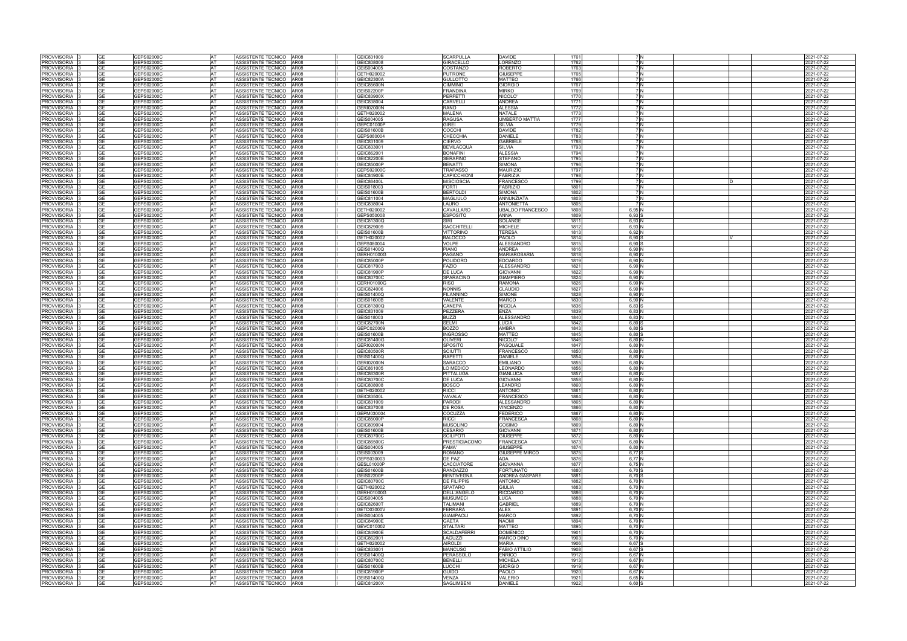| | | | | | | | | | | | | | | | | |
|---|---|---|---|---|---|---|---|---|---|---|---|---|---|---|---|---|
| PROVVISORIA | 3 | GE | GEPS02000C | AT | ASSISTENTE TECNICO | AR08 | I | GEIC831009 | SCARPULLA | DAVIDE | 1761 | 7 | N | | | 2021-07-22 |
| PROVVISORIA | 3 | GE | GEPS02000C | AT | ASSISTENTE TECNICO | AR08 | I | GEIC808008 | GIRACELLO | LORENZO | 1762 | 7 | N | | | 2021-07-22 |
| PROVVISORIA | 3 | GE | GEPS02000C | AT | ASSISTENTE TECNICO | AR08 | I | GEIS004005 | COSTANZO | ROBERTO | 1763 | 7 | N | | | 2021-07-22 |
| PROVVISORIA | 3 | GE | GEPS02000C | AT | ASSISTENTE TECNICO | AR08 | I | GETH020002 | PUTRONE | GIUSEPPE | 1765 | 7 | N | | | 2021-07-22 |
| PROVVISORIA | 3 | GE | GEPS02000C | AT | ASSISTENTE TECNICO | AR08 | I | GEIC82300A | GULLOTTO | MATTEO | 1766 | 7 | N | | | 2021-07-22 |
| PROVVISORIA | 3 | GE | GEPS02000C | AT | ASSISTENTE TECNICO | AR08 | I | GEIC85600N | CIMMINO | GIORGIO | 1767 | 7 | N | | | 2021-07-22 |
| PROVVISORIA | 3 | GE | GEPS02000C | AT | ASSISTENTE TECNICO | AR08 | I | GEIS02200P | FRANDINA | MIRKO | 1769 | 7 | N | | | 2021-07-22 |
| PROVVISORIA | 3 | GE | GEPS02000C | AT | ASSISTENTE TECNICO | AR08 | I | GEIC83900X | PERFETTI | NICOLO' | 1770 | 7 | N | | | 2021-07-22 |
| PROVVISORIA | 3 | GE | GEPS02000C | AT | ASSISTENTE TECNICO | AR08 | I | GEIC838004 | CARVELLI | ANDREA | 1771 | 7 | N | | | 2021-07-22 |
| PROVVISORIA | 3 | GE | GEPS02000C | AT | ASSISTENTE TECNICO | AR08 | I | GERI02000N | RANO | ALESSIA | 1772 | 7 | N | | | 2021-07-22 |
| PROVVISORIA | 3 | GE | GEPS02000C | AT | ASSISTENTE TECNICO | AR08 | I | GETH020002 | MALENA | NATALE | 1773 | 7 | N | | | 2021-07-22 |
| PROVVISORIA | 3 | GE | GEPS02000C | AT | ASSISTENTE TECNICO | AR08 | I | GEIS004005 | RAGUSA | UMBERTO MATTIA | 1777 | 7 | N | | | 2021-07-22 |
| PROVVISORIA | 3 | GE | GEPS02000C | AT | ASSISTENTE TECNICO | AR08 | I | GEPC01000P | GIREI | SILVIA | 1779 | 7 | N | | | 2021-07-22 |
| PROVVISORIA | 3 | GE | GEPS02000C | AT | ASSISTENTE TECNICO | AR08 | I | GEIS01600B | COCCHI | DAVIDE | 1782 | 7 | N | | | 2021-07-22 |
| PROVVISORIA | 3 | GE | GEPS02000C | AT | ASSISTENTE TECNICO | AR08 | I | GEPS080004 | CHECCHIA | DANIELE | 1783 | 7 | N | | | 2021-07-22 |
| PROVVISORIA | 3 | GE | GEPS02000C | AT | ASSISTENTE TECNICO | AR08 | I | GEIC831009 | CIERVO | GABRIELE | 1788 | 7 | N | | | 2021-07-22 |
| PROVVISORIA | 3 | GE | GEPS02000C | AT | ASSISTENTE TECNICO | AR08 | I | GEIC833001 | BEVILACQUA | SILVIA | 1793 | 7 | N | | | 2021-07-22 |
| PROVVISORIA | 3 | GE | GEPS02000C | AT | ASSISTENTE TECNICO | AR08 | I | GEIC862001 | BONAFINI | ALESSIA | 1794 | 7 | N | | | 2021-07-22 |
| PROVVISORIA | 3 | GE | GEPS02000C | AT | ASSISTENTE TECNICO | AR08 | I | GEIC82200E | SERAFINO | STEFANO | 1795 | 7 | N | | | 2021-07-22 |
| PROVVISORIA | 3 | GE | GEPS02000C | AT | ASSISTENTE TECNICO | AR08 | I | GEIC85000P | BENATTI | SIMONA | 1796 | 7 | N | | | 2021-07-22 |
| PROVVISORIA | 3 | GE | GEPS02000C | AT | ASSISTENTE TECNICO | AR08 | I | GEPS02000C | TRAPASSO | MAURIZIO | 1797 | 7 | N | | | 2021-07-22 |
| PROVVISORIA | 3 | GE | GEPS02000C | AT | ASSISTENTE TECNICO | AR08 | I | GEIC84900E | CAPICCHIONI | FABRIZIA | 1798 | 7 | N | | | 2021-07-22 |
| PROVVISORIA | 3 | GE | GEPS02000C | AT | ASSISTENTE TECNICO | AR08 | I | GEIC86400L | MISCIOSCIA | FRANCESCO | 1799 | 7 | N | | D | 2021-07-22 |
| PROVVISORIA | 3 | GE | GEPS02000C | AT | ASSISTENTE TECNICO | AR08 | I | GEIS018003 | FORTI | FABRIZIO | 1801 | 7 | N | | | 2021-07-22 |
| PROVVISORIA | 3 | GE | GEPS02000C | AT | ASSISTENTE TECNICO | AR08 | I | GEIS01600B | BERTOLDI | SIMONA | 1802 | 7 | N | | | 2021-07-22 |
| PROVVISORIA | 3 | GE | GEPS02000C | AT | ASSISTENTE TECNICO | AR08 | I | GEIC811004 | MAGLIULO | ANNUNZIATA | 1803 | 7 | N | | | 2021-07-22 |
| PROVVISORIA | 3 | GE | GEPS02000C | AT | ASSISTENTE TECNICO | AR08 | I | GEIC838004 | LAURO | ANTONIETTA | 1805 | 7 | N | | | 2021-07-22 |
| PROVVISORIA | 3 | GE | GEPS02000C | AT | ASSISTENTE TECNICO | AR08 | I | GETH020002 | CAVALLARO | UBALDO FRANCESCO | 1808 | 6,95 | N | | | 2021-07-22 |
| PROVVISORIA | 3 | GE | GEPS02000C | AT | ASSISTENTE TECNICO | AR08 | I | GEPS050008 | ESPOSITO | ANNA | 1809 | 6,93 | S | | | 2021-07-22 |
| PROVVISORIA | 3 | GE | GEPS02000C | AT | ASSISTENTE TECNICO | AR08 | I | GEIC81300Q | SIRI | SOLANGE | 1811 | 6,93 | N | | | 2021-07-22 |
| PROVVISORIA | 3 | GE | GEPS02000C | AT | ASSISTENTE TECNICO | AR08 | I | GEIC829009 | SACCHITELLI | MICHELE | 1812 | 6,93 | N | | | 2021-07-22 |
| PROVVISORIA | 3 | GE | GEPS02000C | AT | ASSISTENTE TECNICO | AR08 | I | GEIS01600B | VITTORINO | TERESA | 1813 | 6,92 | N | | | 2021-07-22 |
| PROVVISORIA | 3 | GE | GEPS02000C | AT | ASSISTENTE TECNICO | AR08 | I | GETH020002 | BALOCCO | PAOLO | 1814 | 6,90 | S | V | | 2021-07-22 |
| PROVVISORIA | 3 | GE | GEPS02000C | AT | ASSISTENTE TECNICO | AR08 | I | GEPS080004 | VOLPE | ALESSANDRO | 1815 | 6,90 | S | | | 2021-07-22 |
| PROVVISORIA | 3 | GE | GEPS02000C | AT | ASSISTENTE TECNICO | AR08 | I | GEIS01400Q | PIANO | ANDREA | 1816 | 6,90 | N | | | 2021-07-22 |
| PROVVISORIA | 3 | GE | GEPS02000C | AT | ASSISTENTE TECNICO | AR08 | I | GERH01000G | PAGANO | MARIAROSARIA | 1818 | 6,90 | N | | | 2021-07-22 |
| PROVVISORIA | 3 | GE | GEPS02000C | AT | ASSISTENTE TECNICO | AR08 | I | GEIC85000P | POLIDORO | EDOARDO | 1819 | 6,90 | N | | | 2021-07-22 |
| PROVVISORIA | 3 | GE | GEPS02000C | AT | ASSISTENTE TECNICO | AR08 | I | GEIC817003 | FAZIO | ALESSANDRO | 1821 | 6,90 | N | | | 2021-07-22 |
| PROVVISORIA | 3 | GE | GEPS02000C | AT | ASSISTENTE TECNICO | AR08 | I | GEIC81900P | DE LUCA | GIOVANNI | 1822 | 6,90 | N | | | 2021-07-22 |
| PROVVISORIA | 3 | GE | GEPS02000C | AT | ASSISTENTE TECNICO | AR08 | I | GEIC80700C | SPARACINO | GIAMPIERO | 1824 | 6,90 | N | | | 2021-07-22 |
| PROVVISORIA | 3 | GE | GEPS02000C | AT | ASSISTENTE TECNICO | AR08 | I | GERH01000G | RISO | RAMONA | 1826 | 6,90 | N | | | 2021-07-22 |
| PROVVISORIA | 3 | GE | GEPS02000C | AT | ASSISTENTE TECNICO | AR08 | I | GEIC824006 | NONNIS | CLAUDIO | 1827 | 6,90 | N | | | 2021-07-22 |
| PROVVISORIA | 3 | GE | GEPS02000C | AT | ASSISTENTE TECNICO | AR08 | I | GEIS01400Q | FILANNINO | SIMONE | 1828 | 6,90 | N | | | 2021-07-22 |
| PROVVISORIA | 3 | GE | GEPS02000C | AT | ASSISTENTE TECNICO | AR08 | I | GEIS01600B | VALENTE | MARCO | 1830 | 6,90 | N | | | 2021-07-22 |
| PROVVISORIA | 3 | GE | GEPS02000C | AT | ASSISTENTE TECNICO | AR08 | I | GEIC81300Q | CANEPA | NICOLA | 1836 | 6,83 | S | | | 2021-07-22 |
| PROVVISORIA | 3 | GE | GEPS02000C | AT | ASSISTENTE TECNICO | AR08 | I | GEIC831009 | PEZZERA | ENZA | 1839 | 6,83 | N | | | 2021-07-22 |
| PROVVISORIA | 3 | GE | GEPS02000C | AT | ASSISTENTE TECNICO | AR08 | I | GEIS018003 | BUZZI | ALESSANDRO | 1840 | 6,83 | N | | | 2021-07-22 |
| PROVVISORIA | 3 | GE | GEPS02000C | AT | ASSISTENTE TECNICO | AR08 | I | GEIC82700N | SELMI | LUCIA | 1842 | 6,80 | S | | | 2021-07-22 |
| PROVVISORIA | 3 | GE | GEPS02000C | AT | ASSISTENTE TECNICO | AR08 | I | GEPC020009 | BOZZO | AMBRA | 1843 | 6,80 | S | | | 2021-07-22 |
| PROVVISORIA | 3 | GE | GEPS02000C | AT | ASSISTENTE TECNICO | AR08 | I | GEIS01600B | INGROSSO | MATTEO | 1845 | 6,80 | S | | | 2021-07-22 |
| PROVVISORIA | 3 | GE | GEPS02000C | AT | ASSISTENTE TECNICO | AR08 | I | GEIC81400G | OLIVERI | NICOLO' | 1846 | 6,80 | N | | | 2021-07-22 |
| PROVVISORIA | 3 | GE | GEPS02000C | AT | ASSISTENTE TECNICO | AR08 | I | GERI02000N | SPOSITO | PASQUALE | 1847 | 6,80 | N | | | 2021-07-22 |
| PROVVISORIA | 3 | GE | GEPS02000C | AT | ASSISTENTE TECNICO | AR08 | I | GEIC80500R | SCIUTTI | FRANCESCO | 1850 | 6,80 | N | | | 2021-07-22 |
| PROVVISORIA | 3 | GE | GEPS02000C | AT | ASSISTENTE TECNICO | AR08 | I | GEIS01400Q | RAPETTI | DANIELE | 1854 | 6,80 | N | | | 2021-07-22 |
| PROVVISORIA | 3 | GE | GEPS02000C | AT | ASSISTENTE TECNICO | AR08 | I | GERI02000N | SARACCO | EMILIANO | 1855 | 6,80 | N | | | 2021-07-22 |
| PROVVISORIA | 3 | GE | GEPS02000C | AT | ASSISTENTE TECNICO | AR08 | I | GEIC861005 | LO MEDICO | LEONARDO | 1856 | 6,80 | N | | | 2021-07-22 |
| PROVVISORIA | 3 | GE | GEPS02000C | AT | ASSISTENTE TECNICO | AR08 | I | GEIC86300R | PITTALUGA | GIANLUCA | 1857 | 6,80 | N | | | 2021-07-22 |
| PROVVISORIA | 3 | GE | GEPS02000C | AT | ASSISTENTE TECNICO | AR08 | I | GEIC80700C | DE LUCA | GIOVANNI | 1858 | 6,80 | N | | | 2021-07-22 |
| PROVVISORIA | 3 | GE | GEPS02000C | AT | ASSISTENTE TECNICO | AR08 | I | GEIC808008 | BOSCO | LEANDRO | 1860 | 6,80 | N | | | 2021-07-22 |
| PROVVISORIA | 3 | GE | GEPS02000C | AT | ASSISTENTE TECNICO | AR08 | I | GETH020002 | RICCI | ANTONIO | 1861 | 6,80 | N | | | 2021-07-22 |
| PROVVISORIA | 3 | GE | GEPS02000C | AT | ASSISTENTE TECNICO | AR08 | I | GEIC83500L | VAVALA' | FRANCESCO | 1864 | 6,80 | N | | | 2021-07-22 |
| PROVVISORIA | 3 | GE | GEPS02000C | AT | ASSISTENTE TECNICO | AR08 | I | GEIC831009 | PARODI | ALESSANDRO | 1865 | 6,80 | N | | | 2021-07-22 |
| PROVVISORIA | 3 | GE | GEPS02000C | AT | ASSISTENTE TECNICO | AR08 | I | GEIC837008 | DE ROSA | VINCENZO | 1866 | 6,80 | N | | | 2021-07-22 |
| PROVVISORIA | 3 | GE | GEPS02000C | AT | ASSISTENTE TECNICO | AR08 | I | GEPM030004 | COCUZZA | FEDERICO | 1867 | 6,80 | N | | | 2021-07-22 |
| PROVVISORIA | 3 | GE | GEPS02000C | AT | ASSISTENTE TECNICO | AR08 | I | GEIC85000P | RICCI | FRANCESCA | 1868 | 6,80 | N | | | 2021-07-22 |
| PROVVISORIA | 3 | GE | GEPS02000C | AT | ASSISTENTE TECNICO | AR08 | I | GEIC809004 | MUSOLINO | COSIMO | 1869 | 6,80 | N | | | 2021-07-22 |
| PROVVISORIA | 3 | GE | GEPS02000C | AT | ASSISTENTE TECNICO | AR08 | I | GEIS01600B | CESARIO | GIOVANNI | 1871 | 6,80 | N | | | 2021-07-22 |
| PROVVISORIA | 3 | GE | GEPS02000C | AT | ASSISTENTE TECNICO | AR08 | I | GEIC80700C | SCILIPOTI | GIUSEPPE | 1872 | 6,80 | N | | | 2021-07-22 |
| PROVVISORIA | 3 | GE | GEPS02000C | AT | ASSISTENTE TECNICO | AR08 | I | GEIC86500C | PRESTIGIACOMO | FRANCESCA | 1873 | 6,80 | N | | | 2021-07-22 |
| PROVVISORIA | 3 | GE | GEPS02000C | AT | ASSISTENTE TECNICO | AR08 | I | GEIS004005 | FAMA' | GIUSEPPE | 1874 | 6,80 | N | | | 2021-07-22 |
| PROVVISORIA | 3 | GE | GEPS02000C | AT | ASSISTENTE TECNICO | AR08 | I | GEIS003009 | ROMANO | GIUSEPPE MIRCO | 1875 | 6,77 | S | | | 2021-07-22 |
| PROVVISORIA | 3 | GE | GEPS02000C | AT | ASSISTENTE TECNICO | AR08 | I | GEPS030003 | DE PAZ | ADA | 1876 | 6,77 | N | | | 2021-07-22 |
| PROVVISORIA | 3 | GE | GEPS02000C | AT | ASSISTENTE TECNICO | AR08 | I | GESL01000P | CACCIATORE | GIOVANNA | 1877 | 6,75 | N | | | 2021-07-22 |
| PROVVISORIA | 3 | GE | GEPS02000C | AT | ASSISTENTE TECNICO | AR08 | I | GEIS01600B | RANDAZZO | FORTUNATO | 1880 | 6,70 | S | | | 2021-07-22 |
| PROVVISORIA | 3 | GE | GEPS02000C | AT | ASSISTENTE TECNICO | AR08 | I | GEIS02200P | BENTIVEGNA | ANDREA GASPARE | 1881 | 6,70 | S | | | 2021-07-22 |
| PROVVISORIA | 3 | GE | GEPS02000C | AT | ASSISTENTE TECNICO | AR08 | I | GEIC80700C | DE FILIPPIS | ANTONIO | 1882 | 6,70 | N | | | 2021-07-22 |
| PROVVISORIA | 3 | GE | GEPS02000C | AT | ASSISTENTE TECNICO | AR08 | I | GETH020002 | SPATARO | GIULIA | 1883 | 6,70 | N | | | 2021-07-22 |
| PROVVISORIA | 3 | GE | GEPS02000C | AT | ASSISTENTE TECNICO | AR08 | I | GERH01000G | DELL'ANGELO | RICCARDO | 1886 | 6,70 | N | | | 2021-07-22 |
| PROVVISORIA | 3 | GE | GEPS02000C | AT | ASSISTENTE TECNICO | AR08 | I | GEIS004005 | MUSUMECI | LUCA | 1888 | 6,70 | N | | | 2021-07-22 |
| PROVVISORIA | 3 | GE | GEPS02000C | AT | ASSISTENTE TECNICO | AR08 | I | GEIC82600T | TALIMANI | GABRIEL | 1889 | 6,70 | N | | | 2021-07-22 |
| PROVVISORIA | 3 | GE | GEPS02000C | AT | ASSISTENTE TECNICO | AR08 | I | GETD03000V | FERRARA | ALEX | 1891 | 6,70 | N | | | 2021-07-22 |
| PROVVISORIA | 3 | GE | GEPS02000C | AT | ASSISTENTE TECNICO | AR08 | I | GEIS004005 | GIAMPAOLI | MARCO | 1892 | 6,70 | N | | | 2021-07-22 |
| PROVVISORIA | 3 | GE | GEPS02000C | AT | ASSISTENTE TECNICO | AR08 | I | GEIC84900E | GAETA | NAOMI | 1894 | 6,70 | N | | | 2021-07-22 |
| PROVVISORIA | 3 | GE | GEPS02000C | AT | ASSISTENTE TECNICO | AR08 | I | GEVC010002 | STALTARI | MATTEO | 1895 | 6,70 | N | | | 2021-07-22 |
| PROVVISORIA | 3 | GE | GEPS02000C | AT | ASSISTENTE TECNICO | AR08 | I | GEIC84900E | SCALDAFERRI | DOMENICO | 1901 | 6,70 | N | | | 2021-07-22 |
| PROVVISORIA | 3 | GE | GEPS02000C | AT | ASSISTENTE TECNICO | AR08 | I | GEIC862001 | LAGUZZI | MARCO DINO | 1903 | 6,70 | N | | | 2021-07-22 |
| PROVVISORIA | 3 | GE | GEPS02000C | AT | ASSISTENTE TECNICO | AR08 | I | GETH020002 | AIROLDI | MARIA | 1906 | 6,67 | S | | | 2021-07-22 |
| PROVVISORIA | 3 | GE | GEPS02000C | AT | ASSISTENTE TECNICO | AR08 | I | GEIC833001 | MANCUSO | FABIO ATTILIO | 1908 | 6,67 | S | | | 2021-07-22 |
| PROVVISORIA | 3 | GE | GEPS02000C | AT | ASSISTENTE TECNICO | AR08 | I | GEIS01400Q | PERASSOLO | ENRICO | 1912 | 6,67 | N | | | 2021-07-22 |
| PROVVISORIA | 3 | GE | GEPS02000C | AT | ASSISTENTE TECNICO | AR08 | I | GEIC80700C | BENELLI | MICHELA | 1913 | 6,67 | N | | | 2021-07-22 |
| PROVVISORIA | 3 | GE | GEPS02000C | AT | ASSISTENTE TECNICO | AR08 | I | GEIS01600B | LUCCHI | GIORGIO | 1919 | 6,67 | N | | | 2021-07-22 |
| PROVVISORIA | 3 | GE | GEPS02000C | AT | ASSISTENTE TECNICO | AR08 | I | GEIC81900P | GUIDO | PAOLO | 1920 | 6,67 | N | | | 2021-07-22 |
| PROVVISORIA | 3 | GE | GEPS02000C | AT | ASSISTENTE TECNICO | AR08 | I | GEIS01400Q | VENZA | VALERIO | 1921 | 6,65 | N | | | 2021-07-22 |
| PROVVISORIA | 3 | GE | GEPS02000C | AT | ASSISTENTE TECNICO | AR08 | I | GEIC81200X | SAGLIMBENI | DANIELE | 1922 | 6,60 | S | | | 2021-07-22 |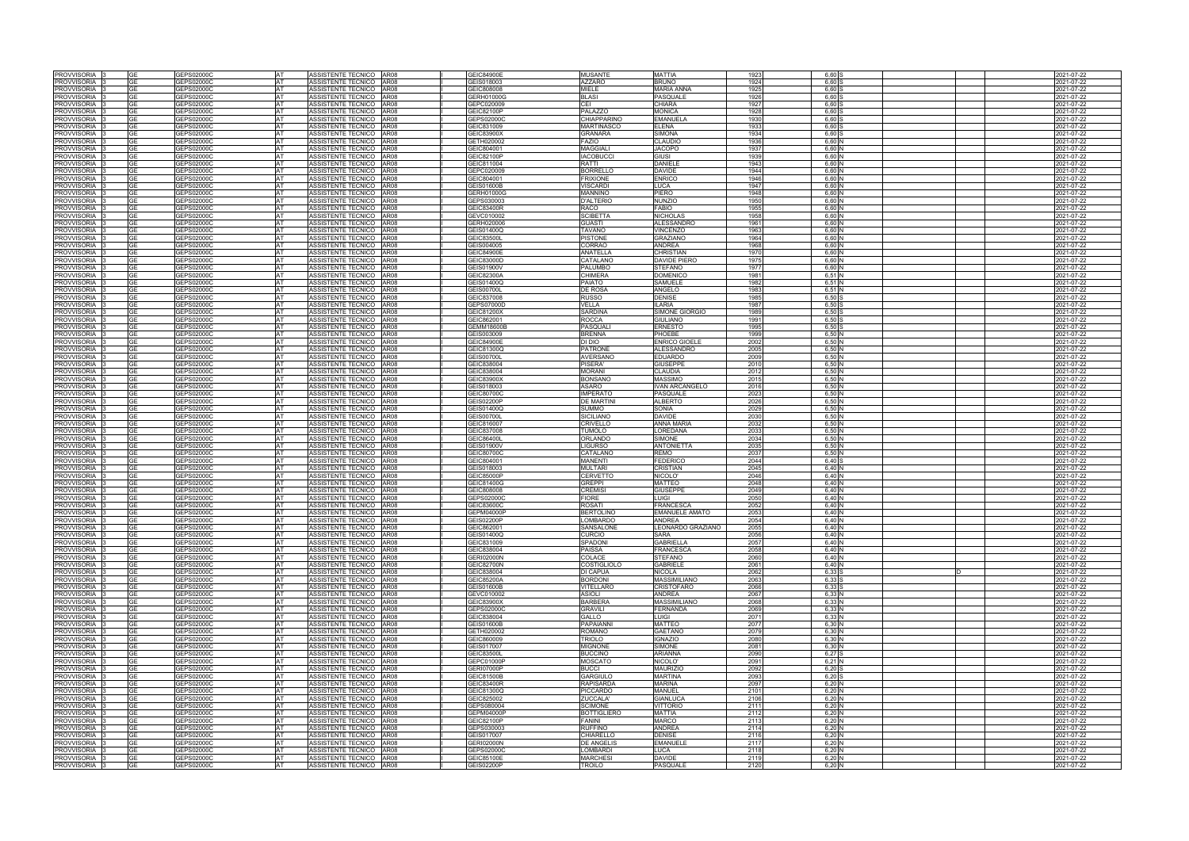| | | | | | | | | | | | | | | | | |
|---|---|---|---|---|---|---|---|---|---|---|---|---|---|---|---|---|
| PROVVISORIA | 3 | GE | GEPS02000C | AT | ASSISTENTE TECNICO | AR08 | I | GEIC84900E | MUSANTE | MATTIA | 1923 | 6,60 | S | | | 2021-07-22 |
| PROVVISORIA | 3 | GE | GEPS02000C | AT | ASSISTENTE TECNICO | AR08 | I | GEIS018003 | AZZARO | BRUNO | 1924 | 6,60 | S | | | 2021-07-22 |
| PROVVISORIA | 3 | GE | GEPS02000C | AT | ASSISTENTE TECNICO | AR08 | I | GEIC808008 | MIELE | MARIA ANNA | 1925 | 6,60 | S | | | 2021-07-22 |
| PROVVISORIA | 3 | GE | GEPS02000C | AT | ASSISTENTE TECNICO | AR08 | I | GERH01000G | BLASI | PASQUALE | 1926 | 6,60 | S | | | 2021-07-22 |
| PROVVISORIA | 3 | GE | GEPS02000C | AT | ASSISTENTE TECNICO | AR08 | I | GEPC020009 | CEI | CHIARA | 1927 | 6,60 | S | | | 2021-07-22 |
| PROVVISORIA | 3 | GE | GEPS02000C | AT | ASSISTENTE TECNICO | AR08 | I | GEIC82100P | PALAZZO | MONICA | 1928 | 6,60 | S | | | 2021-07-22 |
| PROVVISORIA | 3 | GE | GEPS02000C | AT | ASSISTENTE TECNICO | AR08 | I | GEPS02000C | CHIAPPARINO | EMANUELA | 1930 | 6,60 | S | | | 2021-07-22 |
| PROVVISORIA | 3 | GE | GEPS02000C | AT | ASSISTENTE TECNICO | AR08 | I | GEIC831009 | MARTINASCO | ELENA | 1933 | 6,60 | S | | | 2021-07-22 |
| PROVVISORIA | 3 | GE | GEPS02000C | AT | ASSISTENTE TECNICO | AR08 | I | GEIC83900X | GRANARA | SIMONA | 1934 | 6,60 | S | | | 2021-07-22 |
| PROVVISORIA | 3 | GE | GEPS02000C | AT | ASSISTENTE TECNICO | AR08 | I | GETH020002 | FAZIO | CLAUDIO | 1936 | 6,60 | N | | | 2021-07-22 |
| PROVVISORIA | 3 | GE | GEPS02000C | AT | ASSISTENTE TECNICO | AR08 | I | GEIC804001 | MAGGIALI | JACOPO | 1937 | 6,60 | N | | | 2021-07-22 |
| PROVVISORIA | 3 | GE | GEPS02000C | AT | ASSISTENTE TECNICO | AR08 | I | GEIC82100P | IACOBUCCI | GIUSI | 1939 | 6,60 | N | | | 2021-07-22 |
| PROVVISORIA | 3 | GE | GEPS02000C | AT | ASSISTENTE TECNICO | AR08 | I | GEIC811004 | RATTI | DANIELE | 1943 | 6,60 | N | | | 2021-07-22 |
| PROVVISORIA | 3 | GE | GEPS02000C | AT | ASSISTENTE TECNICO | AR08 | I | GEPC020009 | BORRELLO | DAVIDE | 1944 | 6,60 | N | | | 2021-07-22 |
| PROVVISORIA | 3 | GE | GEPS02000C | AT | ASSISTENTE TECNICO | AR08 | I | GEIC804001 | FRIXIONE | ENRICO | 1946 | 6,60 | N | | | 2021-07-22 |
| PROVVISORIA | 3 | GE | GEPS02000C | AT | ASSISTENTE TECNICO | AR08 | I | GEIS01600B | VISCARDI | LUCA | 1947 | 6,60 | N | | | 2021-07-22 |
| PROVVISORIA | 3 | GE | GEPS02000C | AT | ASSISTENTE TECNICO | AR08 | I | GERH01000G | MANNINO | PIERO | 1948 | 6,60 | N | | | 2021-07-22 |
| PROVVISORIA | 3 | GE | GEPS02000C | AT | ASSISTENTE TECNICO | AR08 | I | GEPS030003 | D'ALTERIO | NUNZIO | 1950 | 6,60 | N | | | 2021-07-22 |
| PROVVISORIA | 3 | GE | GEPS02000C | AT | ASSISTENTE TECNICO | AR08 | I | GEIC83400R | RACO | FABIO | 1955 | 6,60 | N | | | 2021-07-22 |
| PROVVISORIA | 3 | GE | GEPS02000C | AT | ASSISTENTE TECNICO | AR08 | I | GEVC010002 | SCIBETTA | NICHOLAS | 1958 | 6,60 | N | | | 2021-07-22 |
| PROVVISORIA | 3 | GE | GEPS02000C | AT | ASSISTENTE TECNICO | AR08 | I | GERH020006 | GUASTI | ALESSANDRO | 1961 | 6,60 | N | | | 2021-07-22 |
| PROVVISORIA | 3 | GE | GEPS02000C | AT | ASSISTENTE TECNICO | AR08 | I | GEIS01400Q | TAVANO | VINCENZO | 1963 | 6,60 | N | | | 2021-07-22 |
| PROVVISORIA | 3 | GE | GEPS02000C | AT | ASSISTENTE TECNICO | AR08 | I | GEIC83500L | PISTONE | GRAZIANO | 1964 | 6,60 | N | | | 2021-07-22 |
| PROVVISORIA | 3 | GE | GEPS02000C | AT | ASSISTENTE TECNICO | AR08 | I | GEIS004005 | CORRAO | ANDREA | 1968 | 6,60 | N | | | 2021-07-22 |
| PROVVISORIA | 3 | GE | GEPS02000C | AT | ASSISTENTE TECNICO | AR08 | I | GEIC84900E | ANATELLA | CHRISTIAN | 1970 | 6,60 | N | | | 2021-07-22 |
| PROVVISORIA | 3 | GE | GEPS02000C | AT | ASSISTENTE TECNICO | AR08 | I | GEIC83000D | CATALANO | DAVIDE PIERO | 1975 | 6,60 | N | | | 2021-07-22 |
| PROVVISORIA | 3 | GE | GEPS02000C | AT | ASSISTENTE TECNICO | AR08 | I | GEIS01900V | PALUMBO | STEFANO | 1977 | 6,60 | N | | | 2021-07-22 |
| PROVVISORIA | 3 | GE | GEPS02000C | AT | ASSISTENTE TECNICO | AR08 | I | GEIC82300A | CHIMERA | DOMENICO | 1981 | 6,51 | N | | | 2021-07-22 |
| PROVVISORIA | 3 | GE | GEPS02000C | AT | ASSISTENTE TECNICO | AR08 | I | GEIS01400Q | PAIATO | SAMUELE | 1982 | 6,51 | N | | | 2021-07-22 |
| PROVVISORIA | 3 | GE | GEPS02000C | AT | ASSISTENTE TECNICO | AR08 | I | GEIS00700L | DE ROSA | ANGELO | 1983 | 6,51 | N | | | 2021-07-22 |
| PROVVISORIA | 3 | GE | GEPS02000C | AT | ASSISTENTE TECNICO | AR08 | I | GEIC837008 | RUSSO | DENISE | 1985 | 6,50 | S | | | 2021-07-22 |
| PROVVISORIA | 3 | GE | GEPS02000C | AT | ASSISTENTE TECNICO | AR08 | I | GEPS07000D | VELLA | ILARIA | 1987 | 6,50 | S | | | 2021-07-22 |
| PROVVISORIA | 3 | GE | GEPS02000C | AT | ASSISTENTE TECNICO | AR08 | I | GEIC81200X | SARDINA | SIMONE GIORGIO | 1989 | 6,50 | S | | | 2021-07-22 |
| PROVVISORIA | 3 | GE | GEPS02000C | AT | ASSISTENTE TECNICO | AR08 | I | GEIC862001 | ROCCA | GIULIANO | 1991 | 6,50 | S | | | 2021-07-22 |
| PROVVISORIA | 3 | GE | GEPS02000C | AT | ASSISTENTE TECNICO | AR08 | I | GEMM18600B | PASQUALI | ERNESTO | 1995 | 6,50 | S | | | 2021-07-22 |
| PROVVISORIA | 3 | GE | GEPS02000C | AT | ASSISTENTE TECNICO | AR08 | I | GEIS003009 | BRENNA | PHOEBE | 1999 | 6,50 | N | | | 2021-07-22 |
| PROVVISORIA | 3 | GE | GEPS02000C | AT | ASSISTENTE TECNICO | AR08 | I | GEIC84900E | DI DIO | ENRICO GIOELE | 2002 | 6,50 | N | | | 2021-07-22 |
| PROVVISORIA | 3 | GE | GEPS02000C | AT | ASSISTENTE TECNICO | AR08 | I | GEIC81300Q | PATRONE | ALESSANDRO | 2005 | 6,50 | N | | | 2021-07-22 |
| PROVVISORIA | 3 | GE | GEPS02000C | AT | ASSISTENTE TECNICO | AR08 | I | GEIS00700L | AVERSANO | EDUARDO | 2009 | 6,50 | N | | | 2021-07-22 |
| PROVVISORIA | 3 | GE | GEPS02000C | AT | ASSISTENTE TECNICO | AR08 | I | GEIC838004 | PISERA' | GIUSEPPE | 2010 | 6,50 | N | | | 2021-07-22 |
| PROVVISORIA | 3 | GE | GEPS02000C | AT | ASSISTENTE TECNICO | AR08 | I | GEIC838004 | MORANI | CLAUDIA | 2012 | 6,50 | N | | | 2021-07-22 |
| PROVVISORIA | 3 | GE | GEPS02000C | AT | ASSISTENTE TECNICO | AR08 | I | GEIC83900X | BONSANO | MASSIMO | 2015 | 6,50 | N | | | 2021-07-22 |
| PROVVISORIA | 3 | GE | GEPS02000C | AT | ASSISTENTE TECNICO | AR08 | I | GEIS018003 | ASARO | IVAN ARCANGELO | 2016 | 6,50 | N | | | 2021-07-22 |
| PROVVISORIA | 3 | GE | GEPS02000C | AT | ASSISTENTE TECNICO | AR08 | I | GEIC80700C | IMPERATO | PASQUALE | 2023 | 6,50 | N | | | 2021-07-22 |
| PROVVISORIA | 3 | GE | GEPS02000C | AT | ASSISTENTE TECNICO | AR08 | I | GEIS02200P | DE MARTINI | ALBERTO | 2026 | 6,50 | N | | | 2021-07-22 |
| PROVVISORIA | 3 | GE | GEPS02000C | AT | ASSISTENTE TECNICO | AR08 | I | GEIS01400Q | SUMMO | SONIA | 2029 | 6,50 | N | | | 2021-07-22 |
| PROVVISORIA | 3 | GE | GEPS02000C | AT | ASSISTENTE TECNICO | AR08 | I | GEIS00700L | SICILIANO | DAVIDE | 2030 | 6,50 | N | | | 2021-07-22 |
| PROVVISORIA | 3 | GE | GEPS02000C | AT | ASSISTENTE TECNICO | AR08 | I | GEIC816007 | CRIVELLO | ANNA MARIA | 2032 | 6,50 | N | | | 2021-07-22 |
| PROVVISORIA | 3 | GE | GEPS02000C | AT | ASSISTENTE TECNICO | AR08 | I | GEIC837008 | TUMOLO | LOREDANA | 2033 | 6,50 | N | | | 2021-07-22 |
| PROVVISORIA | 3 | GE | GEPS02000C | AT | ASSISTENTE TECNICO | AR08 | I | GEIC86400L | ORLANDO | SIMONE | 2034 | 6,50 | N | | | 2021-07-22 |
| PROVVISORIA | 3 | GE | GEPS02000C | AT | ASSISTENTE TECNICO | AR08 | I | GEIS01900V | LIGURSO | ANTONIETTA | 2035 | 6,50 | N | | | 2021-07-22 |
| PROVVISORIA | 3 | GE | GEPS02000C | AT | ASSISTENTE TECNICO | AR08 | I | GEIC80700C | CATALANO | REMO | 2037 | 6,50 | N | | | 2021-07-22 |
| PROVVISORIA | 3 | GE | GEPS02000C | AT | ASSISTENTE TECNICO | AR08 | I | GEIC804001 | MANENTI | FEDERICO | 2044 | 6,40 | S | | | 2021-07-22 |
| PROVVISORIA | 3 | GE | GEPS02000C | AT | ASSISTENTE TECNICO | AR08 | I | GEIS018003 | MULTARI | CRISTIAN | 2045 | 6,40 | N | | | 2021-07-22 |
| PROVVISORIA | 3 | GE | GEPS02000C | AT | ASSISTENTE TECNICO | AR08 | I | GEIC85000P | CERVETTO | NICOLO' | 2046 | 6,40 | N | | | 2021-07-22 |
| PROVVISORIA | 3 | GE | GEPS02000C | AT | ASSISTENTE TECNICO | AR08 | I | GEIC81400G | GREPPI | MATTEO | 2048 | 6,40 | N | | | 2021-07-22 |
| PROVVISORIA | 3 | GE | GEPS02000C | AT | ASSISTENTE TECNICO | AR08 | I | GEIC808008 | CREMISI | GIUSEPPE | 2049 | 6,40 | N | | | 2021-07-22 |
| PROVVISORIA | 3 | GE | GEPS02000C | AT | ASSISTENTE TECNICO | AR08 | I | GEPS02000C | FIORE | LUIGI | 2050 | 6,40 | N | | | 2021-07-22 |
| PROVVISORIA | 3 | GE | GEPS02000C | AT | ASSISTENTE TECNICO | AR08 | I | GEIC83600C | ROSATI | FRANCESCA | 2052 | 6,40 | N | | | 2021-07-22 |
| PROVVISORIA | 3 | GE | GEPS02000C | AT | ASSISTENTE TECNICO | AR08 | I | GEPM04000P | BERTOLINO | EMANUELE AMATO | 2053 | 6,40 | N | | | 2021-07-22 |
| PROVVISORIA | 3 | GE | GEPS02000C | AT | ASSISTENTE TECNICO | AR08 | I | GEIS02200P | LOMBARDO | ANDREA | 2054 | 6,40 | N | | | 2021-07-22 |
| PROVVISORIA | 3 | GE | GEPS02000C | AT | ASSISTENTE TECNICO | AR08 | I | GEIC862001 | SANSALONE | LEONARDO GRAZIANO | 2055 | 6,40 | N | | | 2021-07-22 |
| PROVVISORIA | 3 | GE | GEPS02000C | AT | ASSISTENTE TECNICO | AR08 | I | GEIS01400Q | CURCIO | SARA | 2056 | 6,40 | N | | | 2021-07-22 |
| PROVVISORIA | 3 | GE | GEPS02000C | AT | ASSISTENTE TECNICO | AR08 | I | GEIC831009 | SPADONI | GABRIELLA | 2057 | 6,40 | N | | | 2021-07-22 |
| PROVVISORIA | 3 | GE | GEPS02000C | AT | ASSISTENTE TECNICO | AR08 | I | GEIC838004 | PAISSA | FRANCESCA | 2058 | 6,40 | N | | | 2021-07-22 |
| PROVVISORIA | 3 | GE | GEPS02000C | AT | ASSISTENTE TECNICO | AR08 | I | GERI02000N | COLACE | STEFANO | 2060 | 6,40 | N | | | 2021-07-22 |
| PROVVISORIA | 3 | GE | GEPS02000C | AT | ASSISTENTE TECNICO | AR08 | I | GEIC82700N | COSTIGLIOLO | GABRIELE | 2061 | 6,40 | N | | | 2021-07-22 |
| PROVVISORIA | 3 | GE | GEPS02000C | AT | ASSISTENTE TECNICO | AR08 | I | GEIC838004 | DI CAPUA | NICOLA | 2062 | 6,33 | S | D | | 2021-07-22 |
| PROVVISORIA | 3 | GE | GEPS02000C | AT | ASSISTENTE TECNICO | AR08 | I | GEIC85200A | BORDONI | MASSIMILIANO | 2063 | 6,33 | S | | | 2021-07-22 |
| PROVVISORIA | 3 | GE | GEPS02000C | AT | ASSISTENTE TECNICO | AR08 | I | GEIS01600B | VITELLARO | CRISTOFARO | 2066 | 6,33 | S | | | 2021-07-22 |
| PROVVISORIA | 3 | GE | GEPS02000C | AT | ASSISTENTE TECNICO | AR08 | I | GEVC010002 | ASIOLI | ANDREA | 2067 | 6,33 | N | | | 2021-07-22 |
| PROVVISORIA | 3 | GE | GEPS02000C | AT | ASSISTENTE TECNICO | AR08 | I | GEIC83900X | BARBERA | MASSIMILIANO | 2068 | 6,33 | N | | | 2021-07-22 |
| PROVVISORIA | 3 | GE | GEPS02000C | AT | ASSISTENTE TECNICO | AR08 | I | GEPS02000C | GRAVILI | FERNANDA | 2069 | 6,33 | N | | | 2021-07-22 |
| PROVVISORIA | 3 | GE | GEPS02000C | AT | ASSISTENTE TECNICO | AR08 | I | GEIC838004 | GALLO | LUIGI | 2071 | 6,33 | N | | | 2021-07-22 |
| PROVVISORIA | 3 | GE | GEPS02000C | AT | ASSISTENTE TECNICO | AR08 | I | GEIS01600B | PAPAIANNI | MATTEO | 2077 | 6,30 | N | | | 2021-07-22 |
| PROVVISORIA | 3 | GE | GEPS02000C | AT | ASSISTENTE TECNICO | AR08 | I | GETH020002 | ROMANO | GAETANO | 2079 | 6,30 | N | | | 2021-07-22 |
| PROVVISORIA | 3 | GE | GEPS02000C | AT | ASSISTENTE TECNICO | AR08 | I | GEIC860009 | TRIOLO | IGNAZIO | 2080 | 6,30 | N | | | 2021-07-22 |
| PROVVISORIA | 3 | GE | GEPS02000C | AT | ASSISTENTE TECNICO | AR08 | I | GEIS017007 | MIGNONE | SIMONE | 2081 | 6,30 | N | | | 2021-07-22 |
| PROVVISORIA | 3 | GE | GEPS02000C | AT | ASSISTENTE TECNICO | AR08 | I | GEIC83500L | BUCCINO | ARIANNA | 2090 | 6,27 | S | | | 2021-07-22 |
| PROVVISORIA | 3 | GE | GEPS02000C | AT | ASSISTENTE TECNICO | AR08 | I | GEPC01000P | MOSCATO | NICOLO' | 2091 | 6,21 | N | | | 2021-07-22 |
| PROVVISORIA | 3 | GE | GEPS02000C | AT | ASSISTENTE TECNICO | AR08 | I | GERI07000P | BUCCI | MAURIZIO | 2092 | 6,20 | S | | | 2021-07-22 |
| PROVVISORIA | 3 | GE | GEPS02000C | AT | ASSISTENTE TECNICO | AR08 | I | GEIC81500B | GARGIULO | MARTINA | 2093 | 6,20 | S | | | 2021-07-22 |
| PROVVISORIA | 3 | GE | GEPS02000C | AT | ASSISTENTE TECNICO | AR08 | I | GEIC83400R | RAPISARDA | MARINA | 2097 | 6,20 | N | | | 2021-07-22 |
| PROVVISORIA | 3 | GE | GEPS02000C | AT | ASSISTENTE TECNICO | AR08 | I | GEIC81300Q | PICCARDO | MANUEL | 2101 | 6,20 | N | | | 2021-07-22 |
| PROVVISORIA | 3 | GE | GEPS02000C | AT | ASSISTENTE TECNICO | AR08 | I | GEIC825002 | ZUCCALA' | GIANLUCA | 2108 | 6,20 | N | | | 2021-07-22 |
| PROVVISORIA | 3 | GE | GEPS02000C | AT | ASSISTENTE TECNICO | AR08 | I | GEPS080004 | SCIMONE | VITTORIO | 2111 | 6,20 | N | | | 2021-07-22 |
| PROVVISORIA | 3 | GE | GEPS02000C | AT | ASSISTENTE TECNICO | AR08 | I | GEPM04000P | BOTTIGLIERO | MATTIA | 2112 | 6,20 | N | | | 2021-07-22 |
| PROVVISORIA | 3 | GE | GEPS02000C | AT | ASSISTENTE TECNICO | AR08 | I | GEIC82100P | FANINI | MARCO | 2113 | 6,20 | N | | | 2021-07-22 |
| PROVVISORIA | 3 | GE | GEPS02000C | AT | ASSISTENTE TECNICO | AR08 | I | GEPS030003 | RUFFINO | ANDREA | 2114 | 6,20 | N | | | 2021-07-22 |
| PROVVISORIA | 3 | GE | GEPS02000C | AT | ASSISTENTE TECNICO | AR08 | I | GEIS017007 | CHIARELLO | DENISE | 2116 | 6,20 | N | | | 2021-07-22 |
| PROVVISORIA | 3 | GE | GEPS02000C | AT | ASSISTENTE TECNICO | AR08 | I | GERI02000N | DE ANGELIS | EMANUELE | 2117 | 6,20 | N | | | 2021-07-22 |
| PROVVISORIA | 3 | GE | GEPS02000C | AT | ASSISTENTE TECNICO | AR08 | I | GEPS02000C | LOMBARDI | LUCA | 2118 | 6,20 | N | | | 2021-07-22 |
| PROVVISORIA | 3 | GE | GEPS02000C | AT | ASSISTENTE TECNICO | AR08 | I | GEIC85100E | MARCHESI | DAVIDE | 2119 | 6,20 | N | | | 2021-07-22 |
| PROVVISORIA | 3 | GE | GEPS02000C | AT | ASSISTENTE TECNICO | AR08 | I | GEIS02200P | TROILO | PASQUALE | 2120 | 6,20 | N | | | 2021-07-22 |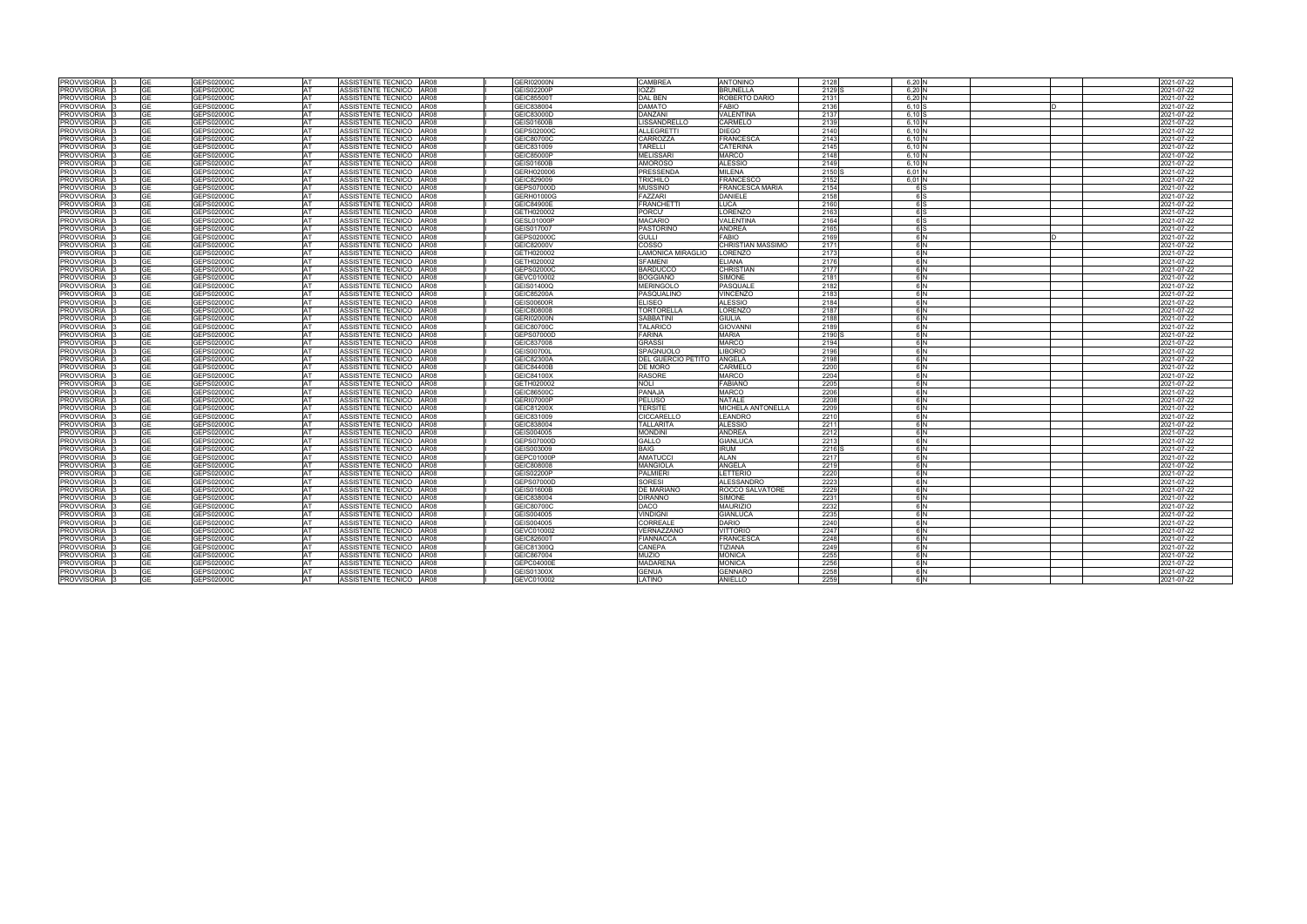| | | | | | | | | | | | | | | | | | | |
|---|---|---|---|---|---|---|---|---|---|---|---|---|---|---|---|---|---|---|
| PROVVISORIA | 3 | GE | GEPS02000C | AT | ASSISTENTE TECNICO | AR08 | I | GERI02000N | CAMBREA | ANTONINO | 2128 | | 6,20 | N | | | | 2021-07-22 |
| PROVVISORIA | 3 | GE | GEPS02000C | AT | ASSISTENTE TECNICO | AR08 | I | GEIS02200P | IOZZI | BRUNELLA | 2129 | S | 6,20 | N | | | | 2021-07-22 |
| PROVVISORIA | 3 | GE | GEPS02000C | AT | ASSISTENTE TECNICO | AR08 | I | GEIC85500T | DAL BEN | ROBERTO DARIO | 2131 | | 6,20 | N | | | | 2021-07-22 |
| PROVVISORIA | 3 | GE | GEPS02000C | AT | ASSISTENTE TECNICO | AR08 | I | GEIC838004 | DAMATO | FABIO | 2136 | | 6,10 | S | | D | | 2021-07-22 |
| PROVVISORIA | 3 | GE | GEPS02000C | AT | ASSISTENTE TECNICO | AR08 | I | GEIC83000D | DANZANI | VALENTINA | 2137 | | 6,10 | S | | | | 2021-07-22 |
| PROVVISORIA | 3 | GE | GEPS02000C | AT | ASSISTENTE TECNICO | AR08 | I | GEIS01600B | LISSANDRELLO | CARMELO | 2139 | | 6,10 | N | | | | 2021-07-22 |
| PROVVISORIA | 3 | GE | GEPS02000C | AT | ASSISTENTE TECNICO | AR08 | I | GEPS02000C | ALLEGRETTI | DIEGO | 2140 | | 6,10 | N | | | | 2021-07-22 |
| PROVVISORIA | 3 | GE | GEPS02000C | AT | ASSISTENTE TECNICO | AR08 | I | GEIC80700C | CARROZZA | FRANCESCA | 2143 | | 6,10 | N | | | | 2021-07-22 |
| PROVVISORIA | 3 | GE | GEPS02000C | AT | ASSISTENTE TECNICO | AR08 | I | GEIC831009 | TARELLI | CATERINA | 2145 | | 6,10 | N | | | | 2021-07-22 |
| PROVVISORIA | 3 | GE | GEPS02000C | AT | ASSISTENTE TECNICO | AR08 | I | GEIC85000P | MELISSARI | MARCO | 2148 | | 6,10 | N | | | | 2021-07-22 |
| PROVVISORIA | 3 | GE | GEPS02000C | AT | ASSISTENTE TECNICO | AR08 | I | GEIS01600B | AMOROSO | ALESSIO | 2149 | | 6,10 | N | | | | 2021-07-22 |
| PROVVISORIA | 3 | GE | GEPS02000C | AT | ASSISTENTE TECNICO | AR08 | I | GERH020006 | PRESSENDA | MILENA | 2150 | S | 6,01 | N | | | | 2021-07-22 |
| PROVVISORIA | 3 | GE | GEPS02000C | AT | ASSISTENTE TECNICO | AR08 | I | GEIC829009 | TRICHILO | FRANCESCO | 2152 | | 6,01 | N | | | | 2021-07-22 |
| PROVVISORIA | 3 | GE | GEPS02000C | AT | ASSISTENTE TECNICO | AR08 | I | GEPS07000D | MUSSINO | FRANCESCA MARIA | 2154 | | 6 | S | | | | 2021-07-22 |
| PROVVISORIA | 3 | GE | GEPS02000C | AT | ASSISTENTE TECNICO | AR08 | I | GERH01000G | FAZZARI | DANIELE | 2158 | | 6 | S | | | | 2021-07-22 |
| PROVVISORIA | 3 | GE | GEPS02000C | AT | ASSISTENTE TECNICO | AR08 | I | GEIC84900E | FRANCHETTI | LUCA | 2160 | | 6 | S | | | | 2021-07-22 |
| PROVVISORIA | 3 | GE | GEPS02000C | AT | ASSISTENTE TECNICO | AR08 | I | GETH020002 | PORCU' | LORENZO | 2163 | | 6 | S | | | | 2021-07-22 |
| PROVVISORIA | 3 | GE | GEPS02000C | AT | ASSISTENTE TECNICO | AR08 | I | GESL01000P | MACARIO | VALENTINA | 2164 | | 6 | S | | | | 2021-07-22 |
| PROVVISORIA | 3 | GE | GEPS02000C | AT | ASSISTENTE TECNICO | AR08 | I | GEIS017007 | PASTORINO | ANDREA | 2165 | | 6 | S | | | | 2021-07-22 |
| PROVVISORIA | 3 | GE | GEPS02000C | AT | ASSISTENTE TECNICO | AR08 | I | GEPS02000C | GULLI | FABIO | 2169 | | 6 | N | | D | | 2021-07-22 |
| PROVVISORIA | 3 | GE | GEPS02000C | AT | ASSISTENTE TECNICO | AR08 | I | GEIC82000V | COSSO | CHRISTIAN MASSIMO | 2171 | | 6 | N | | | | 2021-07-22 |
| PROVVISORIA | 3 | GE | GEPS02000C | AT | ASSISTENTE TECNICO | AR08 | I | GETH020002 | LAMONICA MIRAGLIO | LORENZO | 2173 | | 6 | N | | | | 2021-07-22 |
| PROVVISORIA | 3 | GE | GEPS02000C | AT | ASSISTENTE TECNICO | AR08 | I | GETH020002 | SFAMENI | ELIANA | 2176 | | 6 | N | | | | 2021-07-22 |
| PROVVISORIA | 3 | GE | GEPS02000C | AT | ASSISTENTE TECNICO | AR08 | I | GEPS02000C | BARDUCCO | CHRISTIAN | 2177 | | 6 | N | | | | 2021-07-22 |
| PROVVISORIA | 3 | GE | GEPS02000C | AT | ASSISTENTE TECNICO | AR08 | I | GEVC010002 | BOGGIANO | SIMONE | 2181 | | 6 | N | | | | 2021-07-22 |
| PROVVISORIA | 3 | GE | GEPS02000C | AT | ASSISTENTE TECNICO | AR08 | I | GEIS01400Q | MERINGOLO | PASQUALE | 2182 | | 6 | N | | | | 2021-07-22 |
| PROVVISORIA | 3 | GE | GEPS02000C | AT | ASSISTENTE TECNICO | AR08 | I | GEIC85200A | PASQUALINO | VINCENZO | 2183 | | 6 | N | | | | 2021-07-22 |
| PROVVISORIA | 3 | GE | GEPS02000C | AT | ASSISTENTE TECNICO | AR08 | I | GEIS00600R | ELISEO | ALESSIO | 2184 | | 6 | N | | | | 2021-07-22 |
| PROVVISORIA | 3 | GE | GEPS02000C | AT | ASSISTENTE TECNICO | AR08 | I | GEIC808008 | TORTORELLA | LORENZO | 2187 | | 6 | N | | | | 2021-07-22 |
| PROVVISORIA | 3 | GE | GEPS02000C | AT | ASSISTENTE TECNICO | AR08 | I | GERI02000N | SABBATINI | GIULIA | 2188 | | 6 | N | | | | 2021-07-22 |
| PROVVISORIA | 3 | GE | GEPS02000C | AT | ASSISTENTE TECNICO | AR08 | I | GEIC80700C | TALARICO | GIOVANNI | 2189 | | 6 | N | | | | 2021-07-22 |
| PROVVISORIA | 3 | GE | GEPS02000C | AT | ASSISTENTE TECNICO | AR08 | I | GEPS07000D | FARINA | MARIA | 2190 | S | 6 | N | | | | 2021-07-22 |
| PROVVISORIA | 3 | GE | GEPS02000C | AT | ASSISTENTE TECNICO | AR08 | I | GEIC837008 | GRASSI | MARCO | 2194 | | 6 | N | | | | 2021-07-22 |
| PROVVISORIA | 3 | GE | GEPS02000C | AT | ASSISTENTE TECNICO | AR08 | I | GEIS00700L | SPAGNUOLO | LIBORIO | 2196 | | 6 | N | | | | 2021-07-22 |
| PROVVISORIA | 3 | GE | GEPS02000C | AT | ASSISTENTE TECNICO | AR08 | I | GEIC82300A | DEL GUERCIO PETITO | ANGELA | 2198 | | 6 | N | | | | 2021-07-22 |
| PROVVISORIA | 3 | GE | GEPS02000C | AT | ASSISTENTE TECNICO | AR08 | I | GEIC84400B | DE MORO | CARMELO | 2200 | | 6 | N | | | | 2021-07-22 |
| PROVVISORIA | 3 | GE | GEPS02000C | AT | ASSISTENTE TECNICO | AR08 | I | GEIC84100X | RASORE | MARCO | 2204 | | 6 | N | | | | 2021-07-22 |
| PROVVISORIA | 3 | GE | GEPS02000C | AT | ASSISTENTE TECNICO | AR08 | I | GETH020002 | NOLI | FABIANO | 2205 | | 6 | N | | | | 2021-07-22 |
| PROVVISORIA | 3 | GE | GEPS02000C | AT | ASSISTENTE TECNICO | AR08 | I | GEIC86500C | PANAJA | MARCO | 2206 | | 6 | N | | | | 2021-07-22 |
| PROVVISORIA | 3 | GE | GEPS02000C | AT | ASSISTENTE TECNICO | AR08 | I | GERI07000P | PELUSO | NATALE | 2208 | | 6 | N | | | | 2021-07-22 |
| PROVVISORIA | 3 | GE | GEPS02000C | AT | ASSISTENTE TECNICO | AR08 | I | GEIC81200X | TERSITE | MICHELA ANTONELLA | 2209 | | 6 | N | | | | 2021-07-22 |
| PROVVISORIA | 3 | GE | GEPS02000C | AT | ASSISTENTE TECNICO | AR08 | I | GEIC831009 | CICCARELLO | LEANDRO | 2210 | | 6 | N | | | | 2021-07-22 |
| PROVVISORIA | 3 | GE | GEPS02000C | AT | ASSISTENTE TECNICO | AR08 | I | GEIC838004 | TALLARITA | ALESSIO | 2211 | | 6 | N | | | | 2021-07-22 |
| PROVVISORIA | 3 | GE | GEPS02000C | AT | ASSISTENTE TECNICO | AR08 | I | GEIS004005 | MONDINI | ANDREA | 2212 | | 6 | N | | | | 2021-07-22 |
| PROVVISORIA | 3 | GE | GEPS02000C | AT | ASSISTENTE TECNICO | AR08 | I | GEPS07000D | GALLO | GIANLUCA | 2213 | | 6 | N | | | | 2021-07-22 |
| PROVVISORIA | 3 | GE | GEPS02000C | AT | ASSISTENTE TECNICO | AR08 | I | GEIS003009 | BAIG | IRUM | 2216 | S | 6 | N | | | | 2021-07-22 |
| PROVVISORIA | 3 | GE | GEPS02000C | AT | ASSISTENTE TECNICO | AR08 | I | GEPC01000P | AMATUCCI | ALAN | 2217 | | 6 | N | | | | 2021-07-22 |
| PROVVISORIA | 3 | GE | GEPS02000C | AT | ASSISTENTE TECNICO | AR08 | I | GEIC808008 | MANGIOLA | ANGELA | 2219 | | 6 | N | | | | 2021-07-22 |
| PROVVISORIA | 3 | GE | GEPS02000C | AT | ASSISTENTE TECNICO | AR08 | I | GEIS02200P | PALMIERI | LETTERIO | 2220 | | 6 | N | | | | 2021-07-22 |
| PROVVISORIA | 3 | GE | GEPS02000C | AT | ASSISTENTE TECNICO | AR08 | I | GEPS07000D | SORESI | ALESSANDRO | 2223 | | 6 | N | | | | 2021-07-22 |
| PROVVISORIA | 3 | GE | GEPS02000C | AT | ASSISTENTE TECNICO | AR08 | I | GEIS01600B | DE MARIANO | ROCCO SALVATORE | 2229 | | 6 | N | | | | 2021-07-22 |
| PROVVISORIA | 3 | GE | GEPS02000C | AT | ASSISTENTE TECNICO | AR08 | I | GEIC838004 | DIRANNO | SIMONE | 2231 | | 6 | N | | | | 2021-07-22 |
| PROVVISORIA | 3 | GE | GEPS02000C | AT | ASSISTENTE TECNICO | AR08 | I | GEIC80700C | DACO | MAURIZIO | 2232 | | 6 | N | | | | 2021-07-22 |
| PROVVISORIA | 3 | GE | GEPS02000C | AT | ASSISTENTE TECNICO | AR08 | I | GEIS004005 | VINDIGNI | GIANLUCA | 2235 | | 6 | N | | | | 2021-07-22 |
| PROVVISORIA | 3 | GE | GEPS02000C | AT | ASSISTENTE TECNICO | AR08 | I | GEIS004005 | CORREALE | DARIO | 2240 | | 6 | N | | | | 2021-07-22 |
| PROVVISORIA | 3 | GE | GEPS02000C | AT | ASSISTENTE TECNICO | AR08 | I | GEVC010002 | VERNAZZANO | VITTORIO | 2247 | | 6 | N | | | | 2021-07-22 |
| PROVVISORIA | 3 | GE | GEPS02000C | AT | ASSISTENTE TECNICO | AR08 | I | GEIC82600T | FIANNACCA | FRANCESCA | 2248 | | 6 | N | | | | 2021-07-22 |
| PROVVISORIA | 3 | GE | GEPS02000C | AT | ASSISTENTE TECNICO | AR08 | I | GEIC81300Q | CANEPA | TIZIANA | 2249 | | 6 | N | | | | 2021-07-22 |
| PROVVISORIA | 3 | GE | GEPS02000C | AT | ASSISTENTE TECNICO | AR08 | I | GEIC867004 | MUZIO | MONICA | 2255 | | 6 | N | | | | 2021-07-22 |
| PROVVISORIA | 3 | GE | GEPS02000C | AT | ASSISTENTE TECNICO | AR08 | I | GEPC04000E | MADARENA | MONICA | 2256 | | 6 | N | | | | 2021-07-22 |
| PROVVISORIA | 3 | GE | GEPS02000C | AT | ASSISTENTE TECNICO | AR08 | I | GEIS01300X | GENUA | GENNARO | 2258 | | 6 | N | | | | 2021-07-22 |
| PROVVISORIA | 3 | GE | GEPS02000C | AT | ASSISTENTE TECNICO | AR08 | I | GEVC010002 | LATINO | ANIELLO | 2259 | | 6 | N | | | | 2021-07-22 |